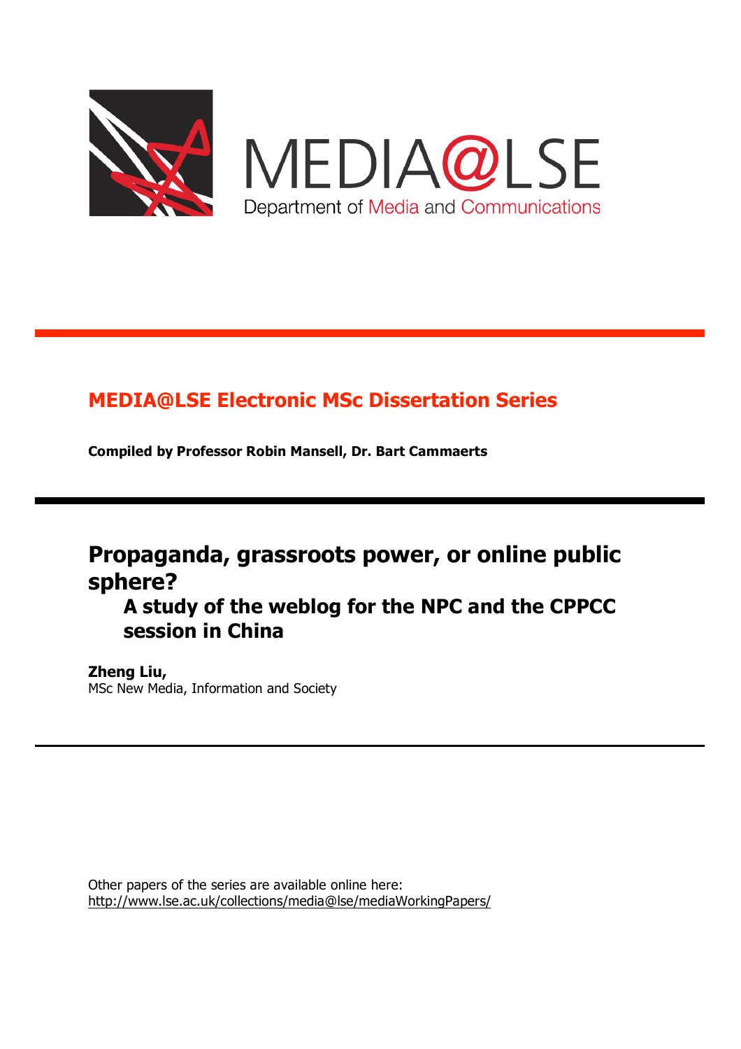MEDIA@LSE
Department of Media and Communications

## MEDIA@LSE Electronic MSc Dissertation Series

**Compiled by Professor Robin Mansell, Dr. Bart Cammaerts**

# Propaganda, grassroots power, or online public sphere?

## A study of the weblog for the NPC and the CPPCC session in China

**Zheng Liu,**
MSc New Media, Information and Society

Other papers of the series are available online here:
http://www.lse.ac.uk/collections/media@lse/mediaWorkingPapers/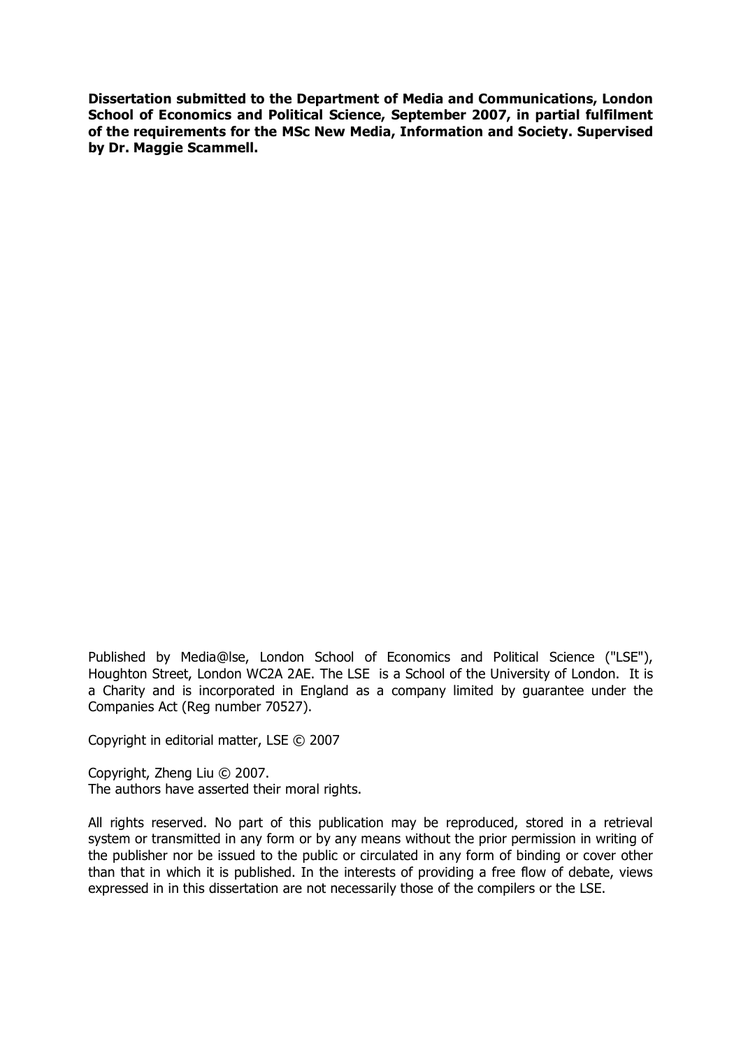**Dissertation submitted to the Department of Media and Communications, London School of Economics and Political Science, September 2007, in partial fulfilment of the requirements for the MSc New Media, Information and Society. Supervised by Dr. Maggie Scammell.**

Published by Media@lse, London School of Economics and Political Science ("LSE"), Houghton Street, London WC2A 2AE. The LSE is a School of the University of London. It is a Charity and is incorporated in England as a company limited by guarantee under the Companies Act (Reg number 70527).

Copyright in editorial matter, LSE © 2007

Copyright, Zheng Liu © 2007.
The authors have asserted their moral rights.

All rights reserved. No part of this publication may be reproduced, stored in a retrieval system or transmitted in any form or by any means without the prior permission in writing of the publisher nor be issued to the public or circulated in any form of binding or cover other than that in which it is published. In the interests of providing a free flow of debate, views expressed in in this dissertation are not necessarily those of the compilers or the LSE.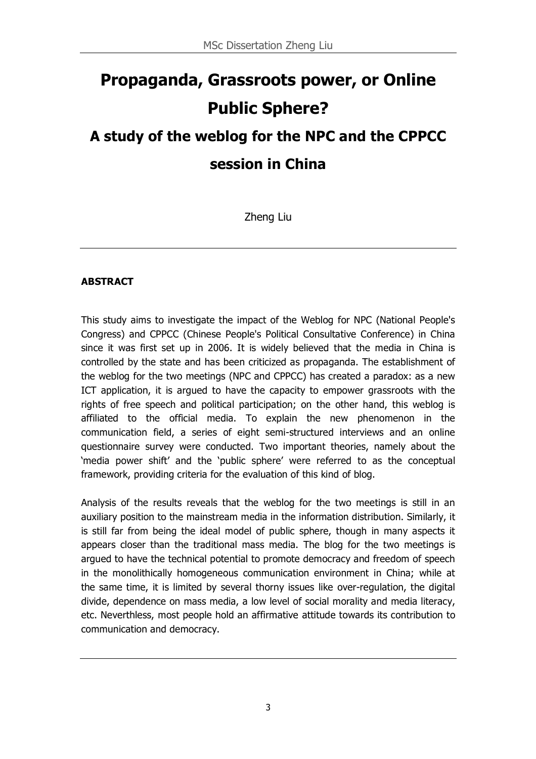# Propaganda, Grassroots power, or Online Public Sphere?

## A study of the weblog for the NPC and the CPPCC session in China

Zheng Liu

---

**ABSTRACT**

This study aims to investigate the impact of the Weblog for NPC (National People's Congress) and CPPCC (Chinese People's Political Consultative Conference) in China since it was first set up in 2006. It is widely believed that the media in China is controlled by the state and has been criticized as propaganda. The establishment of the weblog for the two meetings (NPC and CPPCC) has created a paradox: as a new ICT application, it is argued to have the capacity to empower grassroots with the rights of free speech and political participation; on the other hand, this weblog is affiliated to the official media. To explain the new phenomenon in the communication field, a series of eight semi-structured interviews and an online questionnaire survey were conducted. Two important theories, namely about the 'media power shift' and the 'public sphere' were referred to as the conceptual framework, providing criteria for the evaluation of this kind of blog.

Analysis of the results reveals that the weblog for the two meetings is still in an auxiliary position to the mainstream media in the information distribution. Similarly, it is still far from being the ideal model of public sphere, though in many aspects it appears closer than the traditional mass media. The blog for the two meetings is argued to have the technical potential to promote democracy and freedom of speech in the monolithically homogeneous communication environment in China; while at the same time, it is limited by several thorny issues like over-regulation, the digital divide, dependence on mass media, a low level of social morality and media literacy, etc. Neverthless, most people hold an affirmative attitude towards its contribution to communication and democracy.

---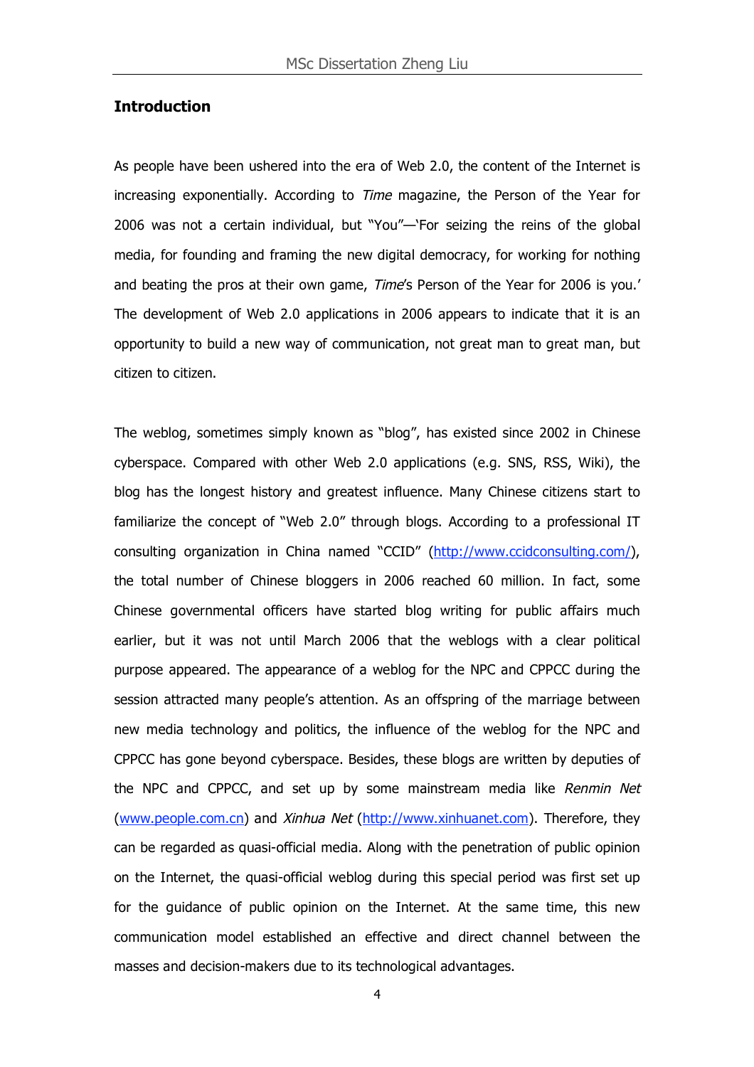## Introduction

As people have been ushered into the era of Web 2.0, the content of the Internet is increasing exponentially. According to *Time* magazine, the Person of the Year for 2006 was not a certain individual, but "You"—'For seizing the reins of the global media, for founding and framing the new digital democracy, for working for nothing and beating the pros at their own game, *Time*'s Person of the Year for 2006 is you.' The development of Web 2.0 applications in 2006 appears to indicate that it is an opportunity to build a new way of communication, not great man to great man, but citizen to citizen.

The weblog, sometimes simply known as "blog", has existed since 2002 in Chinese cyberspace. Compared with other Web 2.0 applications (e.g. SNS, RSS, Wiki), the blog has the longest history and greatest influence. Many Chinese citizens start to familiarize the concept of "Web 2.0" through blogs. According to a professional IT consulting organization in China named "CCID" (http://www.ccidconsulting.com/), the total number of Chinese bloggers in 2006 reached 60 million. In fact, some Chinese governmental officers have started blog writing for public affairs much earlier, but it was not until March 2006 that the weblogs with a clear political purpose appeared. The appearance of a weblog for the NPC and CPPCC during the session attracted many people's attention. As an offspring of the marriage between new media technology and politics, the influence of the weblog for the NPC and CPPCC has gone beyond cyberspace. Besides, these blogs are written by deputies of the NPC and CPPCC, and set up by some mainstream media like *Renmin Net* (www.people.com.cn) and *Xinhua Net* (http://www.xinhuanet.com). Therefore, they can be regarded as quasi-official media. Along with the penetration of public opinion on the Internet, the quasi-official weblog during this special period was first set up for the guidance of public opinion on the Internet. At the same time, this new communication model established an effective and direct channel between the masses and decision-makers due to its technological advantages.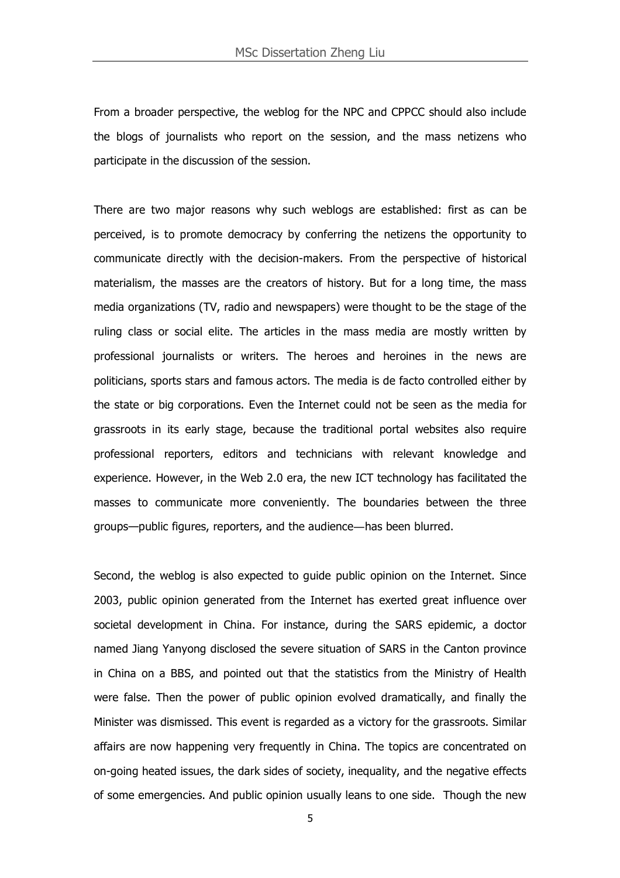From a broader perspective, the weblog for the NPC and CPPCC should also include the blogs of journalists who report on the session, and the mass netizens who participate in the discussion of the session.

There are two major reasons why such weblogs are established: first as can be perceived, is to promote democracy by conferring the netizens the opportunity to communicate directly with the decision-makers. From the perspective of historical materialism, the masses are the creators of history. But for a long time, the mass media organizations (TV, radio and newspapers) were thought to be the stage of the ruling class or social elite. The articles in the mass media are mostly written by professional journalists or writers. The heroes and heroines in the news are politicians, sports stars and famous actors. The media is de facto controlled either by the state or big corporations. Even the Internet could not be seen as the media for grassroots in its early stage, because the traditional portal websites also require professional reporters, editors and technicians with relevant knowledge and experience. However, in the Web 2.0 era, the new ICT technology has facilitated the masses to communicate more conveniently. The boundaries between the three groups—public figures, reporters, and the audience—has been blurred.

Second, the weblog is also expected to guide public opinion on the Internet. Since 2003, public opinion generated from the Internet has exerted great influence over societal development in China. For instance, during the SARS epidemic, a doctor named Jiang Yanyong disclosed the severe situation of SARS in the Canton province in China on a BBS, and pointed out that the statistics from the Ministry of Health were false. Then the power of public opinion evolved dramatically, and finally the Minister was dismissed. This event is regarded as a victory for the grassroots. Similar affairs are now happening very frequently in China. The topics are concentrated on on-going heated issues, the dark sides of society, inequality, and the negative effects of some emergencies. And public opinion usually leans to one side. Though the new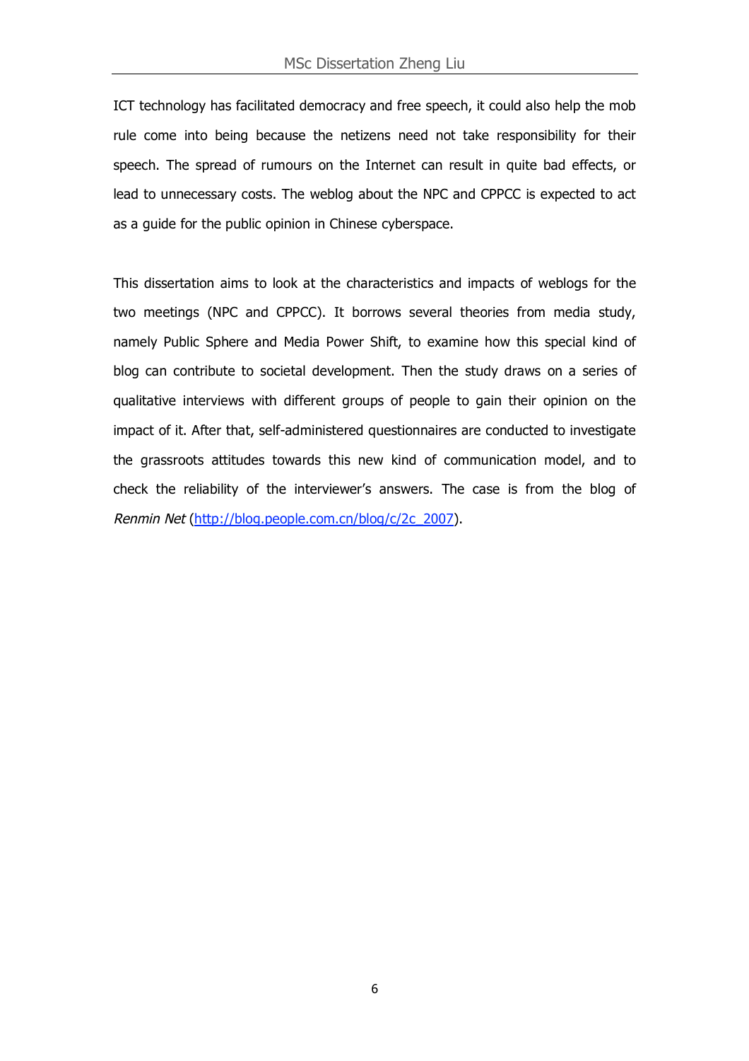ICT technology has facilitated democracy and free speech, it could also help the mob rule come into being because the netizens need not take responsibility for their speech. The spread of rumours on the Internet can result in quite bad effects, or lead to unnecessary costs. The weblog about the NPC and CPPCC is expected to act as a guide for the public opinion in Chinese cyberspace.

This dissertation aims to look at the characteristics and impacts of weblogs for the two meetings (NPC and CPPCC). It borrows several theories from media study, namely Public Sphere and Media Power Shift, to examine how this special kind of blog can contribute to societal development. Then the study draws on a series of qualitative interviews with different groups of people to gain their opinion on the impact of it. After that, self-administered questionnaires are conducted to investigate the grassroots attitudes towards this new kind of communication model, and to check the reliability of the interviewer's answers. The case is from the blog of *Renmin Net* ([http://blog.people.com.cn/blog/c/2c_2007](http://blog.people.com.cn/blog/c/2c_2007)).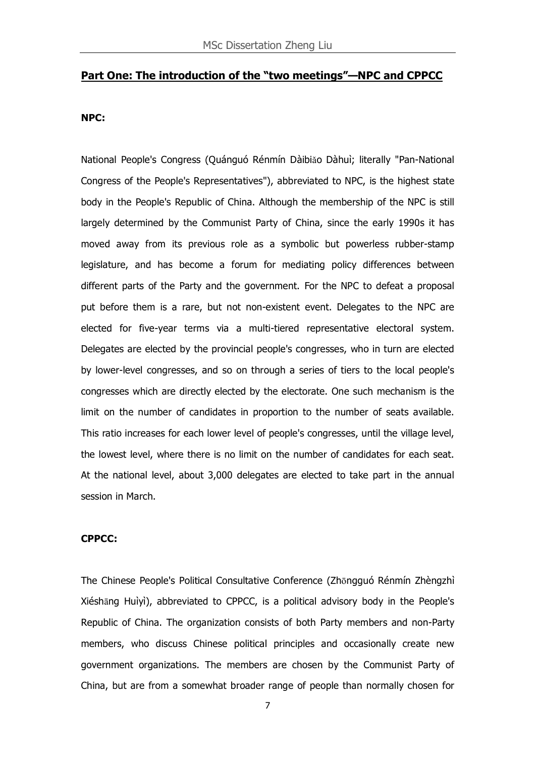## Part One: The introduction of the "two meetings"—NPC and CPPCC

**NPC:**

National People's Congress (Quánguó Rénmín Dàibiǎo Dàhuì; literally "Pan-National Congress of the People's Representatives"), abbreviated to NPC, is the highest state body in the People's Republic of China. Although the membership of the NPC is still largely determined by the Communist Party of China, since the early 1990s it has moved away from its previous role as a symbolic but powerless rubber-stamp legislature, and has become a forum for mediating policy differences between different parts of the Party and the government. For the NPC to defeat a proposal put before them is a rare, but not non-existent event. Delegates to the NPC are elected for five-year terms via a multi-tiered representative electoral system. Delegates are elected by the provincial people's congresses, who in turn are elected by lower-level congresses, and so on through a series of tiers to the local people's congresses which are directly elected by the electorate. One such mechanism is the limit on the number of candidates in proportion to the number of seats available. This ratio increases for each lower level of people's congresses, until the village level, the lowest level, where there is no limit on the number of candidates for each seat. At the national level, about 3,000 delegates are elected to take part in the annual session in March.

**CPPCC:**

The Chinese People's Political Consultative Conference (Zhōngguó Rénmín Zhèngzhì Xiéshāng Huìyì), abbreviated to CPPCC, is a political advisory body in the People's Republic of China. The organization consists of both Party members and non-Party members, who discuss Chinese political principles and occasionally create new government organizations. The members are chosen by the Communist Party of China, but are from a somewhat broader range of people than normally chosen for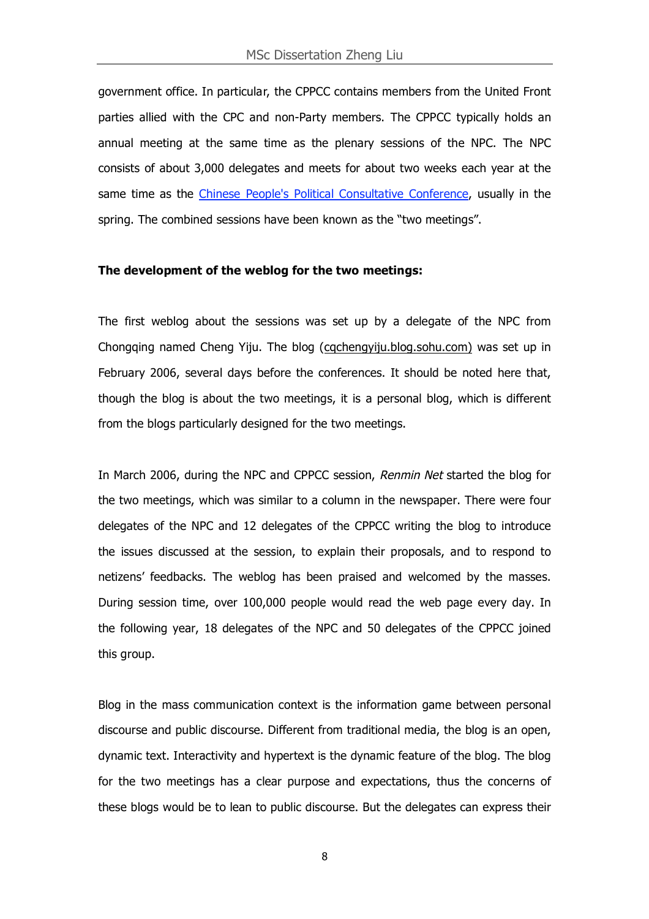government office. In particular, the CPPCC contains members from the United Front parties allied with the CPC and non-Party members. The CPPCC typically holds an annual meeting at the same time as the plenary sessions of the NPC. The NPC consists of about 3,000 delegates and meets for about two weeks each year at the same time as the Chinese People's Political Consultative Conference, usually in the spring. The combined sessions have been known as the "two meetings".

**The development of the weblog for the two meetings:**

The first weblog about the sessions was set up by a delegate of the NPC from Chongqing named Cheng Yiju. The blog (cqchengyiju.blog.sohu.com) was set up in February 2006, several days before the conferences. It should be noted here that, though the blog is about the two meetings, it is a personal blog, which is different from the blogs particularly designed for the two meetings.

In March 2006, during the NPC and CPPCC session, *Renmin Net* started the blog for the two meetings, which was similar to a column in the newspaper. There were four delegates of the NPC and 12 delegates of the CPPCC writing the blog to introduce the issues discussed at the session, to explain their proposals, and to respond to netizens' feedbacks. The weblog has been praised and welcomed by the masses. During session time, over 100,000 people would read the web page every day. In the following year, 18 delegates of the NPC and 50 delegates of the CPPCC joined this group.

Blog in the mass communication context is the information game between personal discourse and public discourse. Different from traditional media, the blog is an open, dynamic text. Interactivity and hypertext is the dynamic feature of the blog. The blog for the two meetings has a clear purpose and expectations, thus the concerns of these blogs would be to lean to public discourse. But the delegates can express their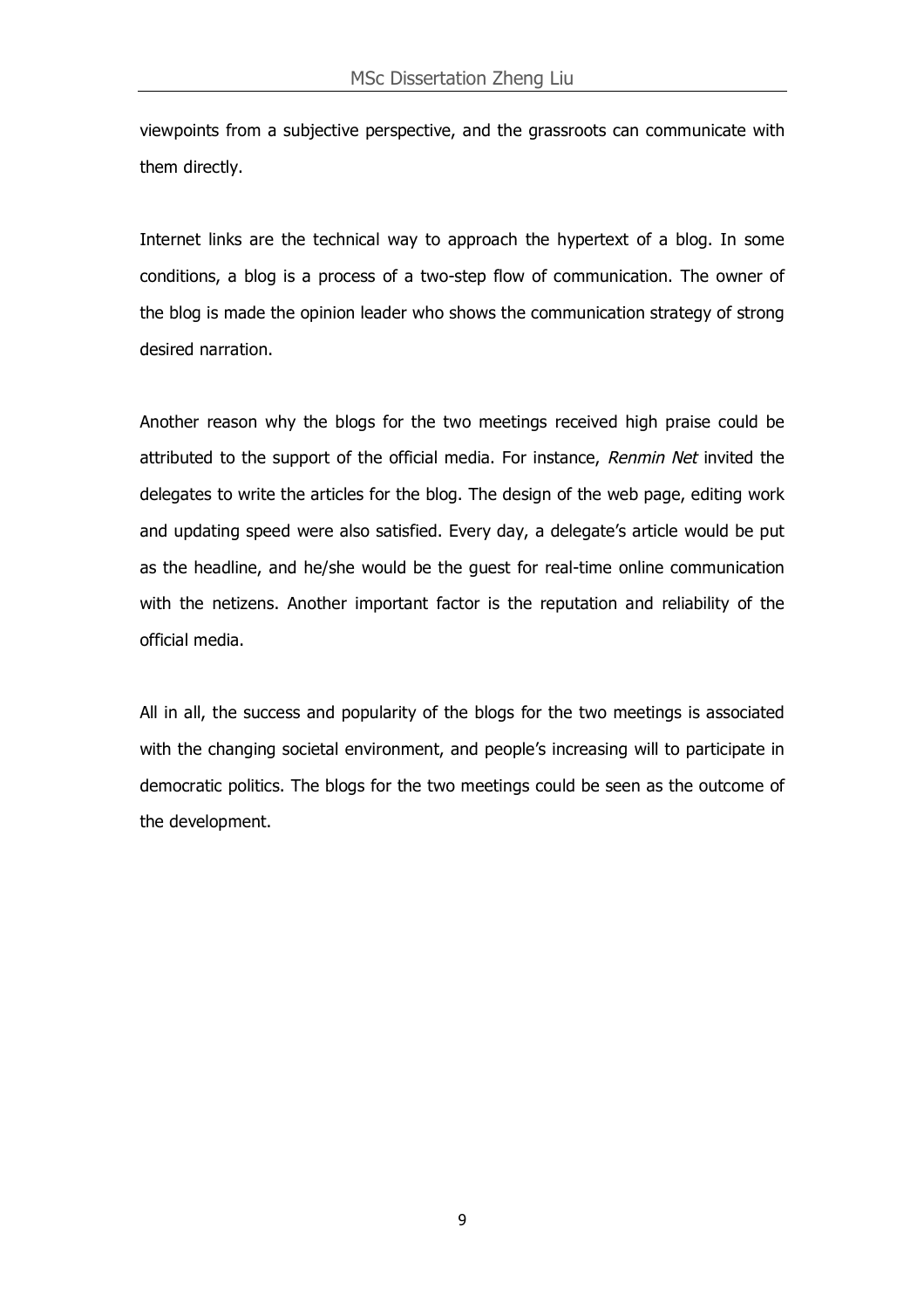viewpoints from a subjective perspective, and the grassroots can communicate with them directly.

Internet links are the technical way to approach the hypertext of a blog. In some conditions, a blog is a process of a two-step flow of communication. The owner of the blog is made the opinion leader who shows the communication strategy of strong desired narration.

Another reason why the blogs for the two meetings received high praise could be attributed to the support of the official media. For instance, *Renmin Net* invited the delegates to write the articles for the blog. The design of the web page, editing work and updating speed were also satisfied. Every day, a delegate's article would be put as the headline, and he/she would be the guest for real-time online communication with the netizens. Another important factor is the reputation and reliability of the official media.

All in all, the success and popularity of the blogs for the two meetings is associated with the changing societal environment, and people's increasing will to participate in democratic politics. The blogs for the two meetings could be seen as the outcome of the development.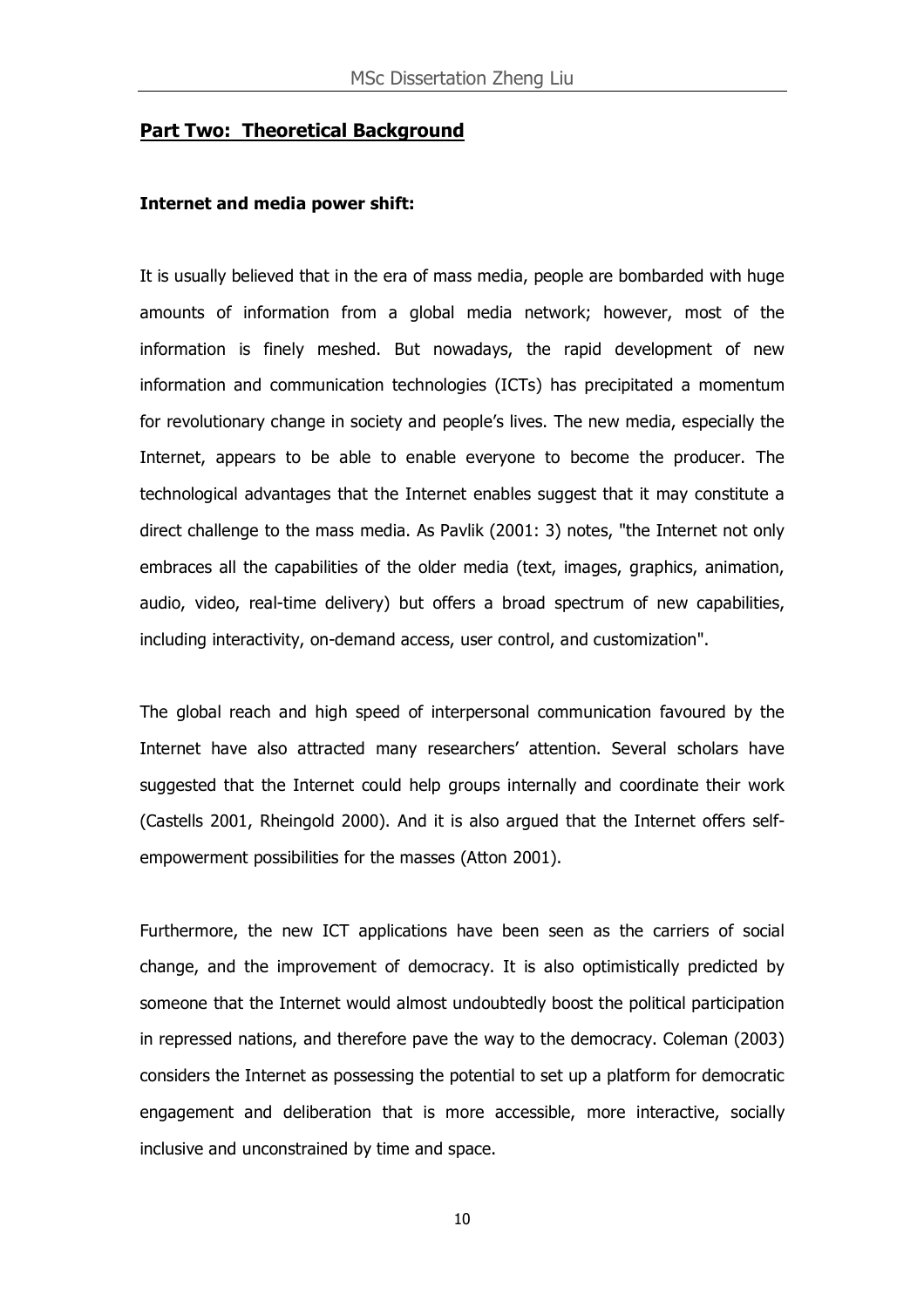## Part Two: Theoretical Background

**Internet and media power shift:**

It is usually believed that in the era of mass media, people are bombarded with huge amounts of information from a global media network; however, most of the information is finely meshed. But nowadays, the rapid development of new information and communication technologies (ICTs) has precipitated a momentum for revolutionary change in society and people's lives. The new media, especially the Internet, appears to be able to enable everyone to become the producer. The technological advantages that the Internet enables suggest that it may constitute a direct challenge to the mass media. As Pavlik (2001: 3) notes, "the Internet not only embraces all the capabilities of the older media (text, images, graphics, animation, audio, video, real-time delivery) but offers a broad spectrum of new capabilities, including interactivity, on-demand access, user control, and customization".

The global reach and high speed of interpersonal communication favoured by the Internet have also attracted many researchers' attention. Several scholars have suggested that the Internet could help groups internally and coordinate their work (Castells 2001, Rheingold 2000). And it is also argued that the Internet offers self-empowerment possibilities for the masses (Atton 2001).

Furthermore, the new ICT applications have been seen as the carriers of social change, and the improvement of democracy. It is also optimistically predicted by someone that the Internet would almost undoubtedly boost the political participation in repressed nations, and therefore pave the way to the democracy. Coleman (2003) considers the Internet as possessing the potential to set up a platform for democratic engagement and deliberation that is more accessible, more interactive, socially inclusive and unconstrained by time and space.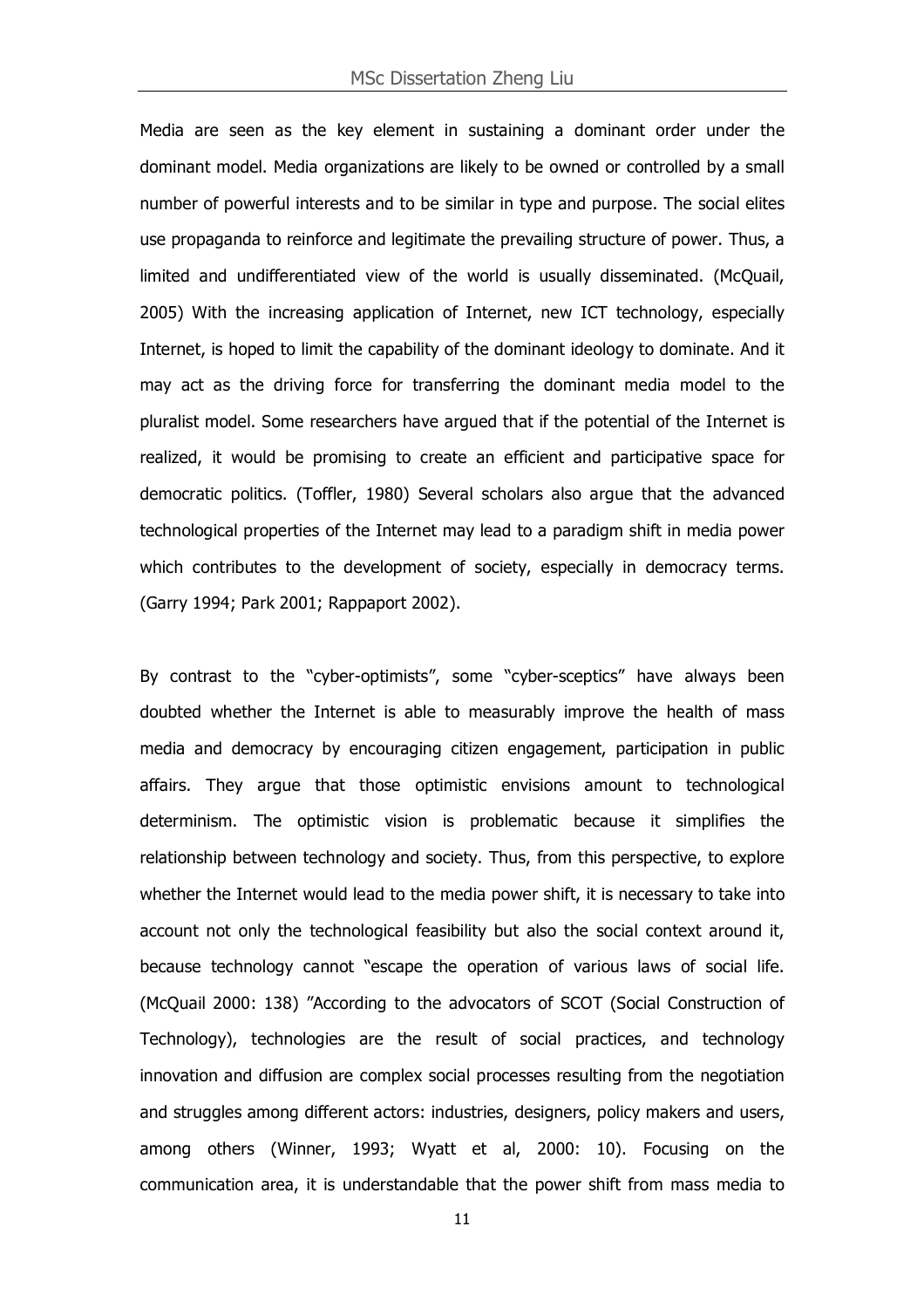Media are seen as the key element in sustaining a dominant order under the dominant model. Media organizations are likely to be owned or controlled by a small number of powerful interests and to be similar in type and purpose. The social elites use propaganda to reinforce and legitimate the prevailing structure of power. Thus, a limited and undifferentiated view of the world is usually disseminated. (McQuail, 2005) With the increasing application of Internet, new ICT technology, especially Internet, is hoped to limit the capability of the dominant ideology to dominate. And it may act as the driving force for transferring the dominant media model to the pluralist model. Some researchers have argued that if the potential of the Internet is realized, it would be promising to create an efficient and participative space for democratic politics. (Toffler, 1980) Several scholars also argue that the advanced technological properties of the Internet may lead to a paradigm shift in media power which contributes to the development of society, especially in democracy terms. (Garry 1994; Park 2001; Rappaport 2002).

By contrast to the "cyber-optimists", some "cyber-sceptics" have always been doubted whether the Internet is able to measurably improve the health of mass media and democracy by encouraging citizen engagement, participation in public affairs. They argue that those optimistic envisions amount to technological determinism. The optimistic vision is problematic because it simplifies the relationship between technology and society. Thus, from this perspective, to explore whether the Internet would lead to the media power shift, it is necessary to take into account not only the technological feasibility but also the social context around it, because technology cannot "escape the operation of various laws of social life. (McQuail 2000: 138) "According to the advocators of SCOT (Social Construction of Technology), technologies are the result of social practices, and technology innovation and diffusion are complex social processes resulting from the negotiation and struggles among different actors: industries, designers, policy makers and users, among others (Winner, 1993; Wyatt et al, 2000: 10). Focusing on the communication area, it is understandable that the power shift from mass media to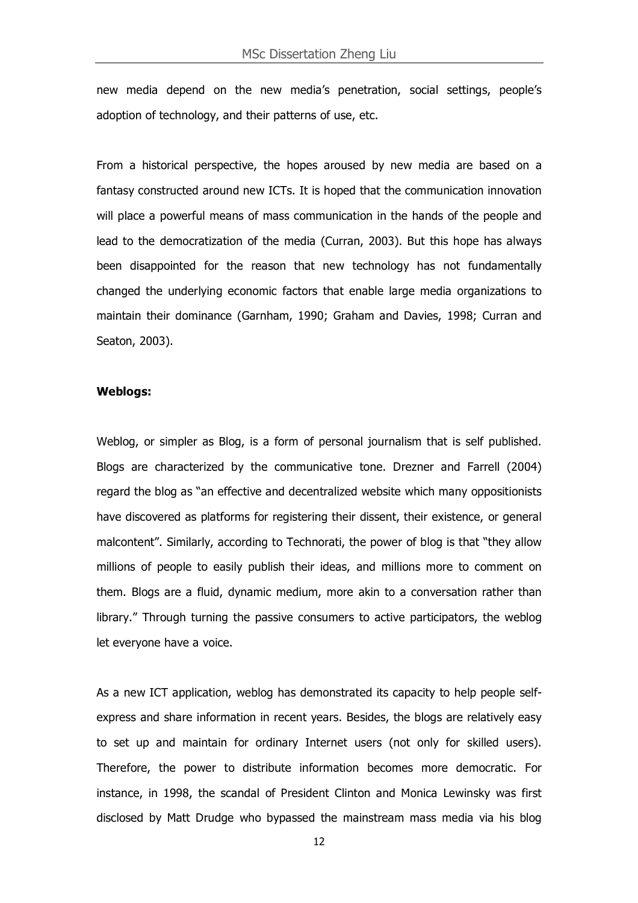new media depend on the new media's penetration, social settings, people's adoption of technology, and their patterns of use, etc.

From a historical perspective, the hopes aroused by new media are based on a fantasy constructed around new ICTs. It is hoped that the communication innovation will place a powerful means of mass communication in the hands of the people and lead to the democratization of the media (Curran, 2003). But this hope has always been disappointed for the reason that new technology has not fundamentally changed the underlying economic factors that enable large media organizations to maintain their dominance (Garnham, 1990; Graham and Davies, 1998; Curran and Seaton, 2003).

**Weblogs:**

Weblog, or simpler as Blog, is a form of personal journalism that is self published. Blogs are characterized by the communicative tone. Drezner and Farrell (2004) regard the blog as "an effective and decentralized website which many oppositionists have discovered as platforms for registering their dissent, their existence, or general malcontent". Similarly, according to Technorati, the power of blog is that "they allow millions of people to easily publish their ideas, and millions more to comment on them. Blogs are a fluid, dynamic medium, more akin to a conversation rather than library." Through turning the passive consumers to active participators, the weblog let everyone have a voice.

As a new ICT application, weblog has demonstrated its capacity to help people self-express and share information in recent years. Besides, the blogs are relatively easy to set up and maintain for ordinary Internet users (not only for skilled users). Therefore, the power to distribute information becomes more democratic. For instance, in 1998, the scandal of President Clinton and Monica Lewinsky was first disclosed by Matt Drudge who bypassed the mainstream mass media via his blog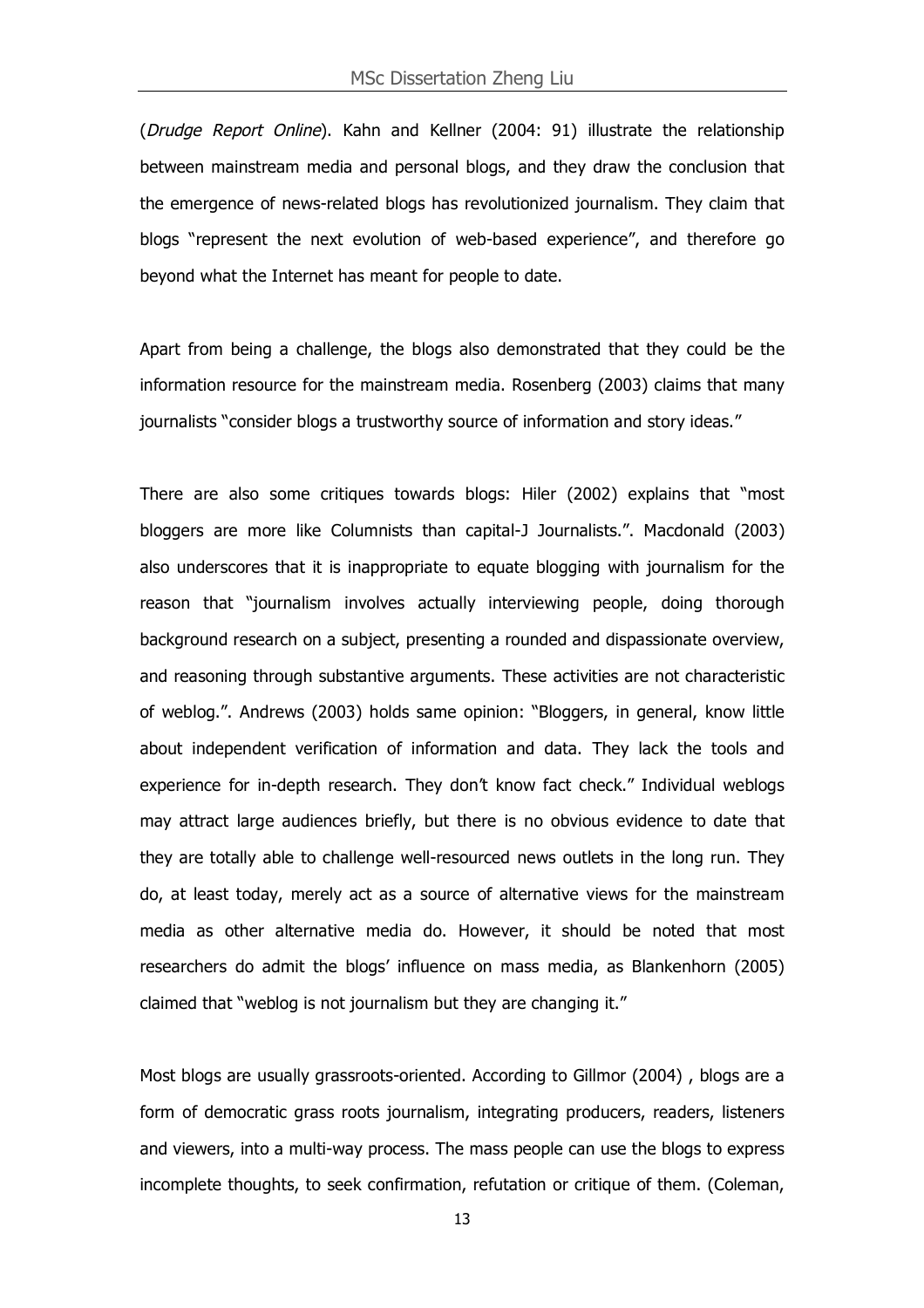(*Drudge Report Online*). Kahn and Kellner (2004: 91) illustrate the relationship between mainstream media and personal blogs, and they draw the conclusion that the emergence of news-related blogs has revolutionized journalism. They claim that blogs "represent the next evolution of web-based experience", and therefore go beyond what the Internet has meant for people to date.

Apart from being a challenge, the blogs also demonstrated that they could be the information resource for the mainstream media. Rosenberg (2003) claims that many journalists "consider blogs a trustworthy source of information and story ideas."

There are also some critiques towards blogs: Hiler (2002) explains that "most bloggers are more like Columnists than capital-J Journalists.". Macdonald (2003) also underscores that it is inappropriate to equate blogging with journalism for the reason that "journalism involves actually interviewing people, doing thorough background research on a subject, presenting a rounded and dispassionate overview, and reasoning through substantive arguments. These activities are not characteristic of weblog.". Andrews (2003) holds same opinion: "Bloggers, in general, know little about independent verification of information and data. They lack the tools and experience for in-depth research. They don't know fact check." Individual weblogs may attract large audiences briefly, but there is no obvious evidence to date that they are totally able to challenge well-resourced news outlets in the long run. They do, at least today, merely act as a source of alternative views for the mainstream media as other alternative media do. However, it should be noted that most researchers do admit the blogs' influence on mass media, as Blankenhorn (2005) claimed that "weblog is not journalism but they are changing it."

Most blogs are usually grassroots-oriented. According to Gillmor (2004) , blogs are a form of democratic grass roots journalism, integrating producers, readers, listeners and viewers, into a multi-way process. The mass people can use the blogs to express incomplete thoughts, to seek confirmation, refutation or critique of them. (Coleman,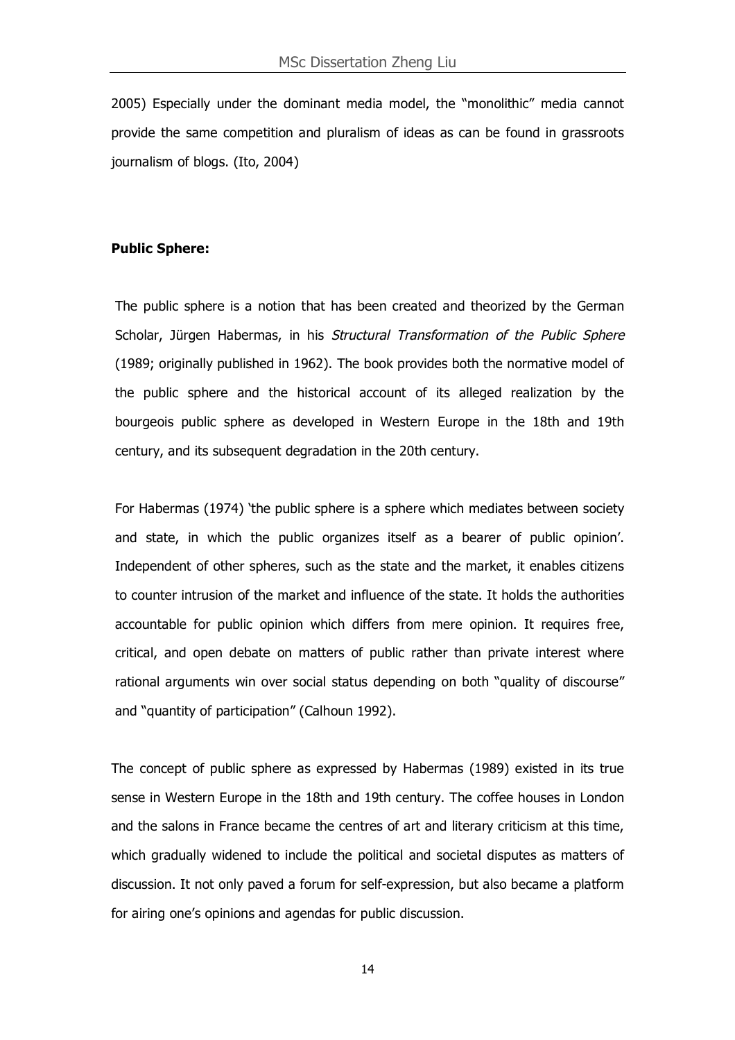2005) Especially under the dominant media model, the "monolithic" media cannot provide the same competition and pluralism of ideas as can be found in grassroots journalism of blogs. (Ito, 2004)

**Public Sphere:**

The public sphere is a notion that has been created and theorized by the German Scholar, Jürgen Habermas, in his *Structural Transformation of the Public Sphere* (1989; originally published in 1962). The book provides both the normative model of the public sphere and the historical account of its alleged realization by the bourgeois public sphere as developed in Western Europe in the 18th and 19th century, and its subsequent degradation in the 20th century.

For Habermas (1974) 'the public sphere is a sphere which mediates between society and state, in which the public organizes itself as a bearer of public opinion'. Independent of other spheres, such as the state and the market, it enables citizens to counter intrusion of the market and influence of the state. It holds the authorities accountable for public opinion which differs from mere opinion. It requires free, critical, and open debate on matters of public rather than private interest where rational arguments win over social status depending on both "quality of discourse" and "quantity of participation" (Calhoun 1992).

The concept of public sphere as expressed by Habermas (1989) existed in its true sense in Western Europe in the 18th and 19th century. The coffee houses in London and the salons in France became the centres of art and literary criticism at this time, which gradually widened to include the political and societal disputes as matters of discussion. It not only paved a forum for self-expression, but also became a platform for airing one's opinions and agendas for public discussion.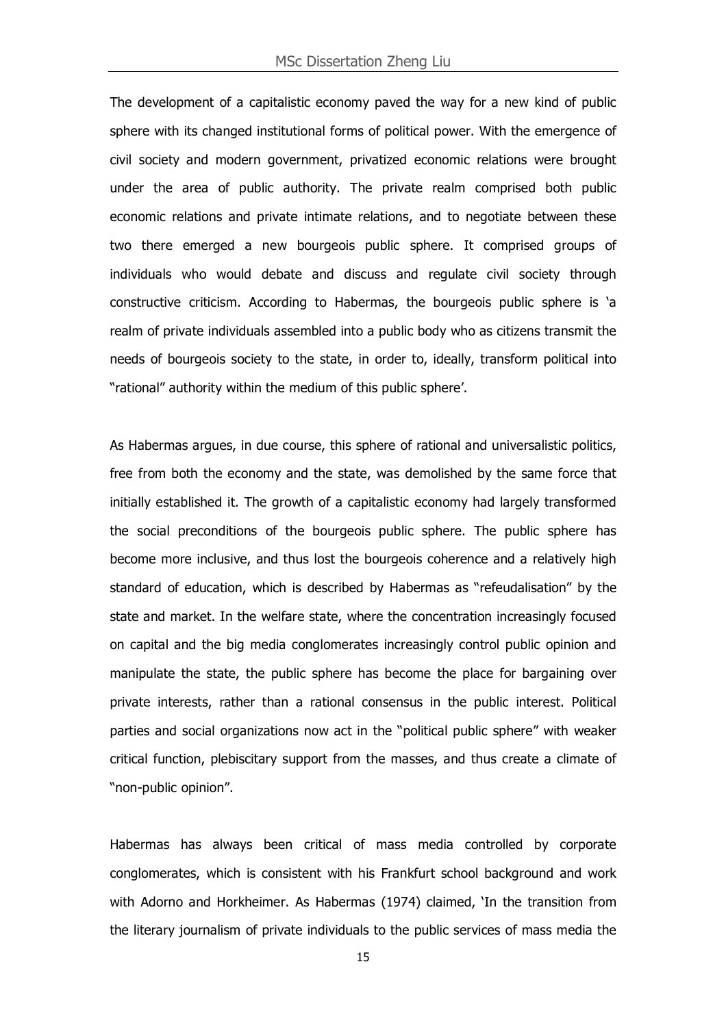The development of a capitalistic economy paved the way for a new kind of public sphere with its changed institutional forms of political power. With the emergence of civil society and modern government, privatized economic relations were brought under the area of public authority. The private realm comprised both public economic relations and private intimate relations, and to negotiate between these two there emerged a new bourgeois public sphere. It comprised groups of individuals who would debate and discuss and regulate civil society through constructive criticism. According to Habermas, the bourgeois public sphere is 'a realm of private individuals assembled into a public body who as citizens transmit the needs of bourgeois society to the state, in order to, ideally, transform political into "rational" authority within the medium of this public sphere'.

As Habermas argues, in due course, this sphere of rational and universalistic politics, free from both the economy and the state, was demolished by the same force that initially established it. The growth of a capitalistic economy had largely transformed the social preconditions of the bourgeois public sphere. The public sphere has become more inclusive, and thus lost the bourgeois coherence and a relatively high standard of education, which is described by Habermas as "refeudalisation" by the state and market. In the welfare state, where the concentration increasingly focused on capital and the big media conglomerates increasingly control public opinion and manipulate the state, the public sphere has become the place for bargaining over private interests, rather than a rational consensus in the public interest. Political parties and social organizations now act in the "political public sphere" with weaker critical function, plebiscitary support from the masses, and thus create a climate of "non-public opinion".

Habermas has always been critical of mass media controlled by corporate conglomerates, which is consistent with his Frankfurt school background and work with Adorno and Horkheimer. As Habermas (1974) claimed, 'In the transition from the literary journalism of private individuals to the public services of mass media the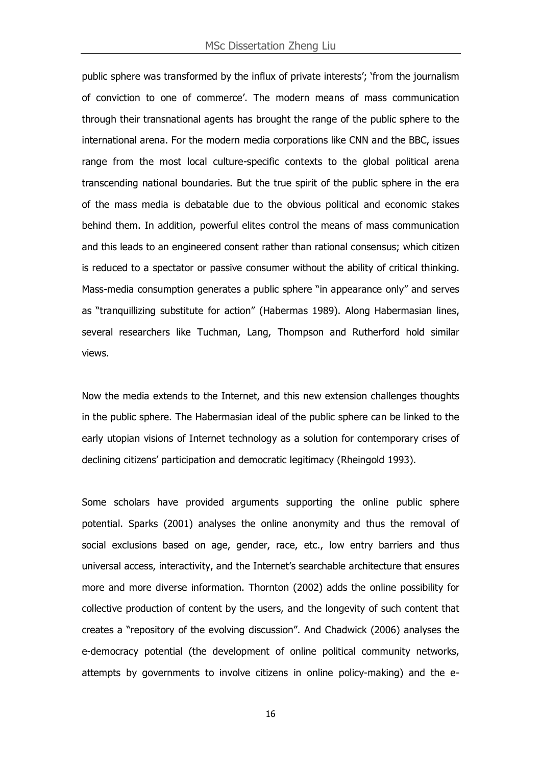public sphere was transformed by the influx of private interests'; 'from the journalism of conviction to one of commerce'. The modern means of mass communication through their transnational agents has brought the range of the public sphere to the international arena. For the modern media corporations like CNN and the BBC, issues range from the most local culture-specific contexts to the global political arena transcending national boundaries. But the true spirit of the public sphere in the era of the mass media is debatable due to the obvious political and economic stakes behind them. In addition, powerful elites control the means of mass communication and this leads to an engineered consent rather than rational consensus; which citizen is reduced to a spectator or passive consumer without the ability of critical thinking. Mass-media consumption generates a public sphere "in appearance only" and serves as "tranquillizing substitute for action" (Habermas 1989). Along Habermasian lines, several researchers like Tuchman, Lang, Thompson and Rutherford hold similar views.

Now the media extends to the Internet, and this new extension challenges thoughts in the public sphere. The Habermasian ideal of the public sphere can be linked to the early utopian visions of Internet technology as a solution for contemporary crises of declining citizens' participation and democratic legitimacy (Rheingold 1993).

Some scholars have provided arguments supporting the online public sphere potential. Sparks (2001) analyses the online anonymity and thus the removal of social exclusions based on age, gender, race, etc., low entry barriers and thus universal access, interactivity, and the Internet's searchable architecture that ensures more and more diverse information. Thornton (2002) adds the online possibility for collective production of content by the users, and the longevity of such content that creates a "repository of the evolving discussion". And Chadwick (2006) analyses the e-democracy potential (the development of online political community networks, attempts by governments to involve citizens in online policy-making) and the e-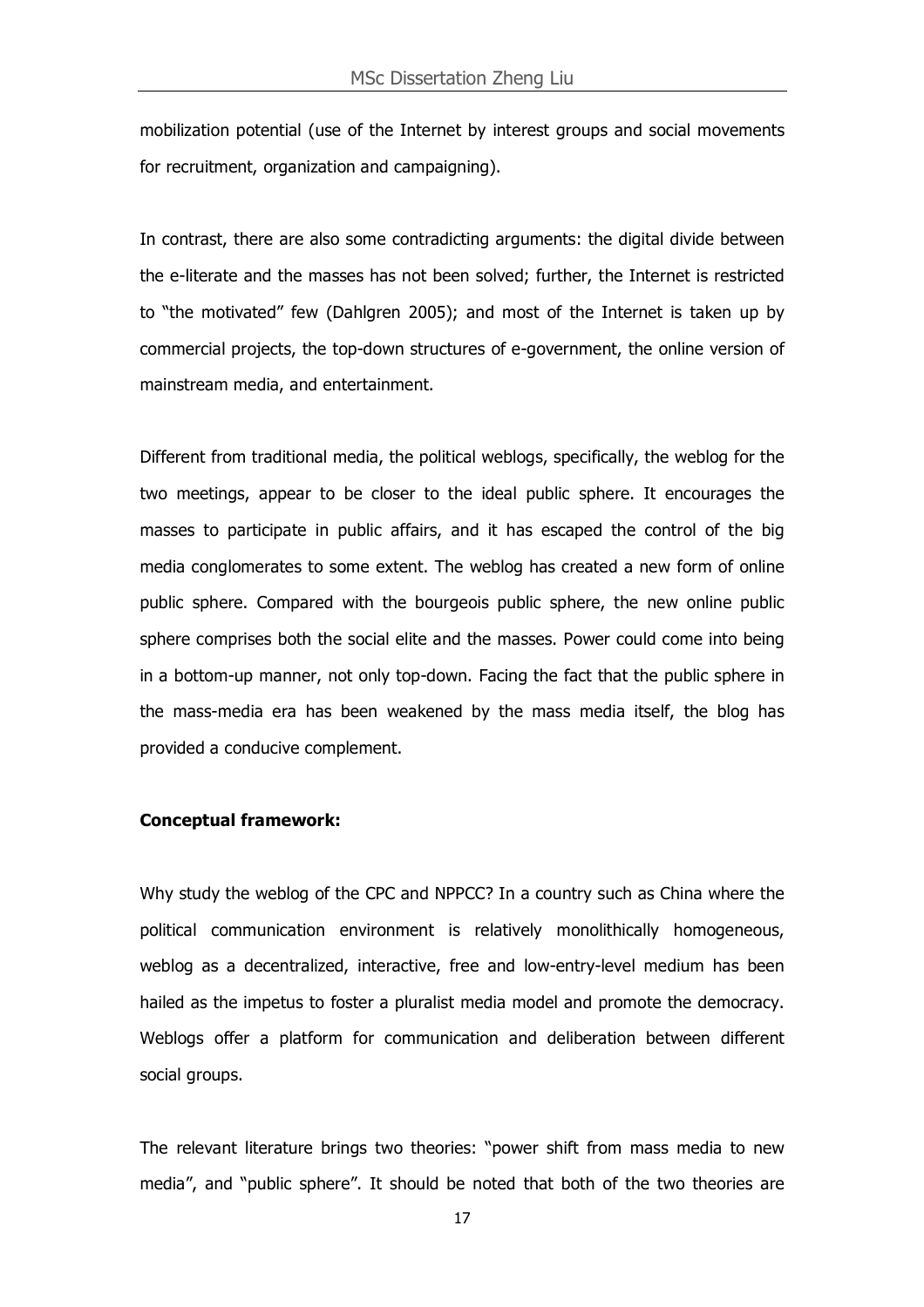mobilization potential (use of the Internet by interest groups and social movements for recruitment, organization and campaigning).

In contrast, there are also some contradicting arguments: the digital divide between the e-literate and the masses has not been solved; further, the Internet is restricted to "the motivated" few (Dahlgren 2005); and most of the Internet is taken up by commercial projects, the top-down structures of e-government, the online version of mainstream media, and entertainment.

Different from traditional media, the political weblogs, specifically, the weblog for the two meetings, appear to be closer to the ideal public sphere. It encourages the masses to participate in public affairs, and it has escaped the control of the big media conglomerates to some extent. The weblog has created a new form of online public sphere. Compared with the bourgeois public sphere, the new online public sphere comprises both the social elite and the masses. Power could come into being in a bottom-up manner, not only top-down. Facing the fact that the public sphere in the mass-media era has been weakened by the mass media itself, the blog has provided a conducive complement.

**Conceptual framework:**

Why study the weblog of the CPC and NPPCC? In a country such as China where the political communication environment is relatively monolithically homogeneous, weblog as a decentralized, interactive, free and low-entry-level medium has been hailed as the impetus to foster a pluralist media model and promote the democracy. Weblogs offer a platform for communication and deliberation between different social groups.

The relevant literature brings two theories: "power shift from mass media to new media", and "public sphere". It should be noted that both of the two theories are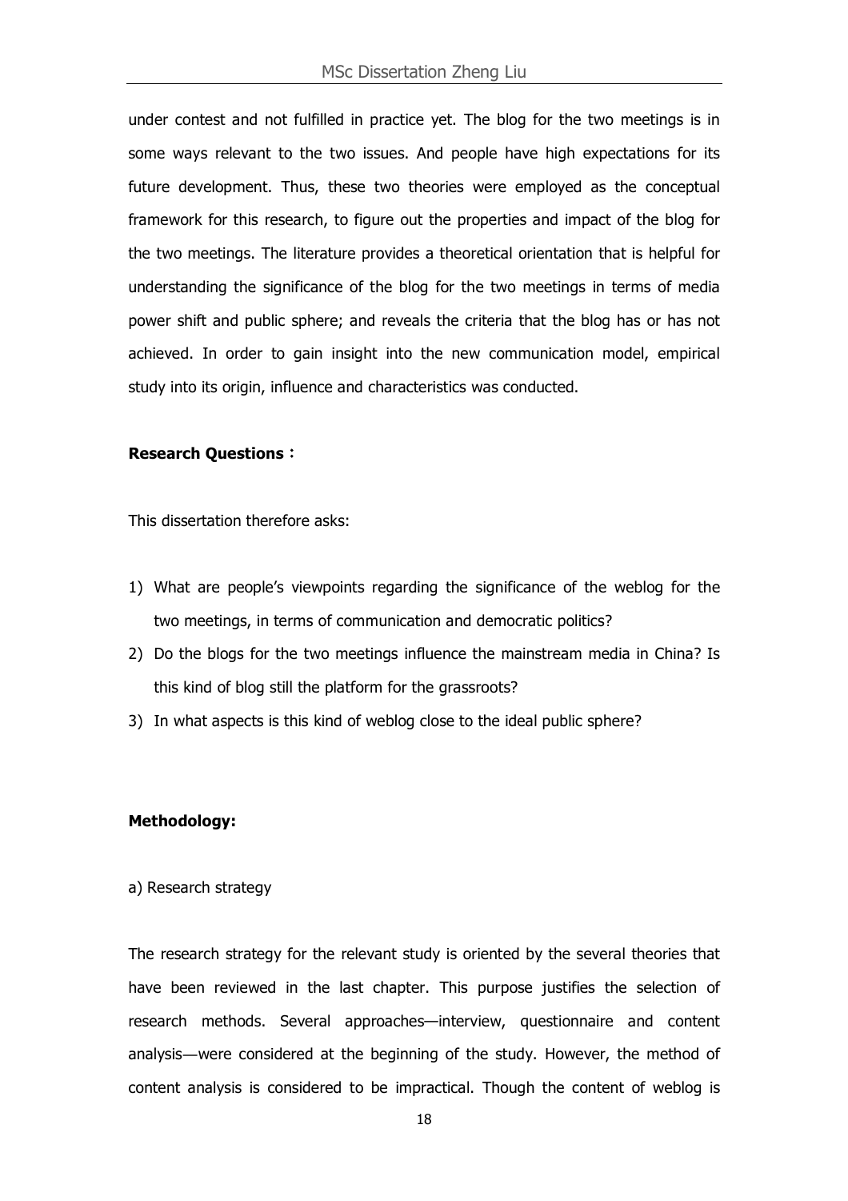under contest and not fulfilled in practice yet. The blog for the two meetings is in some ways relevant to the two issues. And people have high expectations for its future development. Thus, these two theories were employed as the conceptual framework for this research, to figure out the properties and impact of the blog for the two meetings. The literature provides a theoretical orientation that is helpful for understanding the significance of the blog for the two meetings in terms of media power shift and public sphere; and reveals the criteria that the blog has or has not achieved. In order to gain insight into the new communication model, empirical study into its origin, influence and characteristics was conducted.

**Research Questions：**

This dissertation therefore asks:

1) What are people's viewpoints regarding the significance of the weblog for the two meetings, in terms of communication and democratic politics?
2) Do the blogs for the two meetings influence the mainstream media in China? Is this kind of blog still the platform for the grassroots?
3) In what aspects is this kind of weblog close to the ideal public sphere?

**Methodology:**

a) Research strategy

The research strategy for the relevant study is oriented by the several theories that have been reviewed in the last chapter. This purpose justifies the selection of research methods. Several approaches—interview, questionnaire and content analysis—were considered at the beginning of the study. However, the method of content analysis is considered to be impractical. Though the content of weblog is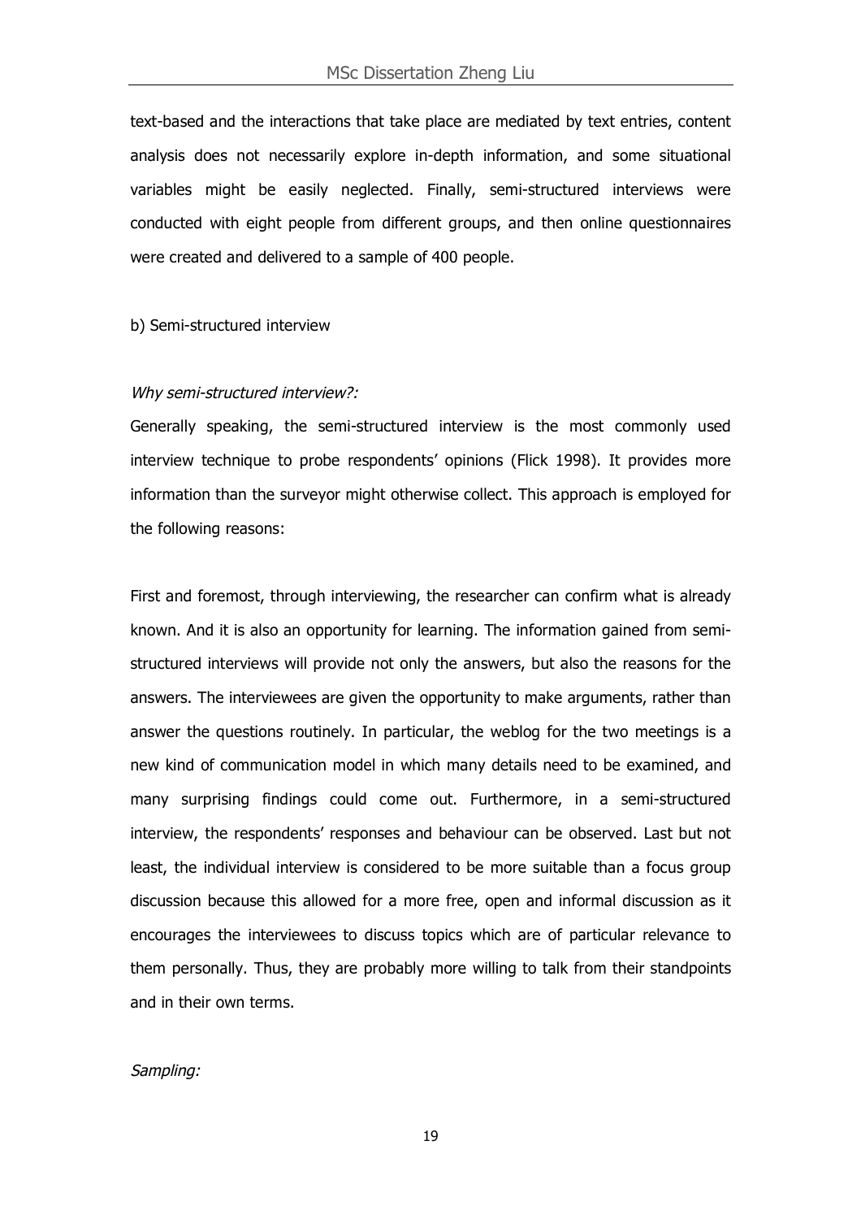text-based and the interactions that take place are mediated by text entries, content analysis does not necessarily explore in-depth information, and some situational variables might be easily neglected. Finally, semi-structured interviews were conducted with eight people from different groups, and then online questionnaires were created and delivered to a sample of 400 people.

b) Semi-structured interview

*Why semi-structured interview?:*

Generally speaking, the semi-structured interview is the most commonly used interview technique to probe respondents' opinions (Flick 1998). It provides more information than the surveyor might otherwise collect. This approach is employed for the following reasons:

First and foremost, through interviewing, the researcher can confirm what is already known. And it is also an opportunity for learning. The information gained from semi-structured interviews will provide not only the answers, but also the reasons for the answers. The interviewees are given the opportunity to make arguments, rather than answer the questions routinely. In particular, the weblog for the two meetings is a new kind of communication model in which many details need to be examined, and many surprising findings could come out. Furthermore, in a semi-structured interview, the respondents' responses and behaviour can be observed. Last but not least, the individual interview is considered to be more suitable than a focus group discussion because this allowed for a more free, open and informal discussion as it encourages the interviewees to discuss topics which are of particular relevance to them personally. Thus, they are probably more willing to talk from their standpoints and in their own terms.

*Sampling:*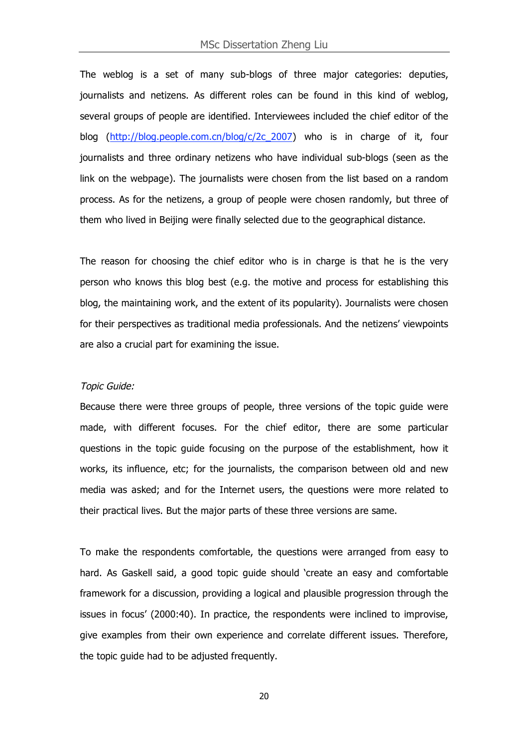The weblog is a set of many sub-blogs of three major categories: deputies, journalists and netizens. As different roles can be found in this kind of weblog, several groups of people are identified. Interviewees included the chief editor of the blog (http://blog.people.com.cn/blog/c/2c_2007) who is in charge of it, four journalists and three ordinary netizens who have individual sub-blogs (seen as the link on the webpage). The journalists were chosen from the list based on a random process. As for the netizens, a group of people were chosen randomly, but three of them who lived in Beijing were finally selected due to the geographical distance.

The reason for choosing the chief editor who is in charge is that he is the very person who knows this blog best (e.g. the motive and process for establishing this blog, the maintaining work, and the extent of its popularity). Journalists were chosen for their perspectives as traditional media professionals. And the netizens' viewpoints are also a crucial part for examining the issue.

*Topic Guide:*

Because there were three groups of people, three versions of the topic guide were made, with different focuses. For the chief editor, there are some particular questions in the topic guide focusing on the purpose of the establishment, how it works, its influence, etc; for the journalists, the comparison between old and new media was asked; and for the Internet users, the questions were more related to their practical lives. But the major parts of these three versions are same.

To make the respondents comfortable, the questions were arranged from easy to hard. As Gaskell said, a good topic guide should 'create an easy and comfortable framework for a discussion, providing a logical and plausible progression through the issues in focus' (2000:40). In practice, the respondents were inclined to improvise, give examples from their own experience and correlate different issues. Therefore, the topic guide had to be adjusted frequently.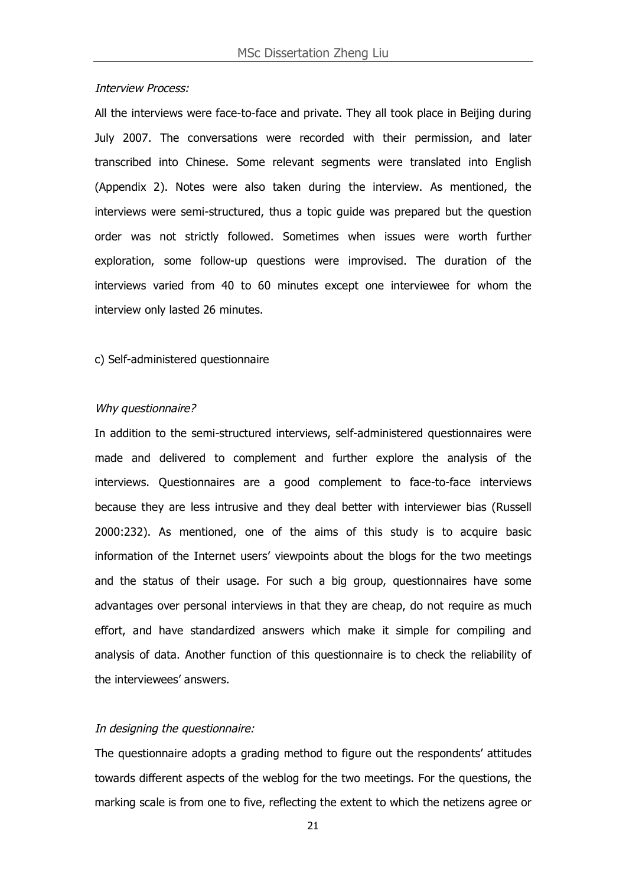*Interview Process:*

All the interviews were face-to-face and private. They all took place in Beijing during July 2007. The conversations were recorded with their permission, and later transcribed into Chinese. Some relevant segments were translated into English (Appendix 2). Notes were also taken during the interview. As mentioned, the interviews were semi-structured, thus a topic guide was prepared but the question order was not strictly followed. Sometimes when issues were worth further exploration, some follow-up questions were improvised. The duration of the interviews varied from 40 to 60 minutes except one interviewee for whom the interview only lasted 26 minutes.

c) Self-administered questionnaire

*Why questionnaire?*

In addition to the semi-structured interviews, self-administered questionnaires were made and delivered to complement and further explore the analysis of the interviews. Questionnaires are a good complement to face-to-face interviews because they are less intrusive and they deal better with interviewer bias (Russell 2000:232). As mentioned, one of the aims of this study is to acquire basic information of the Internet users' viewpoints about the blogs for the two meetings and the status of their usage. For such a big group, questionnaires have some advantages over personal interviews in that they are cheap, do not require as much effort, and have standardized answers which make it simple for compiling and analysis of data. Another function of this questionnaire is to check the reliability of the interviewees' answers.

*In designing the questionnaire:*

The questionnaire adopts a grading method to figure out the respondents' attitudes towards different aspects of the weblog for the two meetings. For the questions, the marking scale is from one to five, reflecting the extent to which the netizens agree or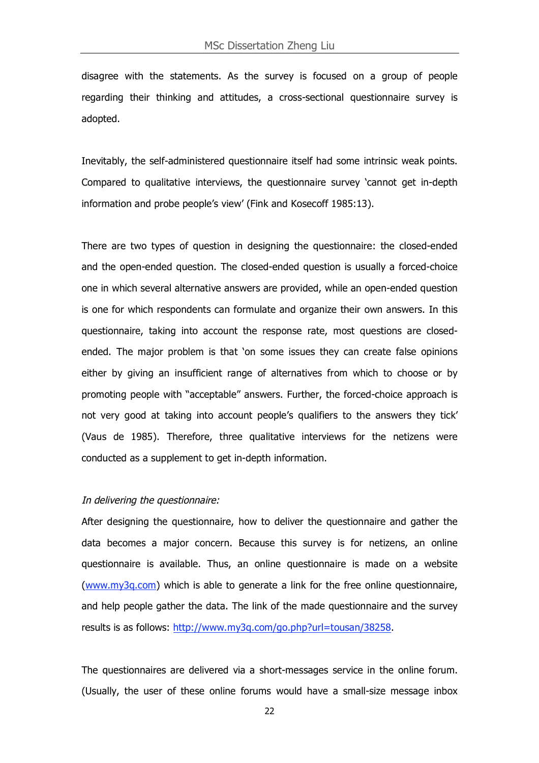disagree with the statements. As the survey is focused on a group of people regarding their thinking and attitudes, a cross-sectional questionnaire survey is adopted.

Inevitably, the self-administered questionnaire itself had some intrinsic weak points. Compared to qualitative interviews, the questionnaire survey 'cannot get in-depth information and probe people's view' (Fink and Kosecoff 1985:13).

There are two types of question in designing the questionnaire: the closed-ended and the open-ended question. The closed-ended question is usually a forced-choice one in which several alternative answers are provided, while an open-ended question is one for which respondents can formulate and organize their own answers. In this questionnaire, taking into account the response rate, most questions are closed-ended. The major problem is that 'on some issues they can create false opinions either by giving an insufficient range of alternatives from which to choose or by promoting people with "acceptable" answers. Further, the forced-choice approach is not very good at taking into account people's qualifiers to the answers they tick' (Vaus de 1985). Therefore, three qualitative interviews for the netizens were conducted as a supplement to get in-depth information.

*In delivering the questionnaire:*

After designing the questionnaire, how to deliver the questionnaire and gather the data becomes a major concern. Because this survey is for netizens, an online questionnaire is available. Thus, an online questionnaire is made on a website ([www.my3q.com](www.my3q.com)) which is able to generate a link for the free online questionnaire, and help people gather the data. The link of the made questionnaire and the survey results is as follows: [http://www.my3q.com/go.php?url=tousan/38258](http://www.my3q.com/go.php?url=tousan/38258).

The questionnaires are delivered via a short-messages service in the online forum. (Usually, the user of these online forums would have a small-size message inbox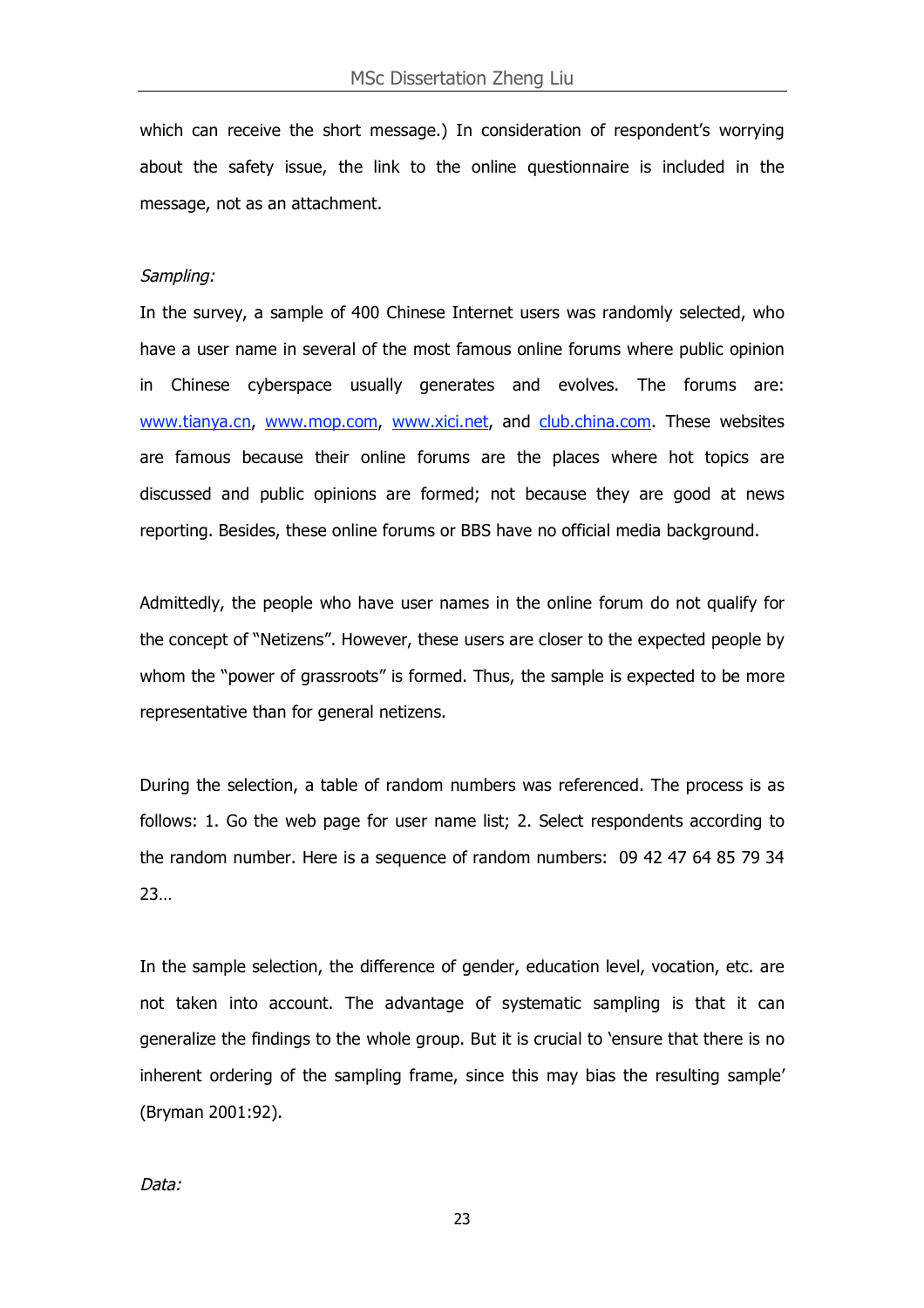which can receive the short message.) In consideration of respondent's worrying about the safety issue, the link to the online questionnaire is included in the message, not as an attachment.

*Sampling:*

In the survey, a sample of 400 Chinese Internet users was randomly selected, who have a user name in several of the most famous online forums where public opinion in Chinese cyberspace usually generates and evolves. The forums are: www.tianya.cn, www.mop.com, www.xici.net, and club.china.com. These websites are famous because their online forums are the places where hot topics are discussed and public opinions are formed; not because they are good at news reporting. Besides, these online forums or BBS have no official media background.

Admittedly, the people who have user names in the online forum do not qualify for the concept of "Netizens". However, these users are closer to the expected people by whom the "power of grassroots" is formed. Thus, the sample is expected to be more representative than for general netizens.

During the selection, a table of random numbers was referenced. The process is as follows: 1. Go the web page for user name list; 2. Select respondents according to the random number. Here is a sequence of random numbers: 09 42 47 64 85 79 34 23…

In the sample selection, the difference of gender, education level, vocation, etc. are not taken into account. The advantage of systematic sampling is that it can generalize the findings to the whole group. But it is crucial to 'ensure that there is no inherent ordering of the sampling frame, since this may bias the resulting sample' (Bryman 2001:92).

*Data:*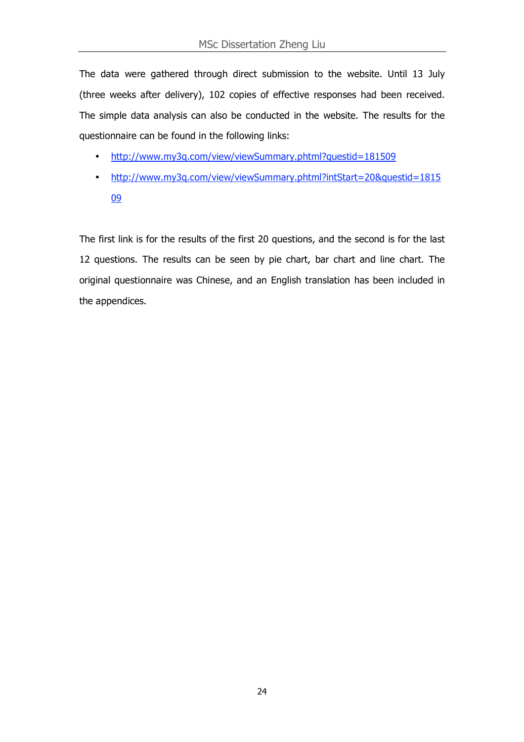The data were gathered through direct submission to the website. Until 13 July (three weeks after delivery), 102 copies of effective responses had been received. The simple data analysis can also be conducted in the website. The results for the questionnaire can be found in the following links:

- http://www.my3q.com/view/viewSummary.phtml?questid=181509
- http://www.my3q.com/view/viewSummary.phtml?intStart=20&questid=181509

The first link is for the results of the first 20 questions, and the second is for the last 12 questions. The results can be seen by pie chart, bar chart and line chart. The original questionnaire was Chinese, and an English translation has been included in the appendices.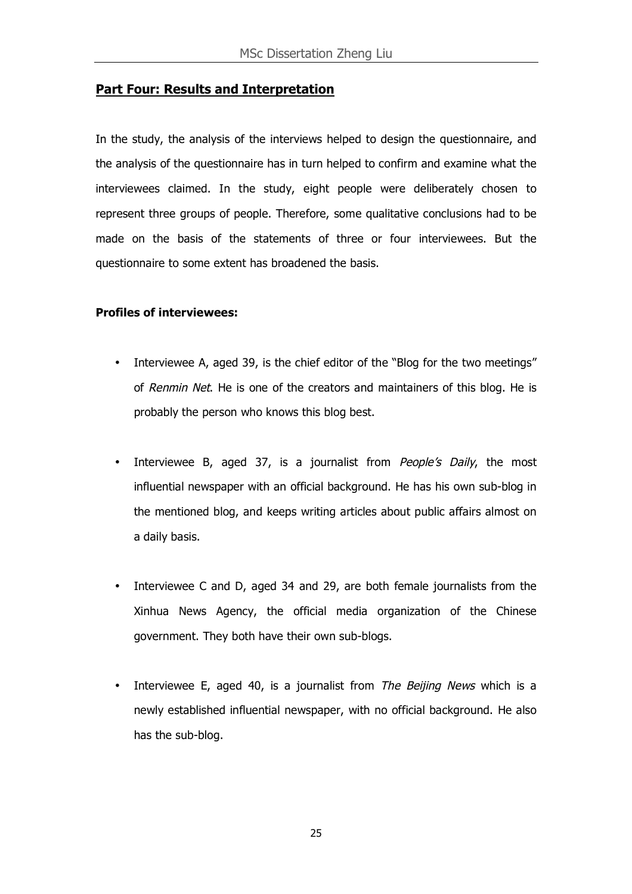## Part Four: Results and Interpretation

In the study, the analysis of the interviews helped to design the questionnaire, and the analysis of the questionnaire has in turn helped to confirm and examine what the interviewees claimed. In the study, eight people were deliberately chosen to represent three groups of people. Therefore, some qualitative conclusions had to be made on the basis of the statements of three or four interviewees. But the questionnaire to some extent has broadened the basis.

**Profiles of interviewees:**

- Interviewee A, aged 39, is the chief editor of the "Blog for the two meetings" of *Renmin Net*. He is one of the creators and maintainers of this blog. He is probably the person who knows this blog best.
- Interviewee B, aged 37, is a journalist from *People's Daily*, the most influential newspaper with an official background. He has his own sub-blog in the mentioned blog, and keeps writing articles about public affairs almost on a daily basis.
- Interviewee C and D, aged 34 and 29, are both female journalists from the Xinhua News Agency, the official media organization of the Chinese government. They both have their own sub-blogs.
- Interviewee E, aged 40, is a journalist from *The Beijing News* which is a newly established influential newspaper, with no official background. He also has the sub-blog.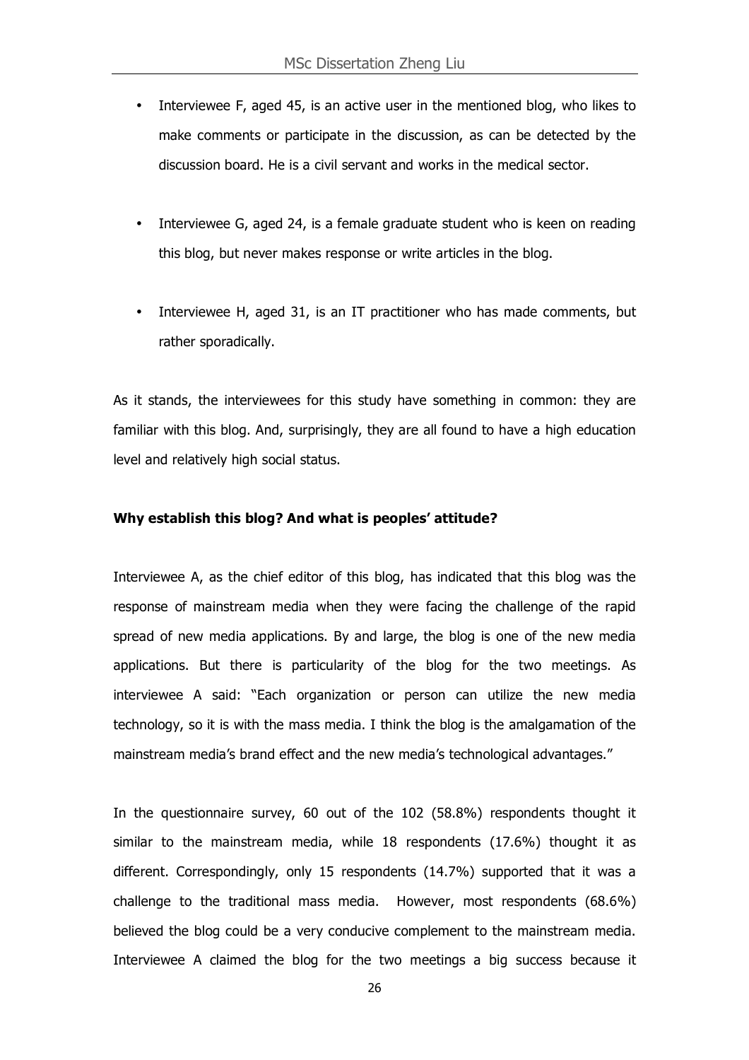- Interviewee F, aged 45, is an active user in the mentioned blog, who likes to make comments or participate in the discussion, as can be detected by the discussion board. He is a civil servant and works in the medical sector.

- Interviewee G, aged 24, is a female graduate student who is keen on reading this blog, but never makes response or write articles in the blog.

- Interviewee H, aged 31, is an IT practitioner who has made comments, but rather sporadically.

As it stands, the interviewees for this study have something in common: they are familiar with this blog. And, surprisingly, they are all found to have a high education level and relatively high social status.

**Why establish this blog? And what is peoples' attitude?**

Interviewee A, as the chief editor of this blog, has indicated that this blog was the response of mainstream media when they were facing the challenge of the rapid spread of new media applications. By and large, the blog is one of the new media applications. But there is particularity of the blog for the two meetings. As interviewee A said: "Each organization or person can utilize the new media technology, so it is with the mass media. I think the blog is the amalgamation of the mainstream media's brand effect and the new media's technological advantages."

In the questionnaire survey, 60 out of the 102 (58.8%) respondents thought it similar to the mainstream media, while 18 respondents (17.6%) thought it as different. Correspondingly, only 15 respondents (14.7%) supported that it was a challenge to the traditional mass media. However, most respondents (68.6%) believed the blog could be a very conducive complement to the mainstream media. Interviewee A claimed the blog for the two meetings a big success because it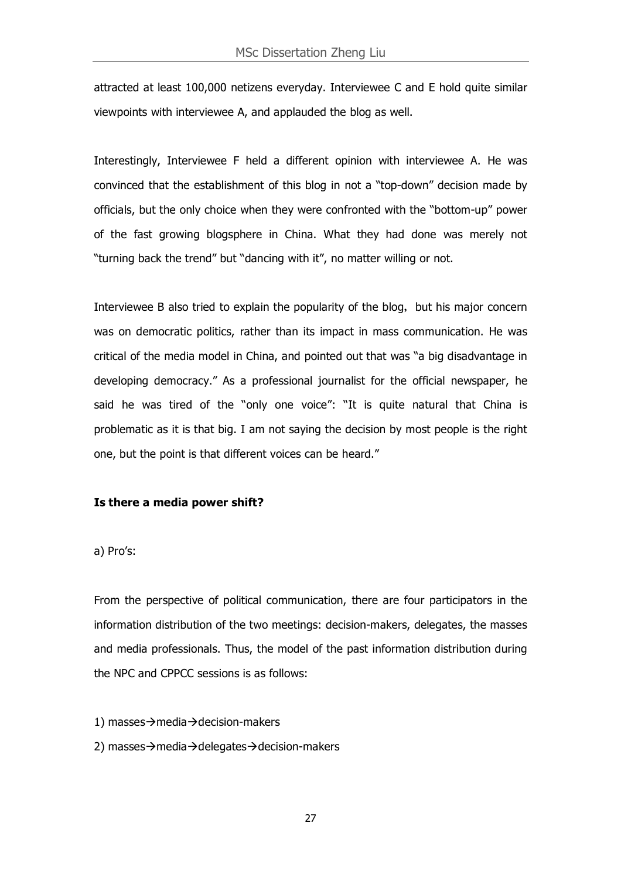attracted at least 100,000 netizens everyday. Interviewee C and E hold quite similar viewpoints with interviewee A, and applauded the blog as well.

Interestingly, Interviewee F held a different opinion with interviewee A. He was convinced that the establishment of this blog in not a "top-down" decision made by officials, but the only choice when they were confronted with the "bottom-up" power of the fast growing blogsphere in China. What they had done was merely not "turning back the trend" but "dancing with it", no matter willing or not.

Interviewee B also tried to explain the popularity of the blog, but his major concern was on democratic politics, rather than its impact in mass communication. He was critical of the media model in China, and pointed out that was "a big disadvantage in developing democracy." As a professional journalist for the official newspaper, he said he was tired of the "only one voice": "It is quite natural that China is problematic as it is that big. I am not saying the decision by most people is the right one, but the point is that different voices can be heard."

**Is there a media power shift?**

a) Pro's:

From the perspective of political communication, there are four participators in the information distribution of the two meetings: decision-makers, delegates, the masses and media professionals. Thus, the model of the past information distribution during the NPC and CPPCC sessions is as follows:

1) masses→media→decision-makers

2) masses→media→delegates→decision-makers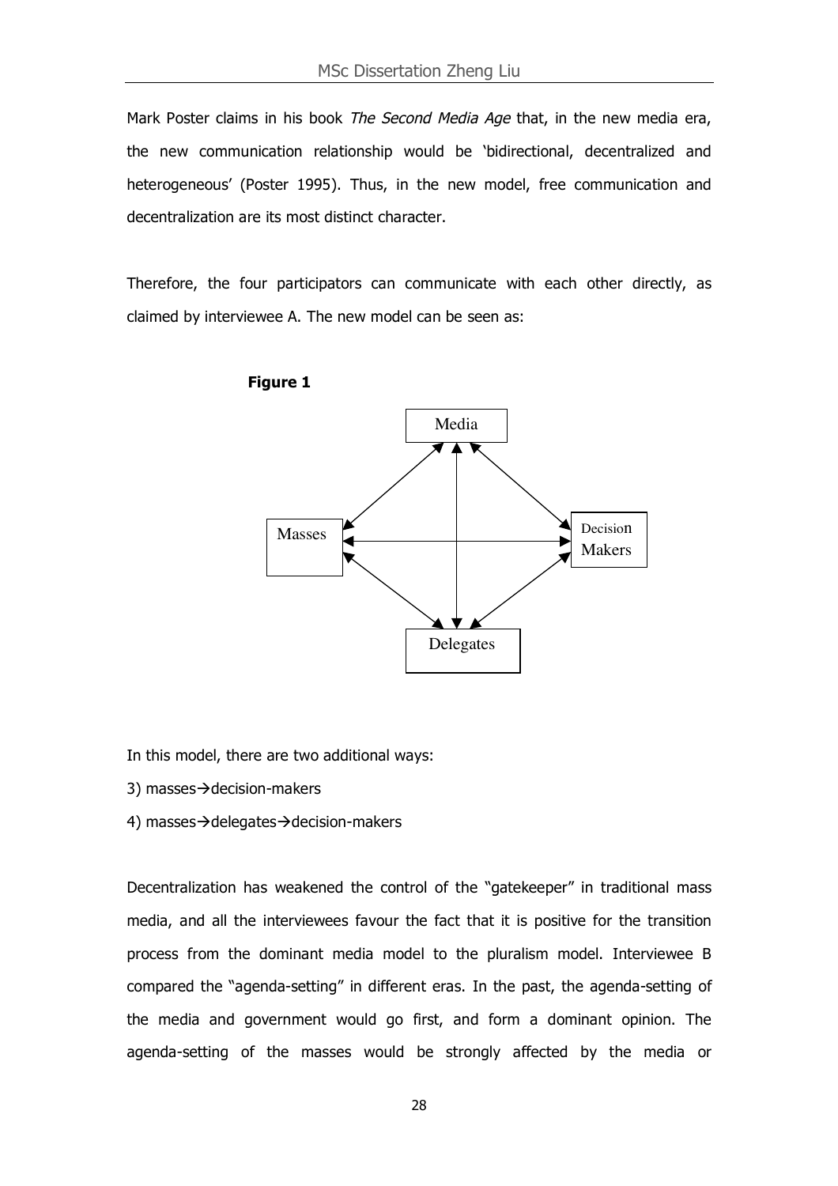Mark Poster claims in his book *The Second Media Age* that, in the new media era, the new communication relationship would be 'bidirectional, decentralized and heterogeneous' (Poster 1995). Thus, in the new model, free communication and decentralization are its most distinct character.

Therefore, the four participators can communicate with each other directly, as claimed by interviewee A. The new model can be seen as:

**Figure 1**

Media

Masses

Decision Makers

Delegates

In this model, there are two additional ways:

3) masses→decision-makers

4) masses→delegates→decision-makers

Decentralization has weakened the control of the "gatekeeper" in traditional mass media, and all the interviewees favour the fact that it is positive for the transition process from the dominant media model to the pluralism model. Interviewee B compared the "agenda-setting" in different eras. In the past, the agenda-setting of the media and government would go first, and form a dominant opinion. The agenda-setting of the masses would be strongly affected by the media or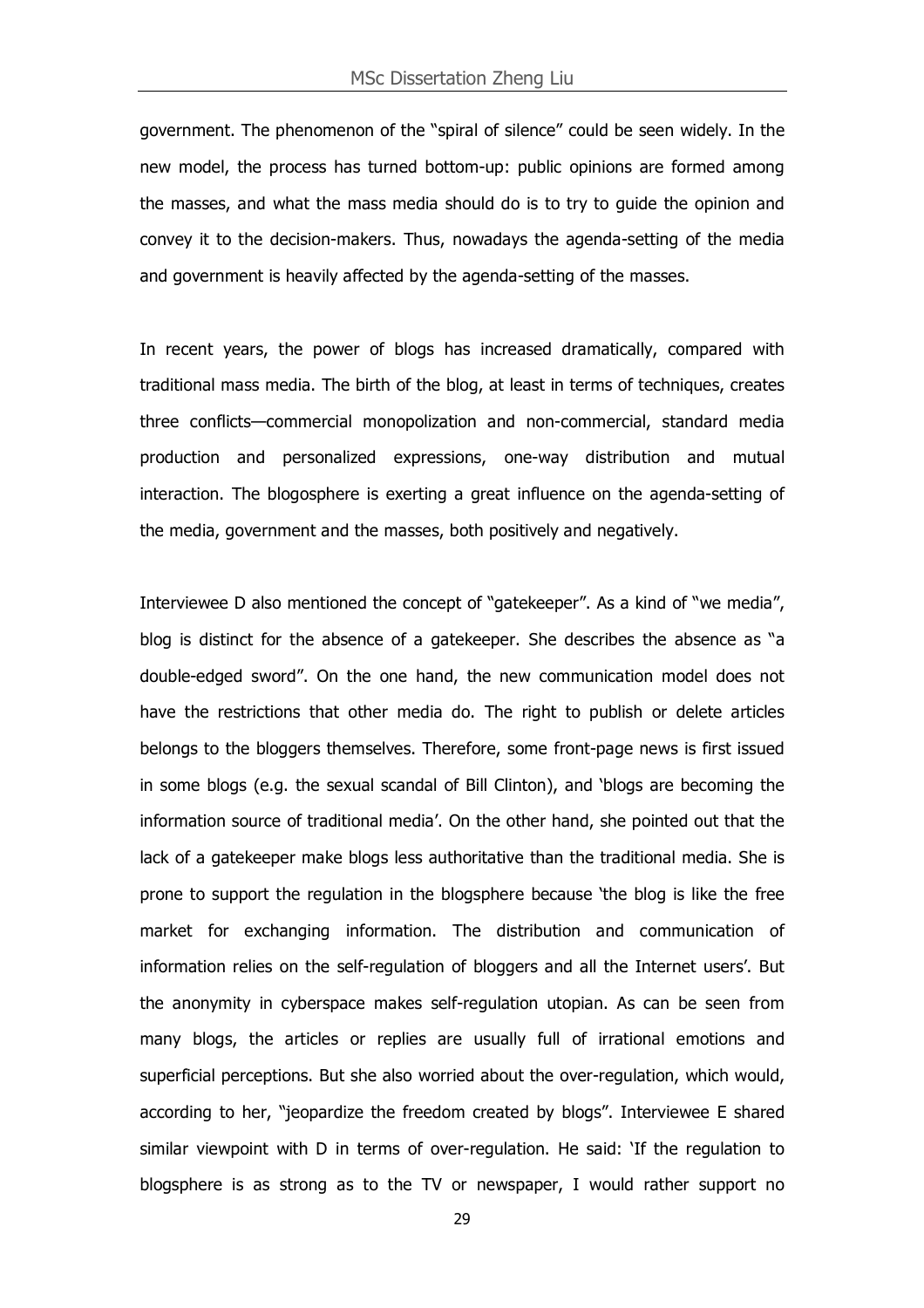government. The phenomenon of the "spiral of silence" could be seen widely. In the new model, the process has turned bottom-up: public opinions are formed among the masses, and what the mass media should do is to try to guide the opinion and convey it to the decision-makers. Thus, nowadays the agenda-setting of the media and government is heavily affected by the agenda-setting of the masses.

In recent years, the power of blogs has increased dramatically, compared with traditional mass media. The birth of the blog, at least in terms of techniques, creates three conflicts—commercial monopolization and non-commercial, standard media production and personalized expressions, one-way distribution and mutual interaction. The blogosphere is exerting a great influence on the agenda-setting of the media, government and the masses, both positively and negatively.

Interviewee D also mentioned the concept of "gatekeeper". As a kind of "we media", blog is distinct for the absence of a gatekeeper. She describes the absence as "a double-edged sword". On the one hand, the new communication model does not have the restrictions that other media do. The right to publish or delete articles belongs to the bloggers themselves. Therefore, some front-page news is first issued in some blogs (e.g. the sexual scandal of Bill Clinton), and 'blogs are becoming the information source of traditional media'. On the other hand, she pointed out that the lack of a gatekeeper make blogs less authoritative than the traditional media. She is prone to support the regulation in the blogsphere because 'the blog is like the free market for exchanging information. The distribution and communication of information relies on the self-regulation of bloggers and all the Internet users'. But the anonymity in cyberspace makes self-regulation utopian. As can be seen from many blogs, the articles or replies are usually full of irrational emotions and superficial perceptions. But she also worried about the over-regulation, which would, according to her, "jeopardize the freedom created by blogs". Interviewee E shared similar viewpoint with D in terms of over-regulation. He said: 'If the regulation to blogsphere is as strong as to the TV or newspaper, I would rather support no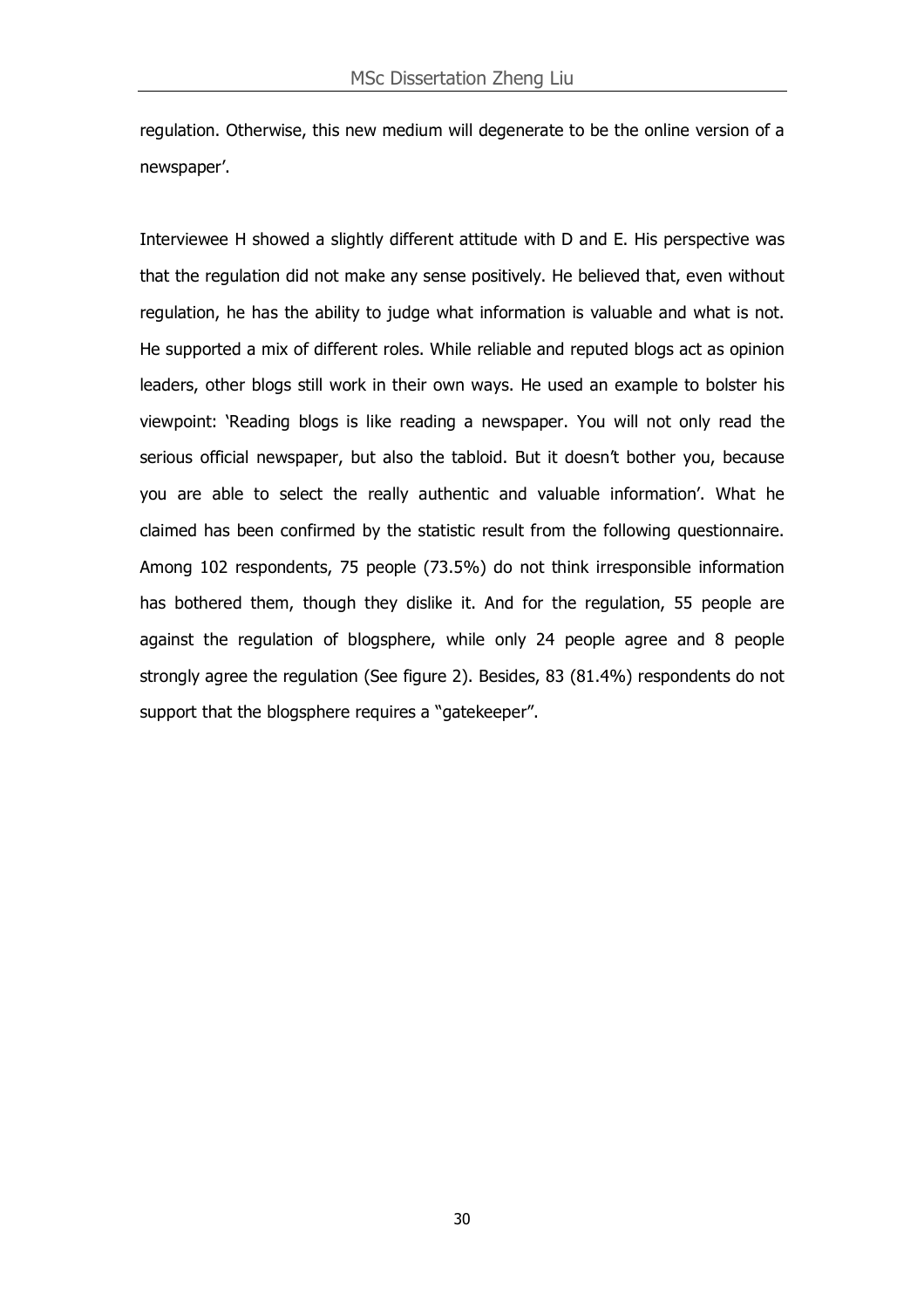regulation. Otherwise, this new medium will degenerate to be the online version of a newspaper'.

Interviewee H showed a slightly different attitude with D and E. His perspective was that the regulation did not make any sense positively. He believed that, even without regulation, he has the ability to judge what information is valuable and what is not. He supported a mix of different roles. While reliable and reputed blogs act as opinion leaders, other blogs still work in their own ways. He used an example to bolster his viewpoint: 'Reading blogs is like reading a newspaper. You will not only read the serious official newspaper, but also the tabloid. But it doesn't bother you, because you are able to select the really authentic and valuable information'. What he claimed has been confirmed by the statistic result from the following questionnaire. Among 102 respondents, 75 people (73.5%) do not think irresponsible information has bothered them, though they dislike it. And for the regulation, 55 people are against the regulation of blogsphere, while only 24 people agree and 8 people strongly agree the regulation (See figure 2). Besides, 83 (81.4%) respondents do not support that the blogsphere requires a "gatekeeper".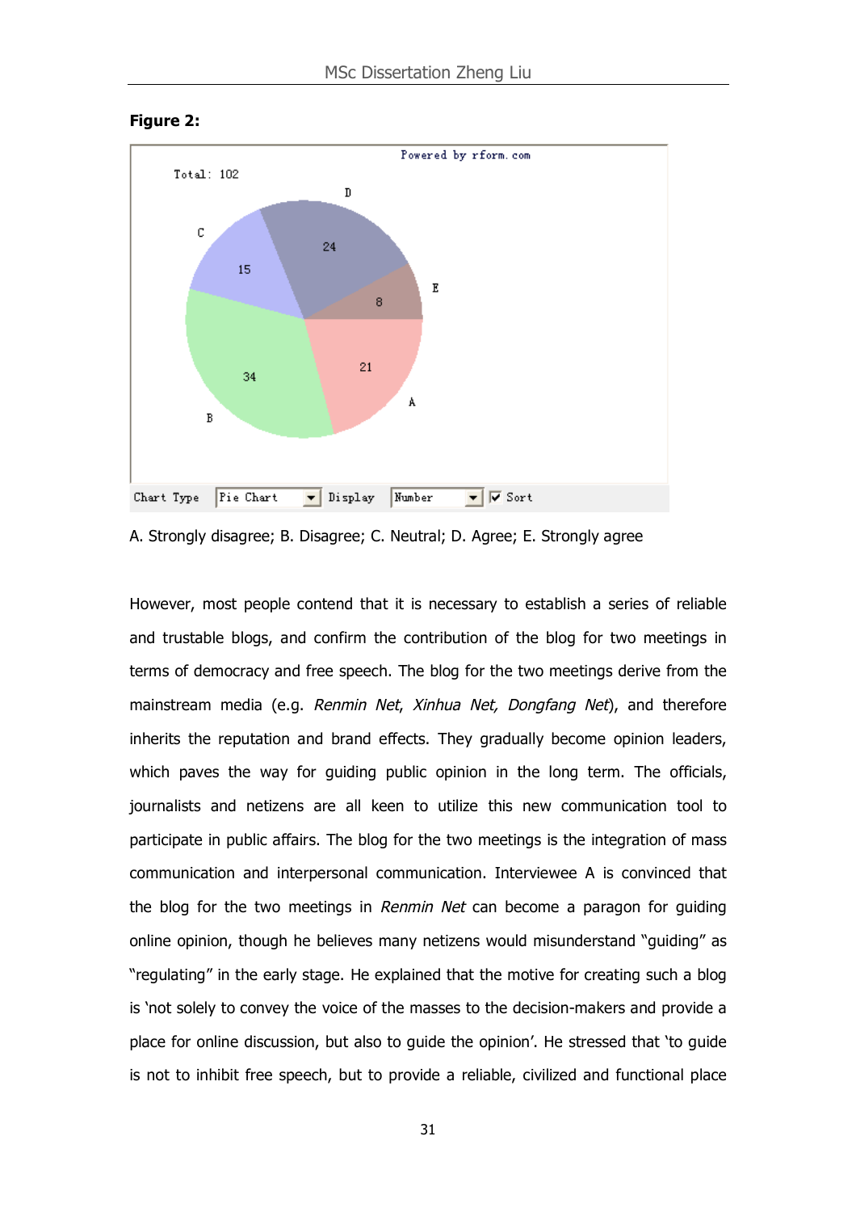**Figure 2:**

A. Strongly disagree; B. Disagree; C. Neutral; D. Agree; E. Strongly agree

However, most people contend that it is necessary to establish a series of reliable and trustable blogs, and confirm the contribution of the blog for two meetings in terms of democracy and free speech. The blog for the two meetings derive from the mainstream media (e.g. *Renmin Net*, *Xinhua Net, Dongfang Net*), and therefore inherits the reputation and brand effects. They gradually become opinion leaders, which paves the way for guiding public opinion in the long term. The officials, journalists and netizens are all keen to utilize this new communication tool to participate in public affairs. The blog for the two meetings is the integration of mass communication and interpersonal communication. Interviewee A is convinced that the blog for the two meetings in *Renmin Net* can become a paragon for guiding online opinion, though he believes many netizens would misunderstand "guiding" as "regulating" in the early stage. He explained that the motive for creating such a blog is 'not solely to convey the voice of the masses to the decision-makers and provide a place for online discussion, but also to guide the opinion'. He stressed that 'to guide is not to inhibit free speech, but to provide a reliable, civilized and functional place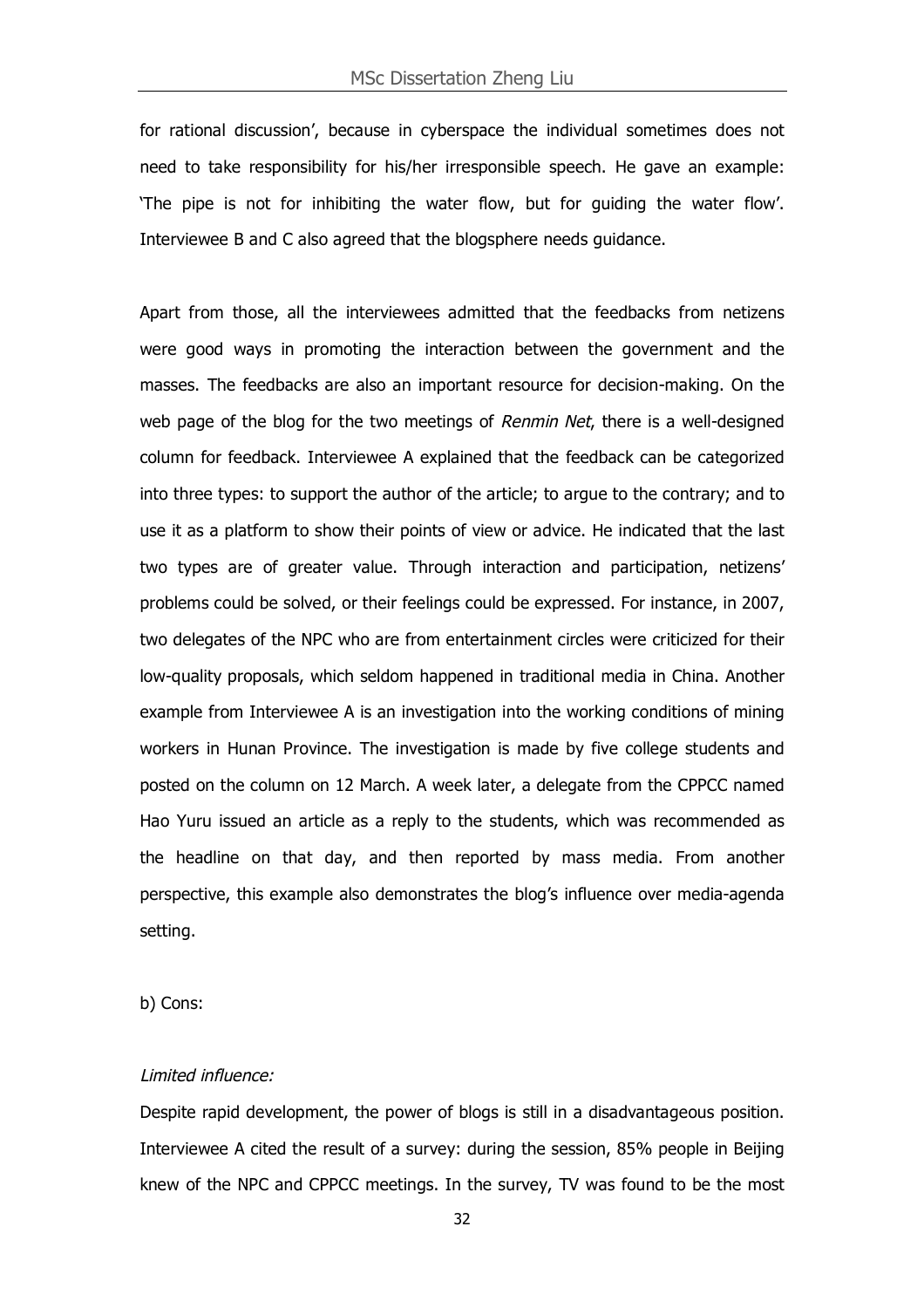for rational discussion', because in cyberspace the individual sometimes does not need to take responsibility for his/her irresponsible speech. He gave an example: 'The pipe is not for inhibiting the water flow, but for guiding the water flow'. Interviewee B and C also agreed that the blogsphere needs guidance.

Apart from those, all the interviewees admitted that the feedbacks from netizens were good ways in promoting the interaction between the government and the masses. The feedbacks are also an important resource for decision-making. On the web page of the blog for the two meetings of *Renmin Net*, there is a well-designed column for feedback. Interviewee A explained that the feedback can be categorized into three types: to support the author of the article; to argue to the contrary; and to use it as a platform to show their points of view or advice. He indicated that the last two types are of greater value. Through interaction and participation, netizens' problems could be solved, or their feelings could be expressed. For instance, in 2007, two delegates of the NPC who are from entertainment circles were criticized for their low-quality proposals, which seldom happened in traditional media in China. Another example from Interviewee A is an investigation into the working conditions of mining workers in Hunan Province. The investigation is made by five college students and posted on the column on 12 March. A week later, a delegate from the CPPCC named Hao Yuru issued an article as a reply to the students, which was recommended as the headline on that day, and then reported by mass media. From another perspective, this example also demonstrates the blog's influence over media-agenda setting.

b) Cons:

*Limited influence:*

Despite rapid development, the power of blogs is still in a disadvantageous position. Interviewee A cited the result of a survey: during the session, 85% people in Beijing knew of the NPC and CPPCC meetings. In the survey, TV was found to be the most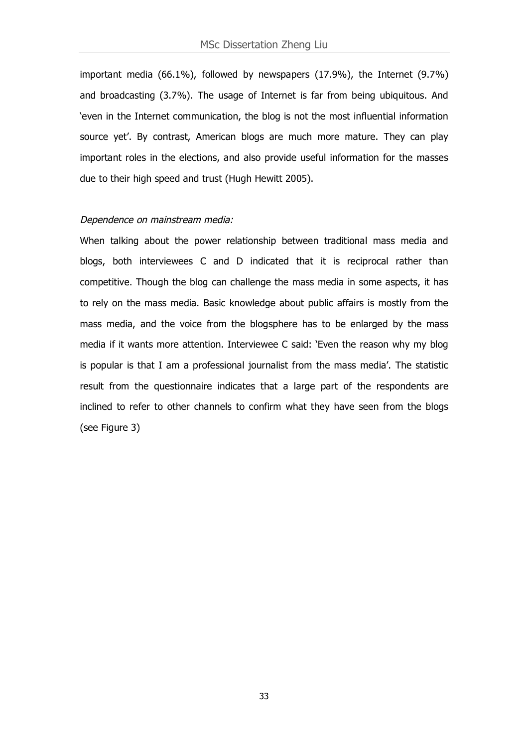important media (66.1%), followed by newspapers (17.9%), the Internet (9.7%) and broadcasting (3.7%). The usage of Internet is far from being ubiquitous. And 'even in the Internet communication, the blog is not the most influential information source yet'. By contrast, American blogs are much more mature. They can play important roles in the elections, and also provide useful information for the masses due to their high speed and trust (Hugh Hewitt 2005).

*Dependence on mainstream media:*

When talking about the power relationship between traditional mass media and blogs, both interviewees C and D indicated that it is reciprocal rather than competitive. Though the blog can challenge the mass media in some aspects, it has to rely on the mass media. Basic knowledge about public affairs is mostly from the mass media, and the voice from the blogsphere has to be enlarged by the mass media if it wants more attention. Interviewee C said: 'Even the reason why my blog is popular is that I am a professional journalist from the mass media'. The statistic result from the questionnaire indicates that a large part of the respondents are inclined to refer to other channels to confirm what they have seen from the blogs (see Figure 3)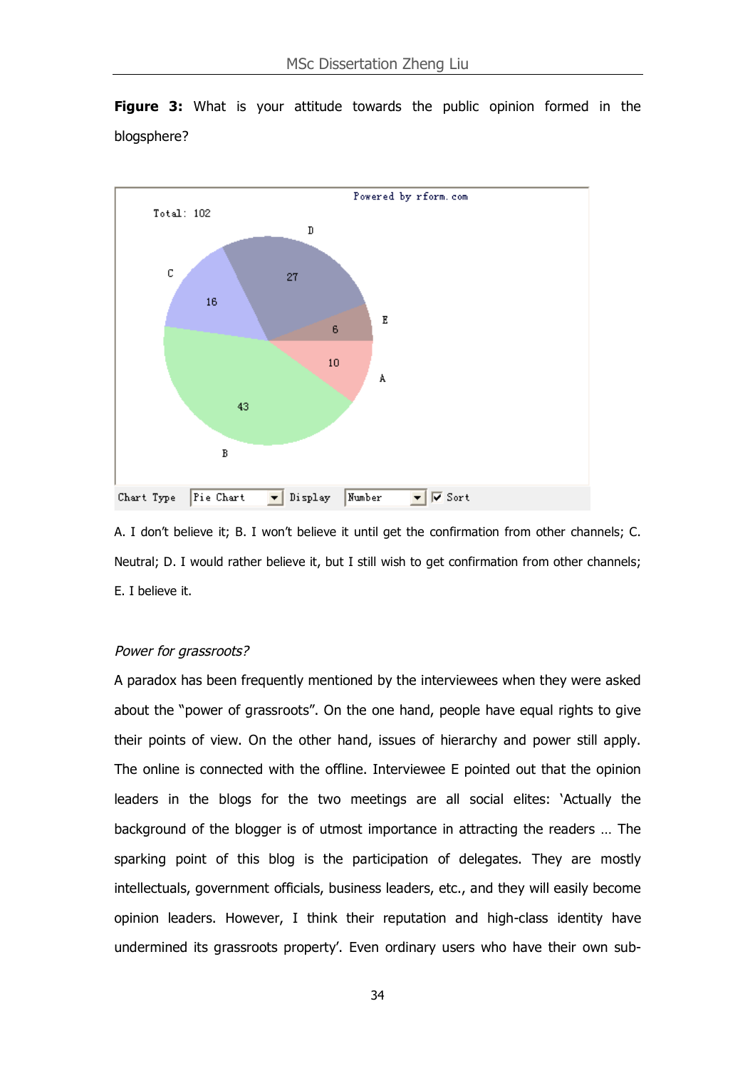**Figure 3:** What is your attitude towards the public opinion formed in the blogsphere?

A. I don't believe it; B. I won't believe it until get the confirmation from other channels; C. Neutral; D. I would rather believe it, but I still wish to get confirmation from other channels; E. I believe it.

*Power for grassroots?*

A paradox has been frequently mentioned by the interviewees when they were asked about the "power of grassroots". On the one hand, people have equal rights to give their points of view. On the other hand, issues of hierarchy and power still apply. The online is connected with the offline. Interviewee E pointed out that the opinion leaders in the blogs for the two meetings are all social elites: 'Actually the background of the blogger is of utmost importance in attracting the readers … The sparking point of this blog is the participation of delegates. They are mostly intellectuals, government officials, business leaders, etc., and they will easily become opinion leaders. However, I think their reputation and high-class identity have undermined its grassroots property'. Even ordinary users who have their own sub-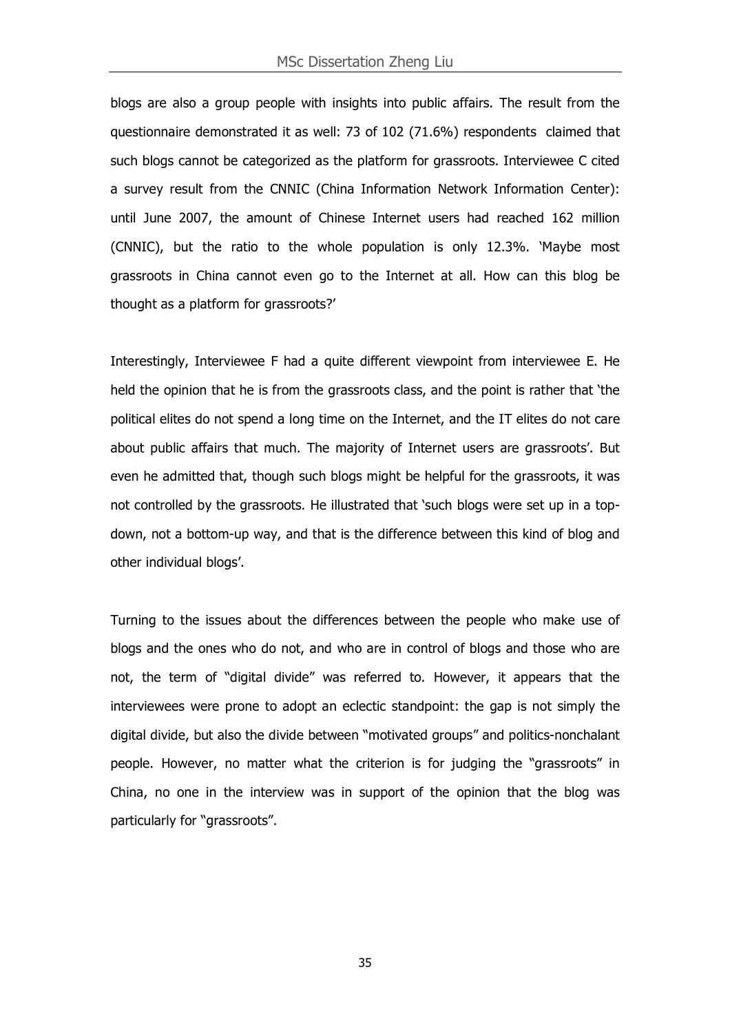blogs are also a group people with insights into public affairs. The result from the questionnaire demonstrated it as well: 73 of 102 (71.6%) respondents claimed that such blogs cannot be categorized as the platform for grassroots. Interviewee C cited a survey result from the CNNIC (China Information Network Information Center): until June 2007, the amount of Chinese Internet users had reached 162 million (CNNIC), but the ratio to the whole population is only 12.3%. 'Maybe most grassroots in China cannot even go to the Internet at all. How can this blog be thought as a platform for grassroots?'

Interestingly, Interviewee F had a quite different viewpoint from interviewee E. He held the opinion that he is from the grassroots class, and the point is rather that 'the political elites do not spend a long time on the Internet, and the IT elites do not care about public affairs that much. The majority of Internet users are grassroots'. But even he admitted that, though such blogs might be helpful for the grassroots, it was not controlled by the grassroots. He illustrated that 'such blogs were set up in a top-down, not a bottom-up way, and that is the difference between this kind of blog and other individual blogs'.

Turning to the issues about the differences between the people who make use of blogs and the ones who do not, and who are in control of blogs and those who are not, the term of "digital divide" was referred to. However, it appears that the interviewees were prone to adopt an eclectic standpoint: the gap is not simply the digital divide, but also the divide between "motivated groups" and politics-nonchalant people. However, no matter what the criterion is for judging the "grassroots" in China, no one in the interview was in support of the opinion that the blog was particularly for "grassroots".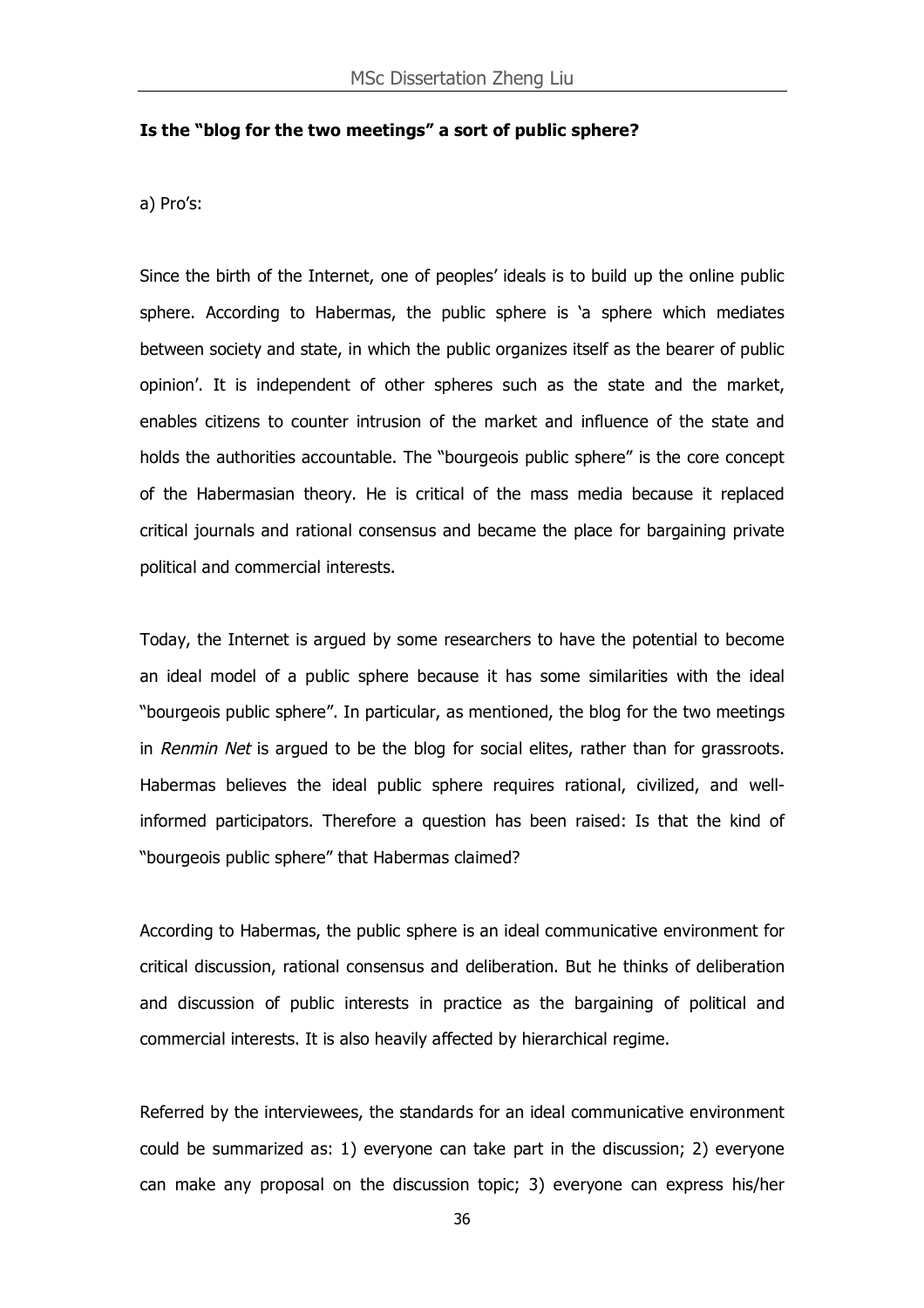**Is the "blog for the two meetings" a sort of public sphere?**

a) Pro's:

Since the birth of the Internet, one of peoples' ideals is to build up the online public sphere. According to Habermas, the public sphere is 'a sphere which mediates between society and state, in which the public organizes itself as the bearer of public opinion'. It is independent of other spheres such as the state and the market, enables citizens to counter intrusion of the market and influence of the state and holds the authorities accountable. The "bourgeois public sphere" is the core concept of the Habermasian theory. He is critical of the mass media because it replaced critical journals and rational consensus and became the place for bargaining private political and commercial interests.

Today, the Internet is argued by some researchers to have the potential to become an ideal model of a public sphere because it has some similarities with the ideal "bourgeois public sphere". In particular, as mentioned, the blog for the two meetings in *Renmin Net* is argued to be the blog for social elites, rather than for grassroots. Habermas believes the ideal public sphere requires rational, civilized, and well-informed participators. Therefore a question has been raised: Is that the kind of "bourgeois public sphere" that Habermas claimed?

According to Habermas, the public sphere is an ideal communicative environment for critical discussion, rational consensus and deliberation. But he thinks of deliberation and discussion of public interests in practice as the bargaining of political and commercial interests. It is also heavily affected by hierarchical regime.

Referred by the interviewees, the standards for an ideal communicative environment could be summarized as: 1) everyone can take part in the discussion; 2) everyone can make any proposal on the discussion topic; 3) everyone can express his/her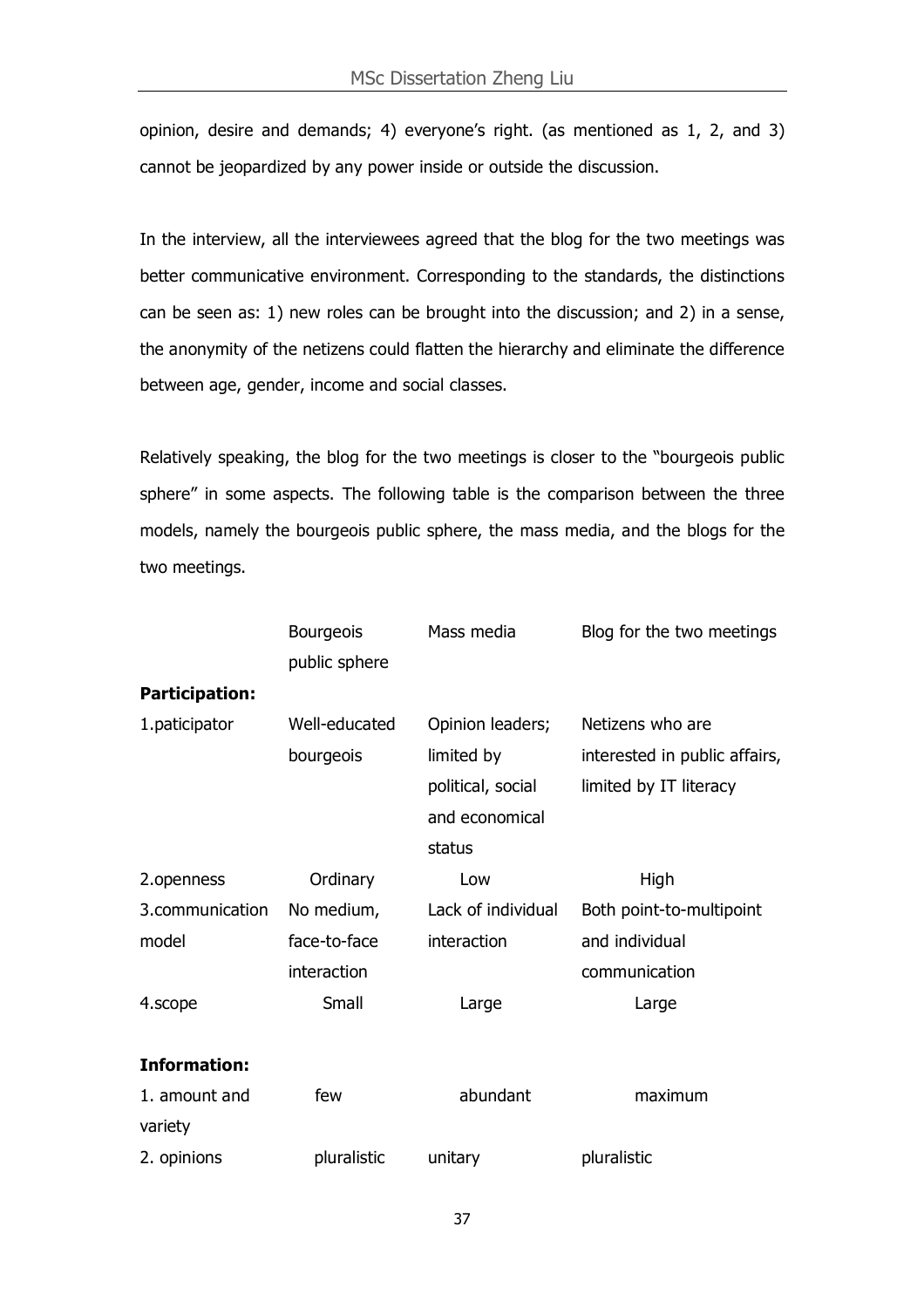opinion, desire and demands; 4) everyone's right. (as mentioned as 1, 2, and 3) cannot be jeopardized by any power inside or outside the discussion.

In the interview, all the interviewees agreed that the blog for the two meetings was better communicative environment. Corresponding to the standards, the distinctions can be seen as: 1) new roles can be brought into the discussion; and 2) in a sense, the anonymity of the netizens could flatten the hierarchy and eliminate the difference between age, gender, income and social classes.

Relatively speaking, the blog for the two meetings is closer to the "bourgeois public sphere" in some aspects. The following table is the comparison between the three models, namely the bourgeois public sphere, the mass media, and the blogs for the two meetings.

| | Bourgeois public sphere | Mass media | Blog for the two meetings |
|---|---|---|---|
| **Participation:** | | | |
| 1.paticipator | Well-educated bourgeois | Opinion leaders; limited by political, social and economical status | Netizens who are interested in public affairs, limited by IT literacy |
| 2.openness | Ordinary | Low | High |
| 3.communication model | No medium, face-to-face interaction | Lack of individual interaction | Both point-to-multipoint and individual communication |
| 4.scope | Small | Large | Large |
| **Information:** | | | |
| 1. amount and variety | few | abundant | maximum |
| 2. opinions | pluralistic | unitary | pluralistic |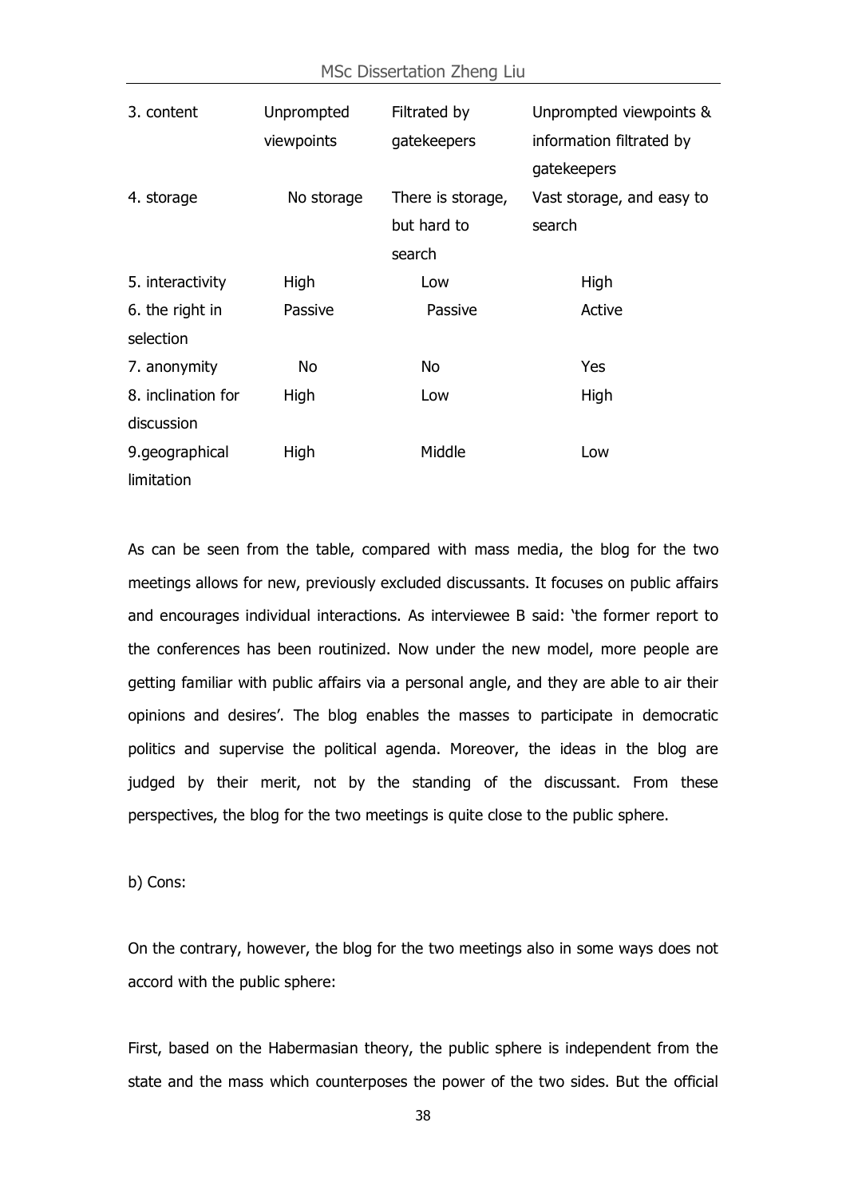| 3. content | Unprompted viewpoints | Filtrated by gatekeepers | Unprompted viewpoints & information filtrated by gatekeepers |
|---|---|---|---|
| 4. storage | No storage | There is storage, but hard to search | Vast storage, and easy to search |
| 5. interactivity | High | Low | High |
| 6. the right in selection | Passive | Passive | Active |
| 7. anonymity | No | No | Yes |
| 8. inclination for discussion | High | Low | High |
| 9.geographical limitation | High | Middle | Low |

As can be seen from the table, compared with mass media, the blog for the two meetings allows for new, previously excluded discussants. It focuses on public affairs and encourages individual interactions. As interviewee B said: 'the former report to the conferences has been routinized. Now under the new model, more people are getting familiar with public affairs via a personal angle, and they are able to air their opinions and desires'. The blog enables the masses to participate in democratic politics and supervise the political agenda. Moreover, the ideas in the blog are judged by their merit, not by the standing of the discussant. From these perspectives, the blog for the two meetings is quite close to the public sphere.

b) Cons:

On the contrary, however, the blog for the two meetings also in some ways does not accord with the public sphere:

First, based on the Habermasian theory, the public sphere is independent from the state and the mass which counterposes the power of the two sides. But the official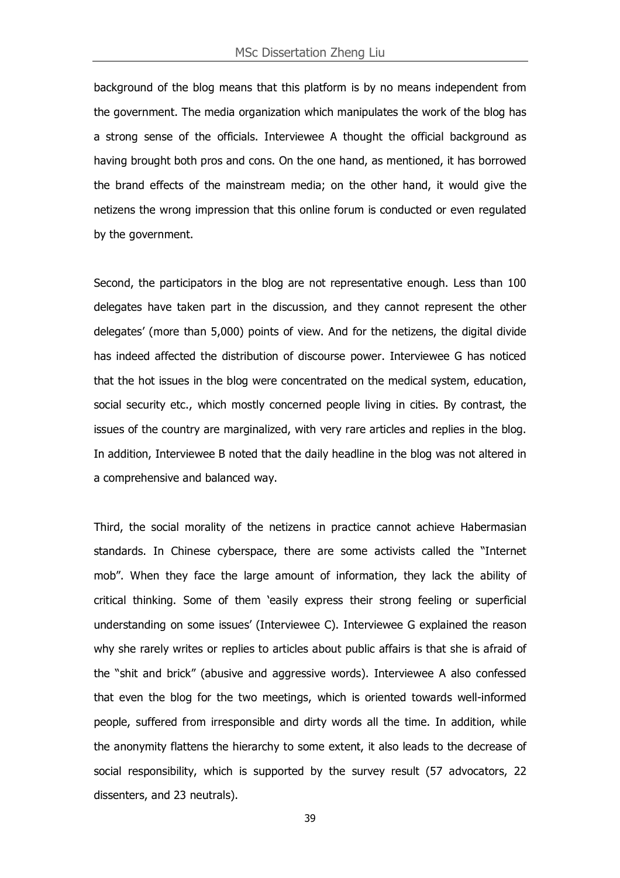background of the blog means that this platform is by no means independent from the government. The media organization which manipulates the work of the blog has a strong sense of the officials. Interviewee A thought the official background as having brought both pros and cons. On the one hand, as mentioned, it has borrowed the brand effects of the mainstream media; on the other hand, it would give the netizens the wrong impression that this online forum is conducted or even regulated by the government.

Second, the participators in the blog are not representative enough. Less than 100 delegates have taken part in the discussion, and they cannot represent the other delegates' (more than 5,000) points of view. And for the netizens, the digital divide has indeed affected the distribution of discourse power. Interviewee G has noticed that the hot issues in the blog were concentrated on the medical system, education, social security etc., which mostly concerned people living in cities. By contrast, the issues of the country are marginalized, with very rare articles and replies in the blog. In addition, Interviewee B noted that the daily headline in the blog was not altered in a comprehensive and balanced way.

Third, the social morality of the netizens in practice cannot achieve Habermasian standards. In Chinese cyberspace, there are some activists called the "Internet mob". When they face the large amount of information, they lack the ability of critical thinking. Some of them 'easily express their strong feeling or superficial understanding on some issues' (Interviewee C). Interviewee G explained the reason why she rarely writes or replies to articles about public affairs is that she is afraid of the "shit and brick" (abusive and aggressive words). Interviewee A also confessed that even the blog for the two meetings, which is oriented towards well-informed people, suffered from irresponsible and dirty words all the time. In addition, while the anonymity flattens the hierarchy to some extent, it also leads to the decrease of social responsibility, which is supported by the survey result (57 advocators, 22 dissenters, and 23 neutrals).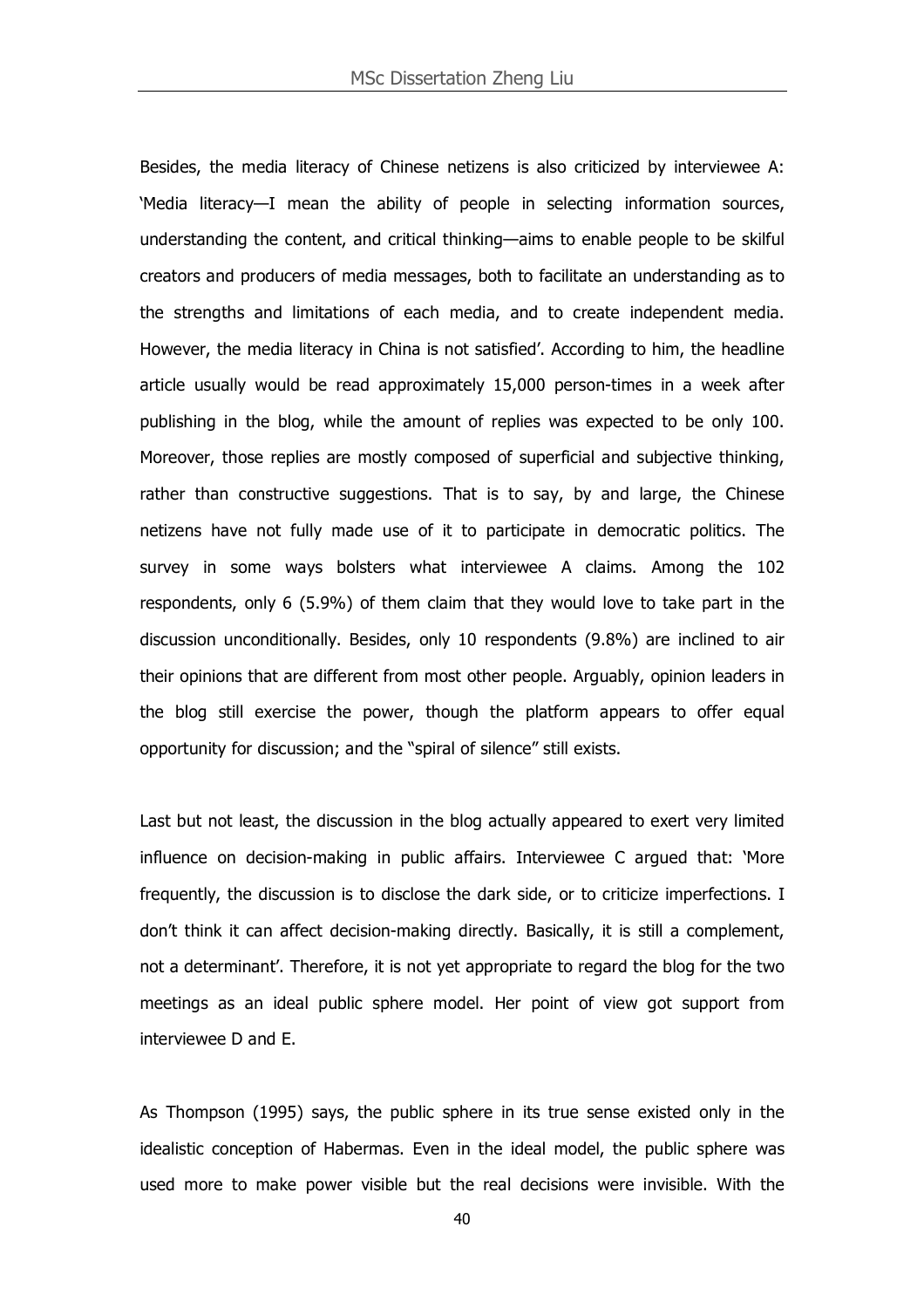Besides, the media literacy of Chinese netizens is also criticized by interviewee A: 'Media literacy—I mean the ability of people in selecting information sources, understanding the content, and critical thinking—aims to enable people to be skilful creators and producers of media messages, both to facilitate an understanding as to the strengths and limitations of each media, and to create independent media. However, the media literacy in China is not satisfied'. According to him, the headline article usually would be read approximately 15,000 person-times in a week after publishing in the blog, while the amount of replies was expected to be only 100. Moreover, those replies are mostly composed of superficial and subjective thinking, rather than constructive suggestions. That is to say, by and large, the Chinese netizens have not fully made use of it to participate in democratic politics. The survey in some ways bolsters what interviewee A claims. Among the 102 respondents, only 6 (5.9%) of them claim that they would love to take part in the discussion unconditionally. Besides, only 10 respondents (9.8%) are inclined to air their opinions that are different from most other people. Arguably, opinion leaders in the blog still exercise the power, though the platform appears to offer equal opportunity for discussion; and the "spiral of silence" still exists.

Last but not least, the discussion in the blog actually appeared to exert very limited influence on decision-making in public affairs. Interviewee C argued that: 'More frequently, the discussion is to disclose the dark side, or to criticize imperfections. I don't think it can affect decision-making directly. Basically, it is still a complement, not a determinant'. Therefore, it is not yet appropriate to regard the blog for the two meetings as an ideal public sphere model. Her point of view got support from interviewee D and E.

As Thompson (1995) says, the public sphere in its true sense existed only in the idealistic conception of Habermas. Even in the ideal model, the public sphere was used more to make power visible but the real decisions were invisible. With the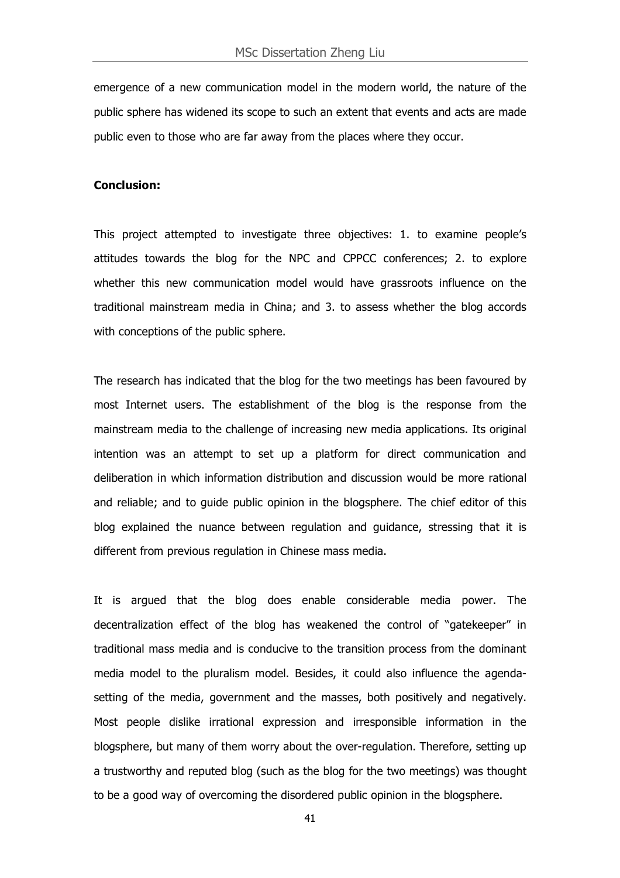emergence of a new communication model in the modern world, the nature of the public sphere has widened its scope to such an extent that events and acts are made public even to those who are far away from the places where they occur.

**Conclusion:**

This project attempted to investigate three objectives: 1. to examine people's attitudes towards the blog for the NPC and CPPCC conferences; 2. to explore whether this new communication model would have grassroots influence on the traditional mainstream media in China; and 3. to assess whether the blog accords with conceptions of the public sphere.

The research has indicated that the blog for the two meetings has been favoured by most Internet users. The establishment of the blog is the response from the mainstream media to the challenge of increasing new media applications. Its original intention was an attempt to set up a platform for direct communication and deliberation in which information distribution and discussion would be more rational and reliable; and to guide public opinion in the blogsphere. The chief editor of this blog explained the nuance between regulation and guidance, stressing that it is different from previous regulation in Chinese mass media.

It is argued that the blog does enable considerable media power. The decentralization effect of the blog has weakened the control of "gatekeeper" in traditional mass media and is conducive to the transition process from the dominant media model to the pluralism model. Besides, it could also influence the agenda-setting of the media, government and the masses, both positively and negatively. Most people dislike irrational expression and irresponsible information in the blogsphere, but many of them worry about the over-regulation. Therefore, setting up a trustworthy and reputed blog (such as the blog for the two meetings) was thought to be a good way of overcoming the disordered public opinion in the blogsphere.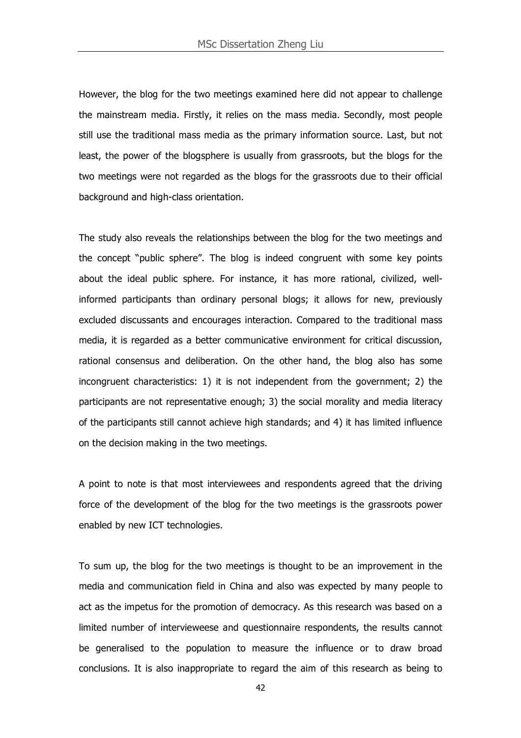However, the blog for the two meetings examined here did not appear to challenge the mainstream media. Firstly, it relies on the mass media. Secondly, most people still use the traditional mass media as the primary information source. Last, but not least, the power of the blogsphere is usually from grassroots, but the blogs for the two meetings were not regarded as the blogs for the grassroots due to their official background and high-class orientation.

The study also reveals the relationships between the blog for the two meetings and the concept "public sphere". The blog is indeed congruent with some key points about the ideal public sphere. For instance, it has more rational, civilized, well-informed participants than ordinary personal blogs; it allows for new, previously excluded discussants and encourages interaction. Compared to the traditional mass media, it is regarded as a better communicative environment for critical discussion, rational consensus and deliberation. On the other hand, the blog also has some incongruent characteristics: 1) it is not independent from the government; 2) the participants are not representative enough; 3) the social morality and media literacy of the participants still cannot achieve high standards; and 4) it has limited influence on the decision making in the two meetings.

A point to note is that most interviewees and respondents agreed that the driving force of the development of the blog for the two meetings is the grassroots power enabled by new ICT technologies.

To sum up, the blog for the two meetings is thought to be an improvement in the media and communication field in China and also was expected by many people to act as the impetus for the promotion of democracy. As this research was based on a limited number of intervieweese and questionnaire respondents, the results cannot be generalised to the population to measure the influence or to draw broad conclusions. It is also inappropriate to regard the aim of this research as being to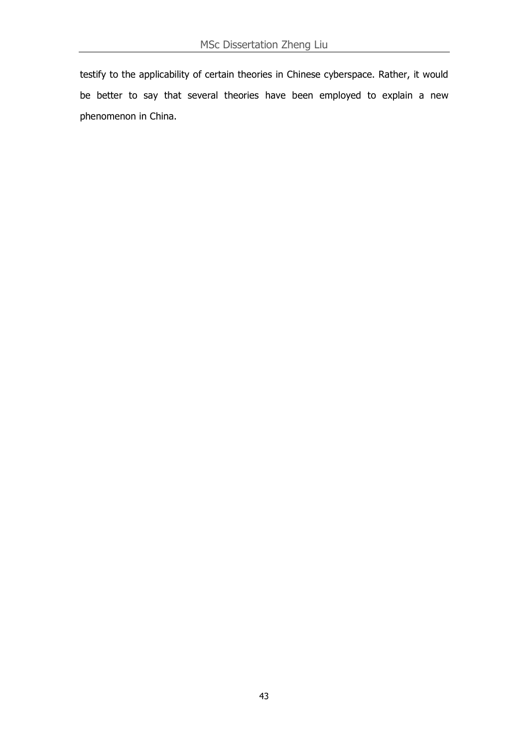testify to the applicability of certain theories in Chinese cyberspace. Rather, it would be better to say that several theories have been employed to explain a new phenomenon in China.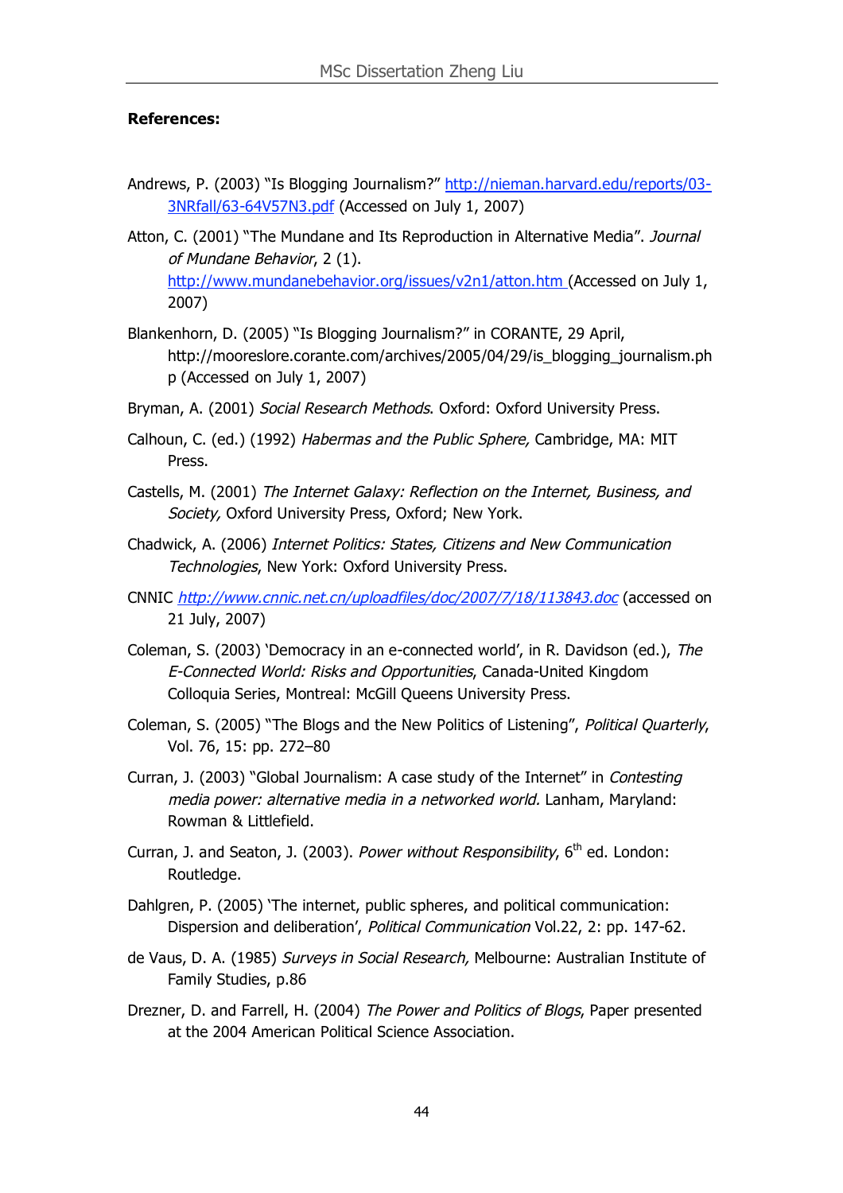**References:**

Andrews, P. (2003) "Is Blogging Journalism?" http://nieman.harvard.edu/reports/03-3NRfall/63-64V57N3.pdf (Accessed on July 1, 2007)

Atton, C. (2001) "The Mundane and Its Reproduction in Alternative Media". *Journal of Mundane Behavior*, 2 (1). http://www.mundanebehavior.org/issues/v2n1/atton.htm (Accessed on July 1, 2007)

Blankenhorn, D. (2005) "Is Blogging Journalism?" in CORANTE, 29 April, http://mooreslore.corante.com/archives/2005/04/29/is_blogging_journalism.php (Accessed on July 1, 2007)

Bryman, A. (2001) *Social Research Methods*. Oxford: Oxford University Press.

Calhoun, C. (ed.) (1992) *Habermas and the Public Sphere,* Cambridge, MA: MIT Press.

Castells, M. (2001) *The Internet Galaxy: Reflection on the Internet, Business, and Society,* Oxford University Press, Oxford; New York.

Chadwick, A. (2006) *Internet Politics: States, Citizens and New Communication Technologies*, New York: Oxford University Press.

CNNIC *http://www.cnnic.net.cn/uploadfiles/doc/2007/7/18/113843.doc* (accessed on 21 July, 2007)

Coleman, S. (2003) 'Democracy in an e-connected world', in R. Davidson (ed.), *The E-Connected World: Risks and Opportunities*, Canada-United Kingdom Colloquia Series, Montreal: McGill Queens University Press.

Coleman, S. (2005) "The Blogs and the New Politics of Listening", *Political Quarterly*, Vol. 76, 15: pp. 272–80

Curran, J. (2003) "Global Journalism: A case study of the Internet" in *Contesting media power: alternative media in a networked world.* Lanham, Maryland: Rowman & Littlefield.

Curran, J. and Seaton, J. (2003). *Power without Responsibility*, 6th ed. London: Routledge.

Dahlgren, P. (2005) 'The internet, public spheres, and political communication: Dispersion and deliberation', *Political Communication* Vol.22, 2: pp. 147-62.

de Vaus, D. A. (1985) *Surveys in Social Research,* Melbourne: Australian Institute of Family Studies, p.86

Drezner, D. and Farrell, H. (2004) *The Power and Politics of Blogs*, Paper presented at the 2004 American Political Science Association.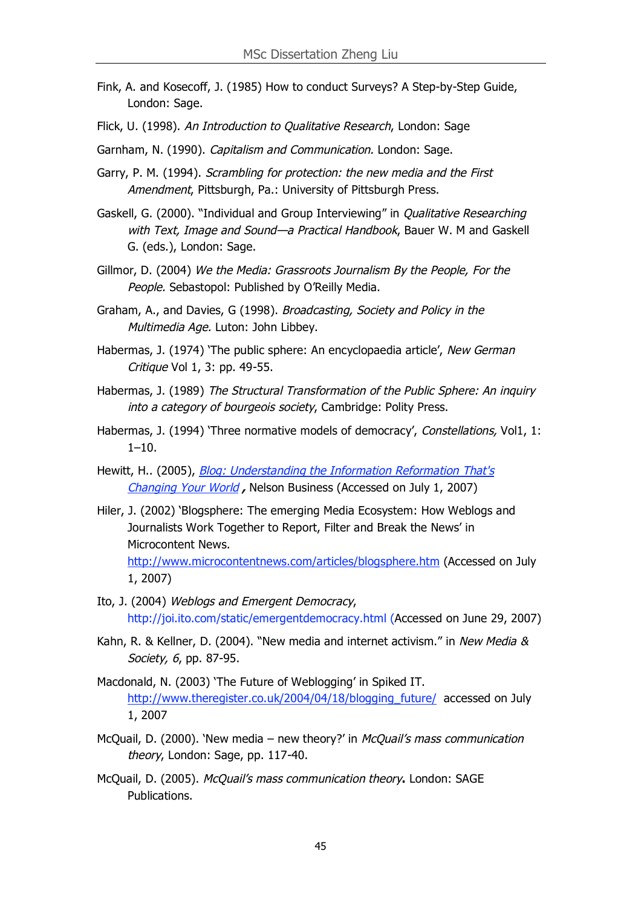Fink, A. and Kosecoff, J. (1985) How to conduct Surveys? A Step-by-Step Guide, London: Sage.

Flick, U. (1998). *An Introduction to Qualitative Research*, London: Sage

Garnham, N. (1990). *Capitalism and Communication.* London: Sage.

Garry, P. M. (1994). *Scrambling for protection: the new media and the First Amendment*, Pittsburgh, Pa.: University of Pittsburgh Press.

Gaskell, G. (2000). "Individual and Group Interviewing" in *Qualitative Researching with Text, Image and Sound—a Practical Handbook*, Bauer W. M and Gaskell G. (eds.), London: Sage.

Gillmor, D. (2004) *We the Media: Grassroots Journalism By the People, For the People.* Sebastopol: Published by O'Reilly Media.

Graham, A., and Davies, G (1998). *Broadcasting, Society and Policy in the Multimedia Age.* Luton: John Libbey.

Habermas, J. (1974) 'The public sphere: An encyclopaedia article', *New German Critique* Vol 1, 3: pp. 49-55.

Habermas, J. (1989) *The Structural Transformation of the Public Sphere: An inquiry into a category of bourgeois society*, Cambridge: Polity Press.

Habermas, J. (1994) 'Three normative models of democracy', *Constellations,* Vol1, 1: 1–10.

Hewitt, H.. (2005), *Blog: Understanding the Information Reformation That's Changing Your World*, Nelson Business (Accessed on July 1, 2007)

Hiler, J. (2002) 'Blogsphere: The emerging Media Ecosystem: How Weblogs and Journalists Work Together to Report, Filter and Break the News' in Microcontent News. http://www.microcontentnews.com/articles/blogsphere.htm (Accessed on July 1, 2007)

Ito, J. (2004) *Weblogs and Emergent Democracy*, http://joi.ito.com/static/emergentdemocracy.html (Accessed on June 29, 2007)

Kahn, R. & Kellner, D. (2004). "New media and internet activism." in *New Media & Society, 6*, pp. 87-95.

Macdonald, N. (2003) 'The Future of Weblogging' in Spiked IT. http://www.theregister.co.uk/2004/04/18/blogging_future/ accessed on July 1, 2007

McQuail, D. (2000). 'New media – new theory?' in *McQuail's mass communication theory*, London: Sage, pp. 117-40.

McQuail, D. (2005). *McQuail's mass communication theory***.** London: SAGE Publications.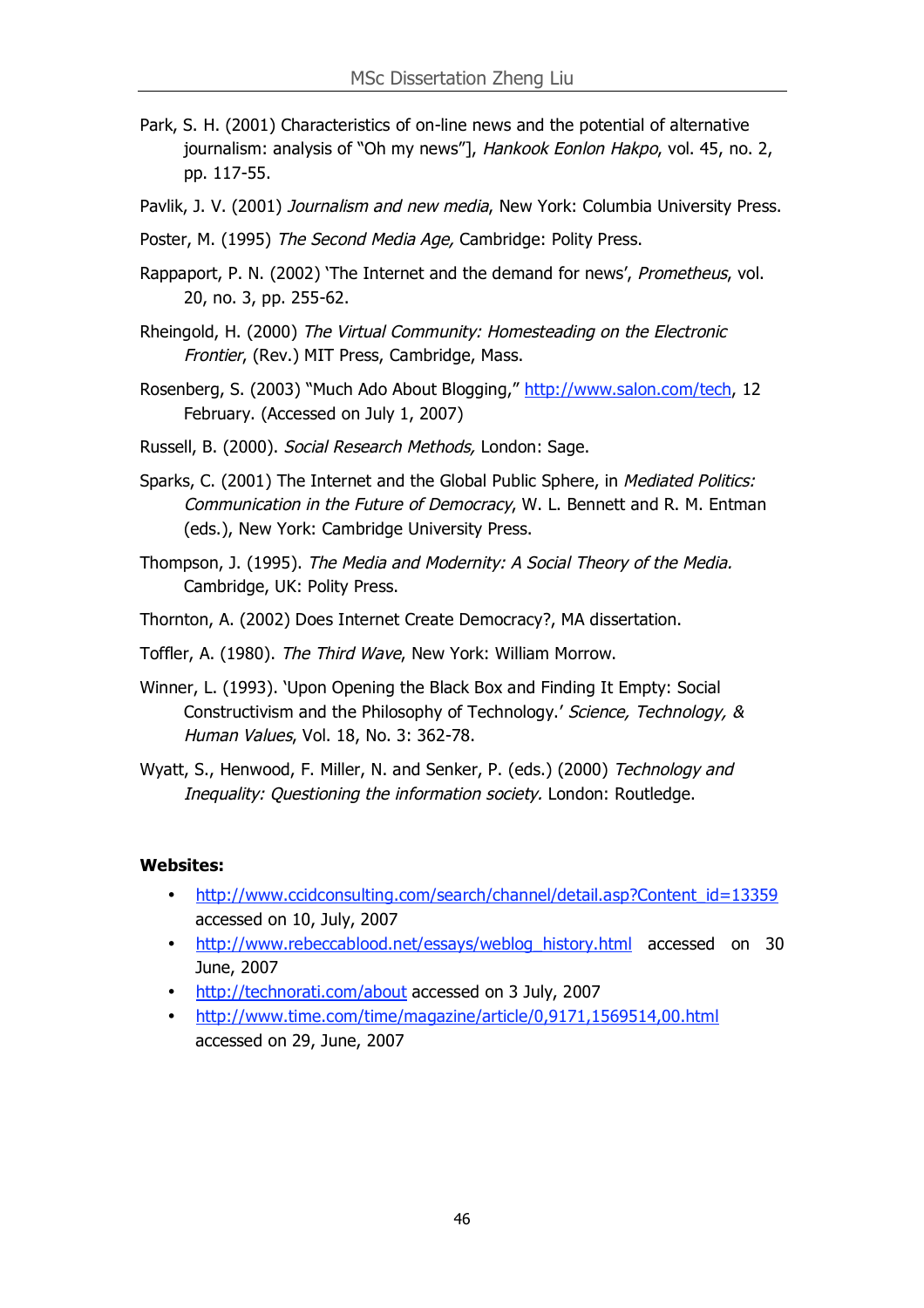Park, S. H. (2001) Characteristics of on-line news and the potential of alternative journalism: analysis of "Oh my news"], *Hankook Eonlon Hakpo*, vol. 45, no. 2, pp. 117-55.

Pavlik, J. V. (2001) *Journalism and new media*, New York: Columbia University Press.

Poster, M. (1995) *The Second Media Age,* Cambridge: Polity Press.

Rappaport, P. N. (2002) 'The Internet and the demand for news', *Prometheus*, vol. 20, no. 3, pp. 255-62.

Rheingold, H. (2000) *The Virtual Community: Homesteading on the Electronic Frontier*, (Rev.) MIT Press, Cambridge, Mass.

Rosenberg, S. (2003) "Much Ado About Blogging," http://www.salon.com/tech, 12 February. (Accessed on July 1, 2007)

Russell, B. (2000). *Social Research Methods,* London: Sage.

Sparks, C. (2001) The Internet and the Global Public Sphere, in *Mediated Politics: Communication in the Future of Democracy*, W. L. Bennett and R. M. Entman (eds.), New York: Cambridge University Press.

Thompson, J. (1995). *The Media and Modernity: A Social Theory of the Media.* Cambridge, UK: Polity Press.

Thornton, A. (2002) Does Internet Create Democracy?, MA dissertation.

Toffler, A. (1980). *The Third Wave*, New York: William Morrow.

Winner, L. (1993). 'Upon Opening the Black Box and Finding It Empty: Social Constructivism and the Philosophy of Technology.' *Science, Technology, & Human Values*, Vol. 18, No. 3: 362-78.

Wyatt, S., Henwood, F. Miller, N. and Senker, P. (eds.) (2000) *Technology and Inequality: Questioning the information society.* London: Routledge.

**Websites:**

- http://www.ccidconsulting.com/search/channel/detail.asp?Content_id=13359 accessed on 10, July, 2007
- http://www.rebeccablood.net/essays/weblog_history.html accessed on 30 June, 2007
- http://technorati.com/about accessed on 3 July, 2007
- http://www.time.com/time/magazine/article/0,9171,1569514,00.html accessed on 29, June, 2007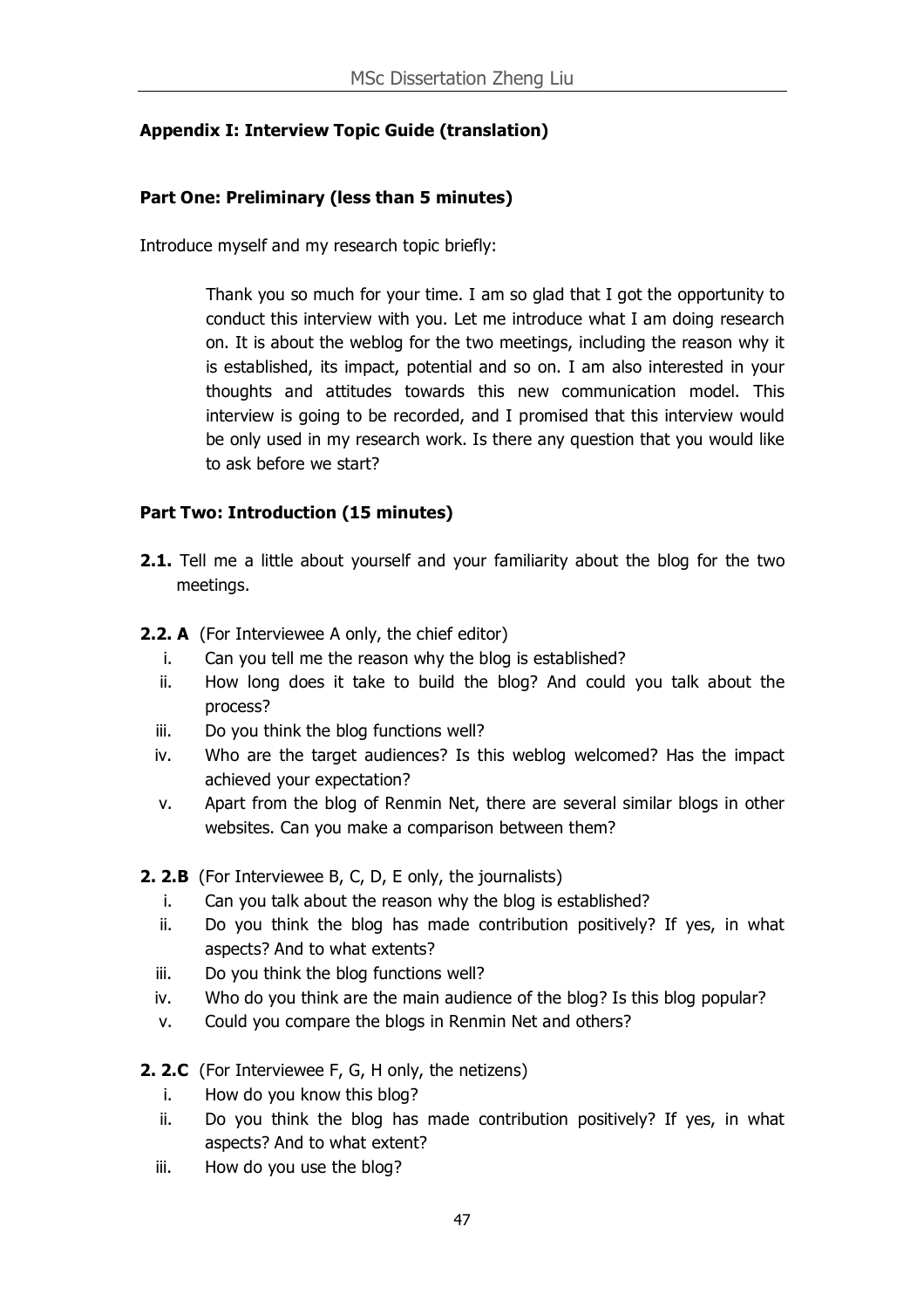**Appendix I: Interview Topic Guide (translation)**

**Part One: Preliminary (less than 5 minutes)**

Introduce myself and my research topic briefly:

> Thank you so much for your time. I am so glad that I got the opportunity to conduct this interview with you. Let me introduce what I am doing research on. It is about the weblog for the two meetings, including the reason why it is established, its impact, potential and so on. I am also interested in your thoughts and attitudes towards this new communication model. This interview is going to be recorded, and I promised that this interview would be only used in my research work. Is there any question that you would like to ask before we start?

**Part Two: Introduction (15 minutes)**

**2.1.** Tell me a little about yourself and your familiarity about the blog for the two meetings.

**2.2. A** (For Interviewee A only, the chief editor)

i. Can you tell me the reason why the blog is established?
ii. How long does it take to build the blog? And could you talk about the process?
iii. Do you think the blog functions well?
iv. Who are the target audiences? Is this weblog welcomed? Has the impact achieved your expectation?
v. Apart from the blog of Renmin Net, there are several similar blogs in other websites. Can you make a comparison between them?

**2. 2.B** (For Interviewee B, C, D, E only, the journalists)

i. Can you talk about the reason why the blog is established?
ii. Do you think the blog has made contribution positively? If yes, in what aspects? And to what extents?
iii. Do you think the blog functions well?
iv. Who do you think are the main audience of the blog? Is this blog popular?
v. Could you compare the blogs in Renmin Net and others?

**2. 2.C** (For Interviewee F, G, H only, the netizens)

i. How do you know this blog?
ii. Do you think the blog has made contribution positively? If yes, in what aspects? And to what extent?
iii. How do you use the blog?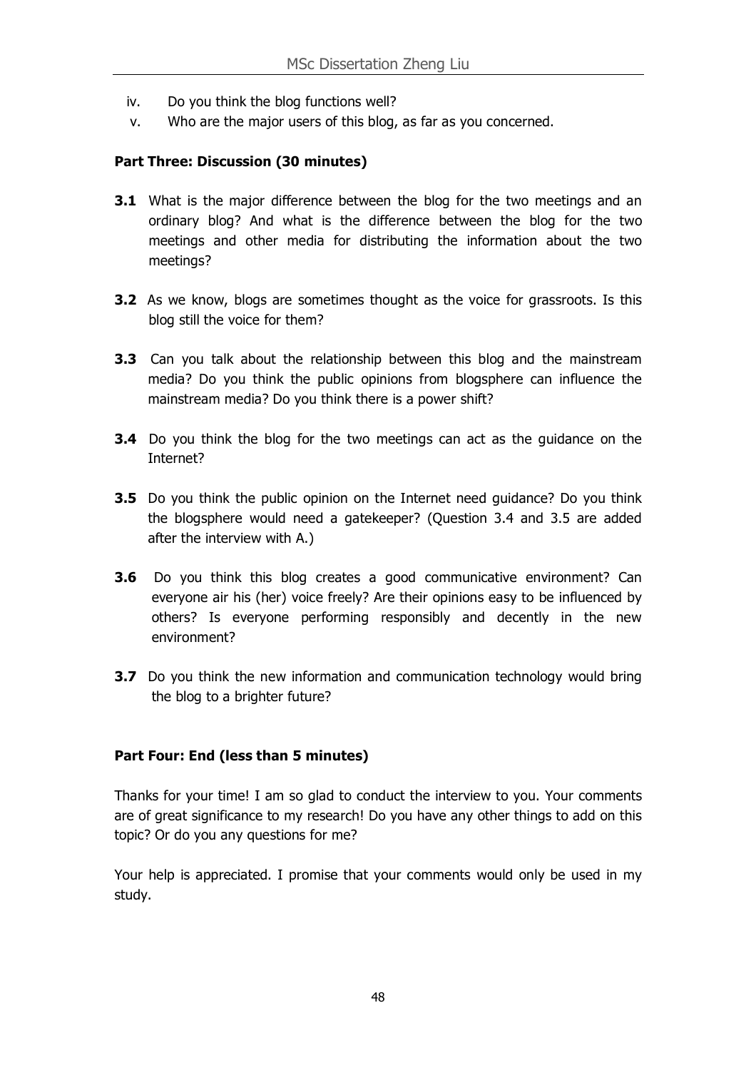iv. Do you think the blog functions well?

v. Who are the major users of this blog, as far as you concerned.

**Part Three: Discussion (30 minutes)**

**3.1** What is the major difference between the blog for the two meetings and an ordinary blog? And what is the difference between the blog for the two meetings and other media for distributing the information about the two meetings?

**3.2** As we know, blogs are sometimes thought as the voice for grassroots. Is this blog still the voice for them?

**3.3** Can you talk about the relationship between this blog and the mainstream media? Do you think the public opinions from blogsphere can influence the mainstream media? Do you think there is a power shift?

**3.4** Do you think the blog for the two meetings can act as the guidance on the Internet?

**3.5** Do you think the public opinion on the Internet need guidance? Do you think the blogsphere would need a gatekeeper? (Question 3.4 and 3.5 are added after the interview with A.)

**3.6** Do you think this blog creates a good communicative environment? Can everyone air his (her) voice freely? Are their opinions easy to be influenced by others? Is everyone performing responsibly and decently in the new environment?

**3.7** Do you think the new information and communication technology would bring the blog to a brighter future?

**Part Four: End (less than 5 minutes)**

Thanks for your time! I am so glad to conduct the interview to you. Your comments are of great significance to my research! Do you have any other things to add on this topic? Or do you any questions for me?

Your help is appreciated. I promise that your comments would only be used in my study.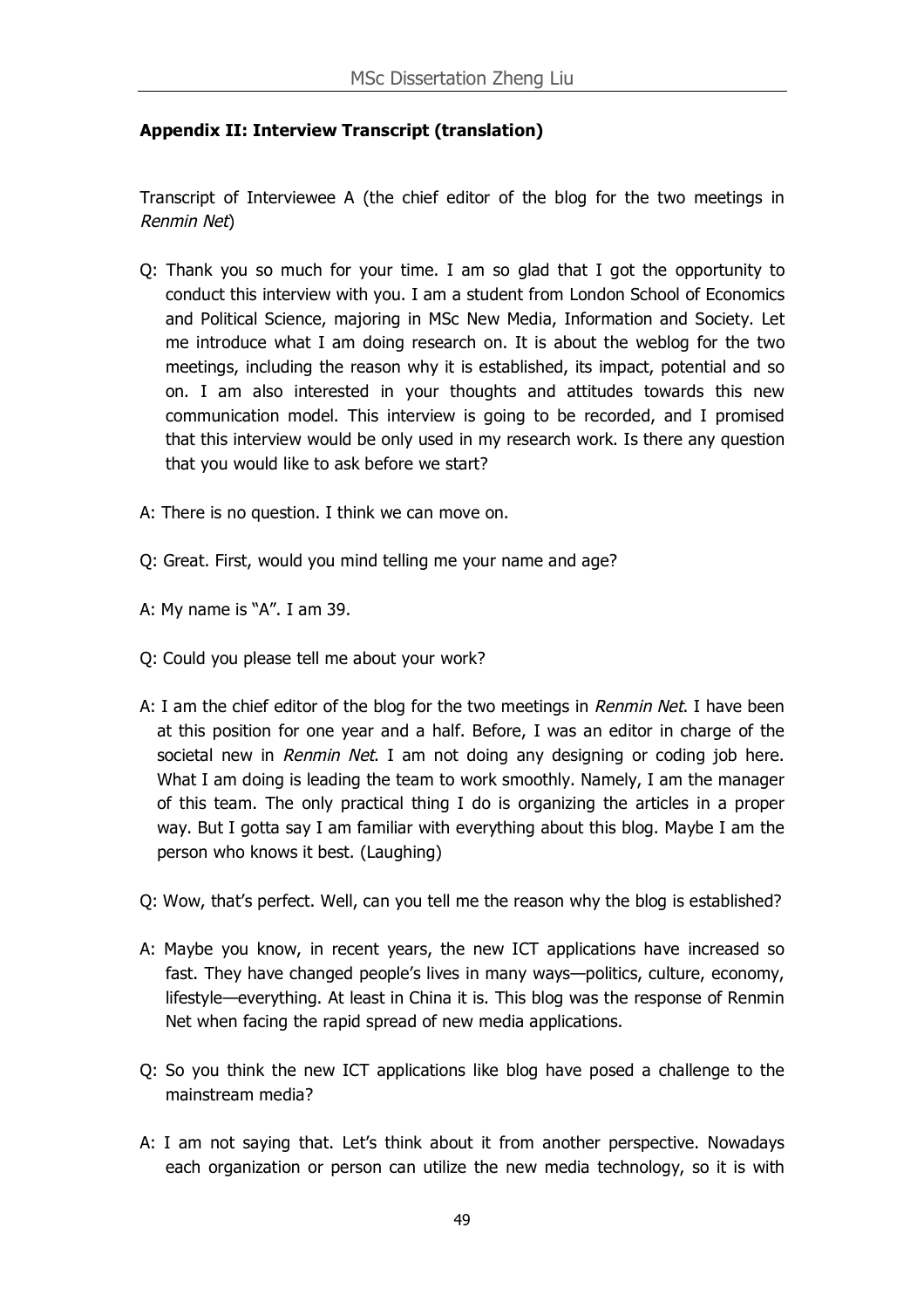## Appendix II: Interview Transcript (translation)

Transcript of Interviewee A (the chief editor of the blog for the two meetings in *Renmin Net*)

Q: Thank you so much for your time. I am so glad that I got the opportunity to conduct this interview with you. I am a student from London School of Economics and Political Science, majoring in MSc New Media, Information and Society. Let me introduce what I am doing research on. It is about the weblog for the two meetings, including the reason why it is established, its impact, potential and so on. I am also interested in your thoughts and attitudes towards this new communication model. This interview is going to be recorded, and I promised that this interview would be only used in my research work. Is there any question that you would like to ask before we start?

A: There is no question. I think we can move on.

Q: Great. First, would you mind telling me your name and age?

A: My name is "A". I am 39.

Q: Could you please tell me about your work?

A: I am the chief editor of the blog for the two meetings in *Renmin Net*. I have been at this position for one year and a half. Before, I was an editor in charge of the societal new in *Renmin Net*. I am not doing any designing or coding job here. What I am doing is leading the team to work smoothly. Namely, I am the manager of this team. The only practical thing I do is organizing the articles in a proper way. But I gotta say I am familiar with everything about this blog. Maybe I am the person who knows it best. (Laughing)

Q: Wow, that's perfect. Well, can you tell me the reason why the blog is established?

A: Maybe you know, in recent years, the new ICT applications have increased so fast. They have changed people's lives in many ways—politics, culture, economy, lifestyle—everything. At least in China it is. This blog was the response of Renmin Net when facing the rapid spread of new media applications.

Q: So you think the new ICT applications like blog have posed a challenge to the mainstream media?

A: I am not saying that. Let's think about it from another perspective. Nowadays each organization or person can utilize the new media technology, so it is with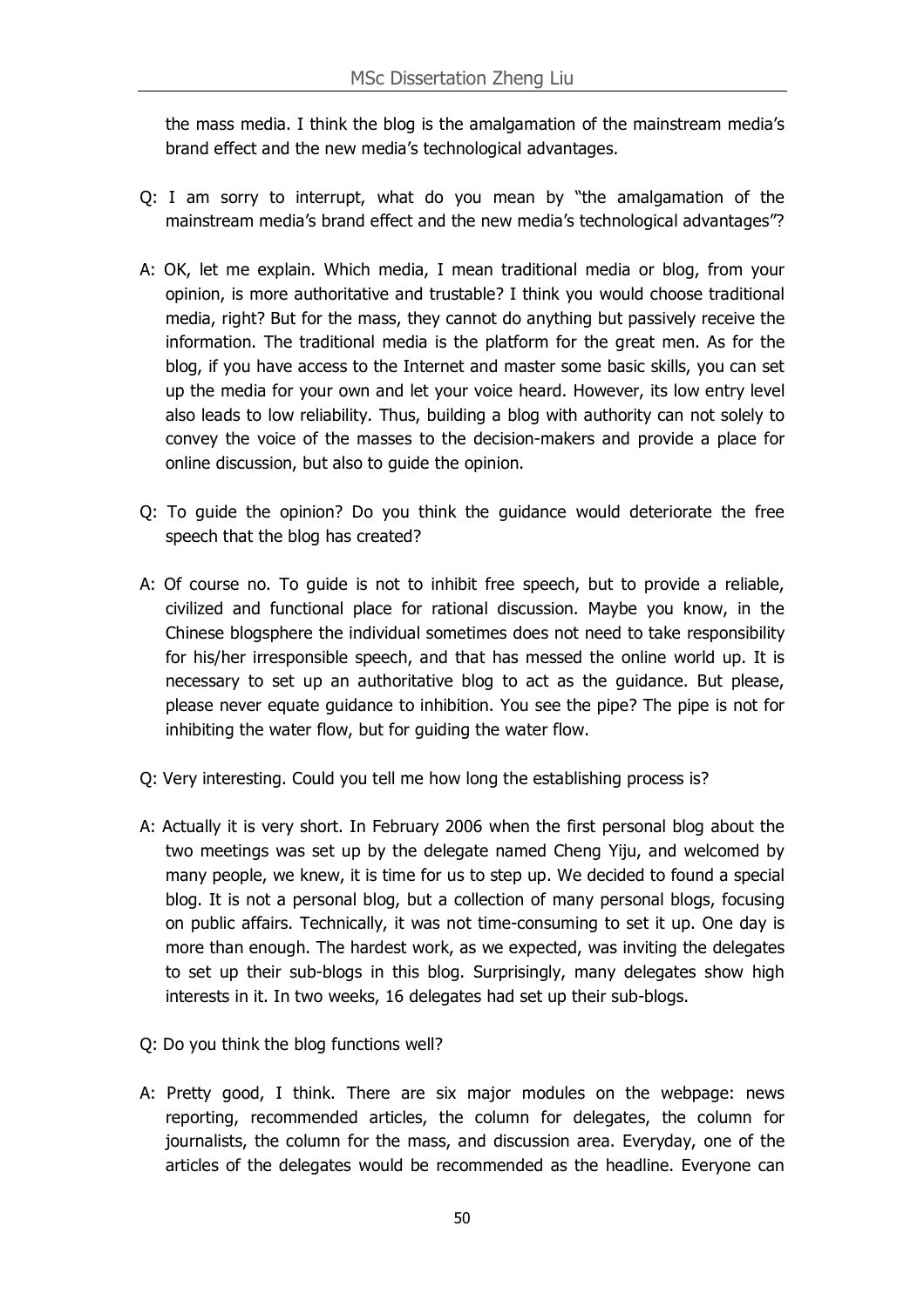the mass media. I think the blog is the amalgamation of the mainstream media's brand effect and the new media's technological advantages.

Q: I am sorry to interrupt, what do you mean by "the amalgamation of the mainstream media's brand effect and the new media's technological advantages"?

A: OK, let me explain. Which media, I mean traditional media or blog, from your opinion, is more authoritative and trustable? I think you would choose traditional media, right? But for the mass, they cannot do anything but passively receive the information. The traditional media is the platform for the great men. As for the blog, if you have access to the Internet and master some basic skills, you can set up the media for your own and let your voice heard. However, its low entry level also leads to low reliability. Thus, building a blog with authority can not solely to convey the voice of the masses to the decision-makers and provide a place for online discussion, but also to guide the opinion.

Q: To guide the opinion? Do you think the guidance would deteriorate the free speech that the blog has created?

A: Of course no. To guide is not to inhibit free speech, but to provide a reliable, civilized and functional place for rational discussion. Maybe you know, in the Chinese blogsphere the individual sometimes does not need to take responsibility for his/her irresponsible speech, and that has messed the online world up. It is necessary to set up an authoritative blog to act as the guidance. But please, please never equate guidance to inhibition. You see the pipe? The pipe is not for inhibiting the water flow, but for guiding the water flow.

Q: Very interesting. Could you tell me how long the establishing process is?

A: Actually it is very short. In February 2006 when the first personal blog about the two meetings was set up by the delegate named Cheng Yiju, and welcomed by many people, we knew, it is time for us to step up. We decided to found a special blog. It is not a personal blog, but a collection of many personal blogs, focusing on public affairs. Technically, it was not time-consuming to set it up. One day is more than enough. The hardest work, as we expected, was inviting the delegates to set up their sub-blogs in this blog. Surprisingly, many delegates show high interests in it. In two weeks, 16 delegates had set up their sub-blogs.

Q: Do you think the blog functions well?

A: Pretty good, I think. There are six major modules on the webpage: news reporting, recommended articles, the column for delegates, the column for journalists, the column for the mass, and discussion area. Everyday, one of the articles of the delegates would be recommended as the headline. Everyone can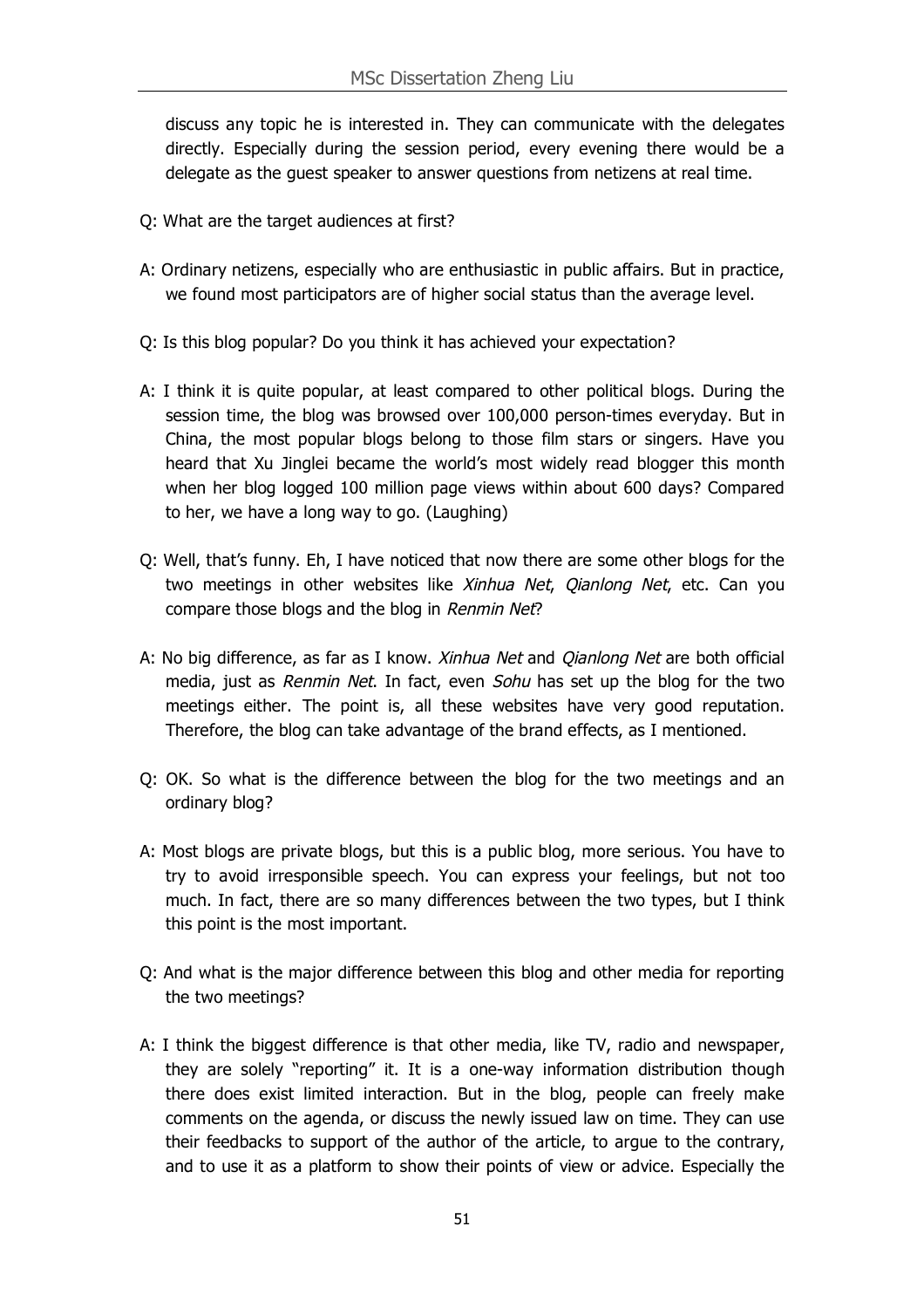discuss any topic he is interested in. They can communicate with the delegates directly. Especially during the session period, every evening there would be a delegate as the guest speaker to answer questions from netizens at real time.

Q: What are the target audiences at first?

A: Ordinary netizens, especially who are enthusiastic in public affairs. But in practice, we found most participators are of higher social status than the average level.

Q: Is this blog popular? Do you think it has achieved your expectation?

A: I think it is quite popular, at least compared to other political blogs. During the session time, the blog was browsed over 100,000 person-times everyday. But in China, the most popular blogs belong to those film stars or singers. Have you heard that Xu Jinglei became the world's most widely read blogger this month when her blog logged 100 million page views within about 600 days? Compared to her, we have a long way to go. (Laughing)

Q: Well, that's funny. Eh, I have noticed that now there are some other blogs for the two meetings in other websites like *Xinhua Net*, *Qianlong Net*, etc. Can you compare those blogs and the blog in *Renmin Net*?

A: No big difference, as far as I know. *Xinhua Net* and *Qianlong Net* are both official media, just as *Renmin Net*. In fact, even *Sohu* has set up the blog for the two meetings either. The point is, all these websites have very good reputation. Therefore, the blog can take advantage of the brand effects, as I mentioned.

Q: OK. So what is the difference between the blog for the two meetings and an ordinary blog?

A: Most blogs are private blogs, but this is a public blog, more serious. You have to try to avoid irresponsible speech. You can express your feelings, but not too much. In fact, there are so many differences between the two types, but I think this point is the most important.

Q: And what is the major difference between this blog and other media for reporting the two meetings?

A: I think the biggest difference is that other media, like TV, radio and newspaper, they are solely "reporting" it. It is a one-way information distribution though there does exist limited interaction. But in the blog, people can freely make comments on the agenda, or discuss the newly issued law on time. They can use their feedbacks to support of the author of the article, to argue to the contrary, and to use it as a platform to show their points of view or advice. Especially the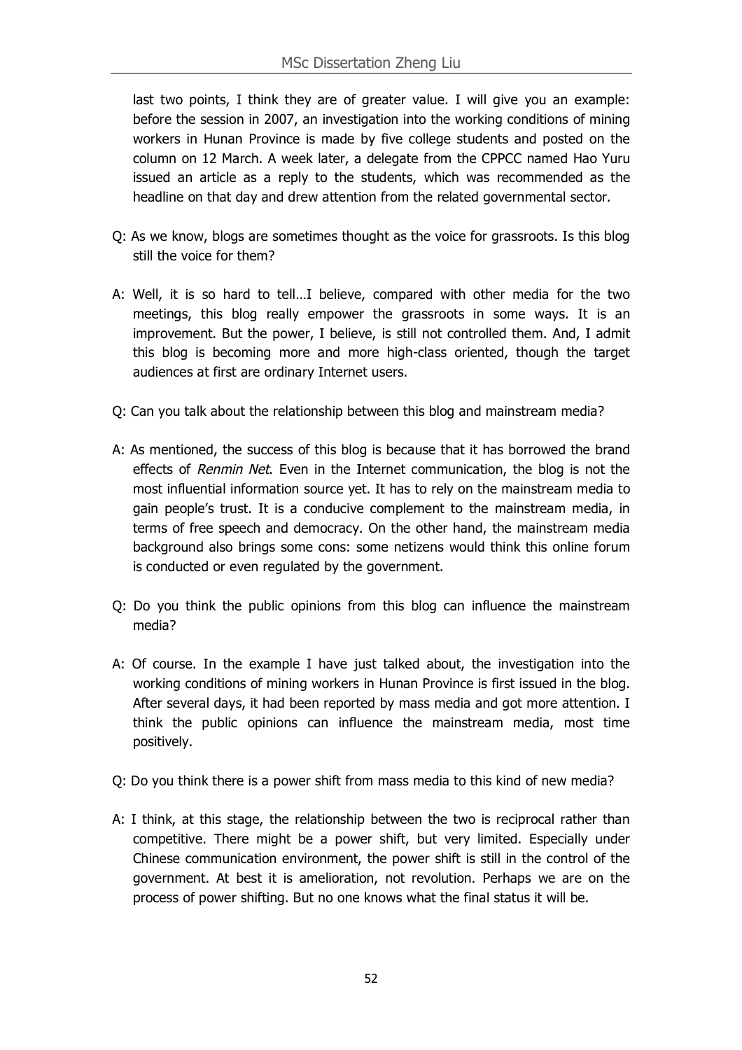last two points, I think they are of greater value. I will give you an example: before the session in 2007, an investigation into the working conditions of mining workers in Hunan Province is made by five college students and posted on the column on 12 March. A week later, a delegate from the CPPCC named Hao Yuru issued an article as a reply to the students, which was recommended as the headline on that day and drew attention from the related governmental sector.

Q: As we know, blogs are sometimes thought as the voice for grassroots. Is this blog still the voice for them?

A: Well, it is so hard to tell…I believe, compared with other media for the two meetings, this blog really empower the grassroots in some ways. It is an improvement. But the power, I believe, is still not controlled them. And, I admit this blog is becoming more and more high-class oriented, though the target audiences at first are ordinary Internet users.

Q: Can you talk about the relationship between this blog and mainstream media?

A: As mentioned, the success of this blog is because that it has borrowed the brand effects of *Renmin Net*. Even in the Internet communication, the blog is not the most influential information source yet. It has to rely on the mainstream media to gain people's trust. It is a conducive complement to the mainstream media, in terms of free speech and democracy. On the other hand, the mainstream media background also brings some cons: some netizens would think this online forum is conducted or even regulated by the government.

Q: Do you think the public opinions from this blog can influence the mainstream media?

A: Of course. In the example I have just talked about, the investigation into the working conditions of mining workers in Hunan Province is first issued in the blog. After several days, it had been reported by mass media and got more attention. I think the public opinions can influence the mainstream media, most time positively.

Q: Do you think there is a power shift from mass media to this kind of new media?

A: I think, at this stage, the relationship between the two is reciprocal rather than competitive. There might be a power shift, but very limited. Especially under Chinese communication environment, the power shift is still in the control of the government. At best it is amelioration, not revolution. Perhaps we are on the process of power shifting. But no one knows what the final status it will be.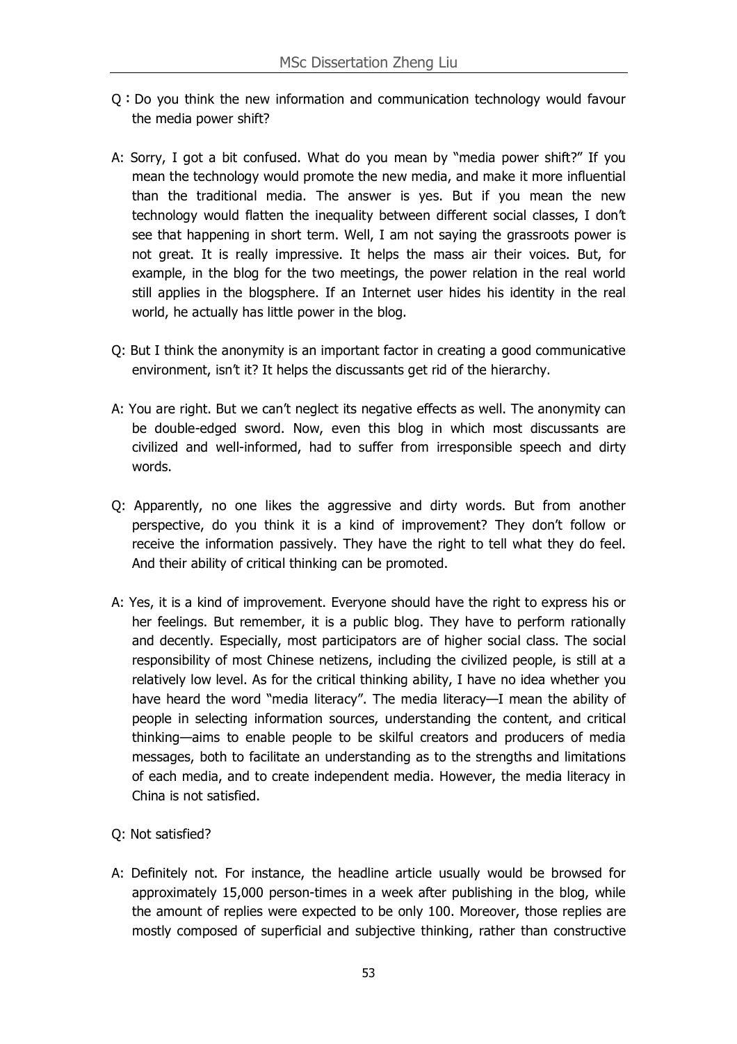Q：Do you think the new information and communication technology would favour the media power shift?

A: Sorry, I got a bit confused. What do you mean by "media power shift?" If you mean the technology would promote the new media, and make it more influential than the traditional media. The answer is yes. But if you mean the new technology would flatten the inequality between different social classes, I don't see that happening in short term. Well, I am not saying the grassroots power is not great. It is really impressive. It helps the mass air their voices. But, for example, in the blog for the two meetings, the power relation in the real world still applies in the blogsphere. If an Internet user hides his identity in the real world, he actually has little power in the blog.

Q: But I think the anonymity is an important factor in creating a good communicative environment, isn't it? It helps the discussants get rid of the hierarchy.

A: You are right. But we can't neglect its negative effects as well. The anonymity can be double-edged sword. Now, even this blog in which most discussants are civilized and well-informed, had to suffer from irresponsible speech and dirty words.

Q: Apparently, no one likes the aggressive and dirty words. But from another perspective, do you think it is a kind of improvement? They don't follow or receive the information passively. They have the right to tell what they do feel. And their ability of critical thinking can be promoted.

A: Yes, it is a kind of improvement. Everyone should have the right to express his or her feelings. But remember, it is a public blog. They have to perform rationally and decently. Especially, most participators are of higher social class. The social responsibility of most Chinese netizens, including the civilized people, is still at a relatively low level. As for the critical thinking ability, I have no idea whether you have heard the word "media literacy". The media literacy—I mean the ability of people in selecting information sources, understanding the content, and critical thinking—aims to enable people to be skilful creators and producers of media messages, both to facilitate an understanding as to the strengths and limitations of each media, and to create independent media. However, the media literacy in China is not satisfied.

Q: Not satisfied?

A: Definitely not. For instance, the headline article usually would be browsed for approximately 15,000 person-times in a week after publishing in the blog, while the amount of replies were expected to be only 100. Moreover, those replies are mostly composed of superficial and subjective thinking, rather than constructive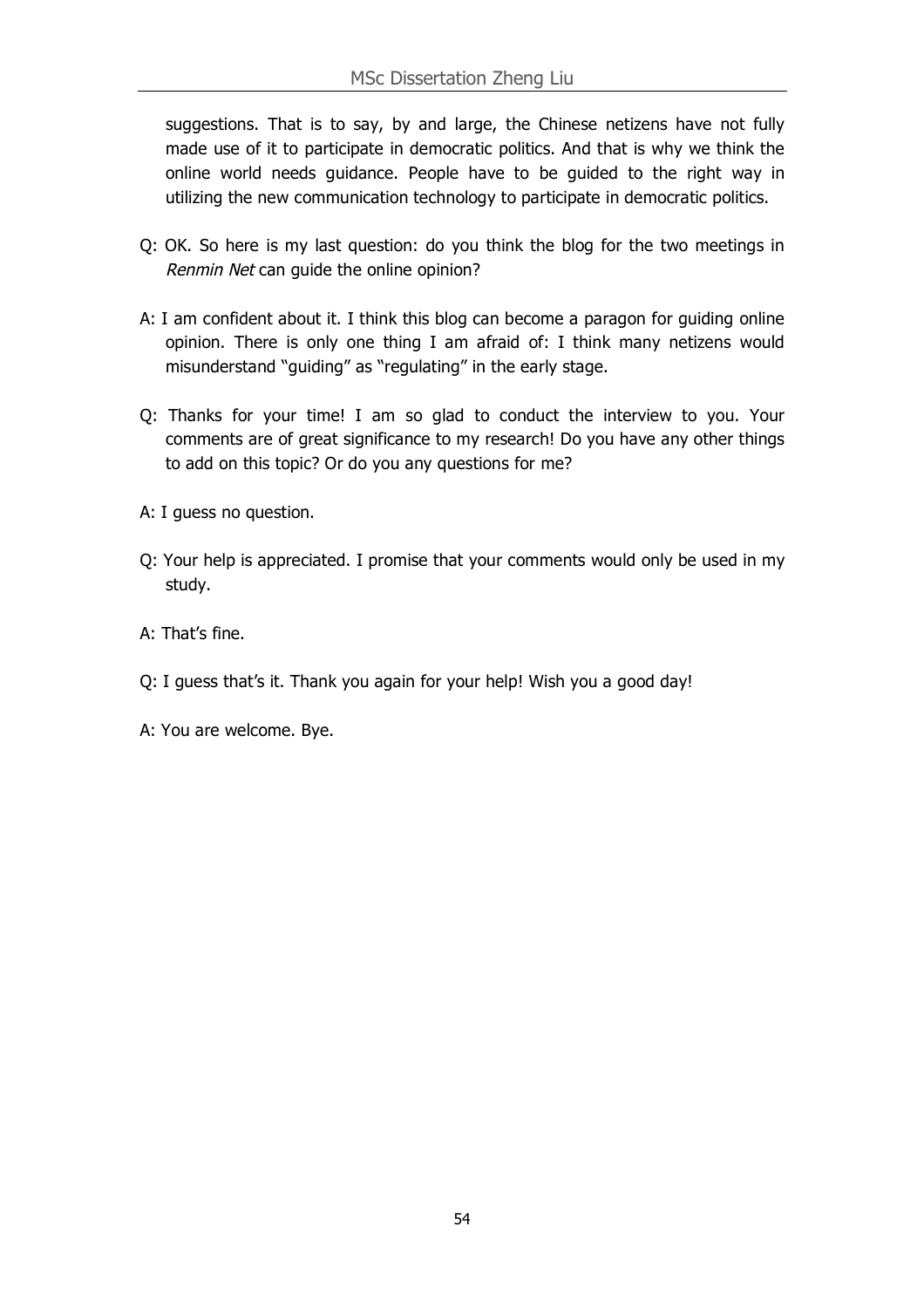suggestions. That is to say, by and large, the Chinese netizens have not fully made use of it to participate in democratic politics. And that is why we think the online world needs guidance. People have to be guided to the right way in utilizing the new communication technology to participate in democratic politics.

Q: OK. So here is my last question: do you think the blog for the two meetings in *Renmin Net* can guide the online opinion?

A: I am confident about it. I think this blog can become a paragon for guiding online opinion. There is only one thing I am afraid of: I think many netizens would misunderstand "guiding" as "regulating" in the early stage.

Q: Thanks for your time! I am so glad to conduct the interview to you. Your comments are of great significance to my research! Do you have any other things to add on this topic? Or do you any questions for me?

A: I guess no question.

Q: Your help is appreciated. I promise that your comments would only be used in my study.

A: That's fine.

Q: I guess that's it. Thank you again for your help! Wish you a good day!

A: You are welcome. Bye.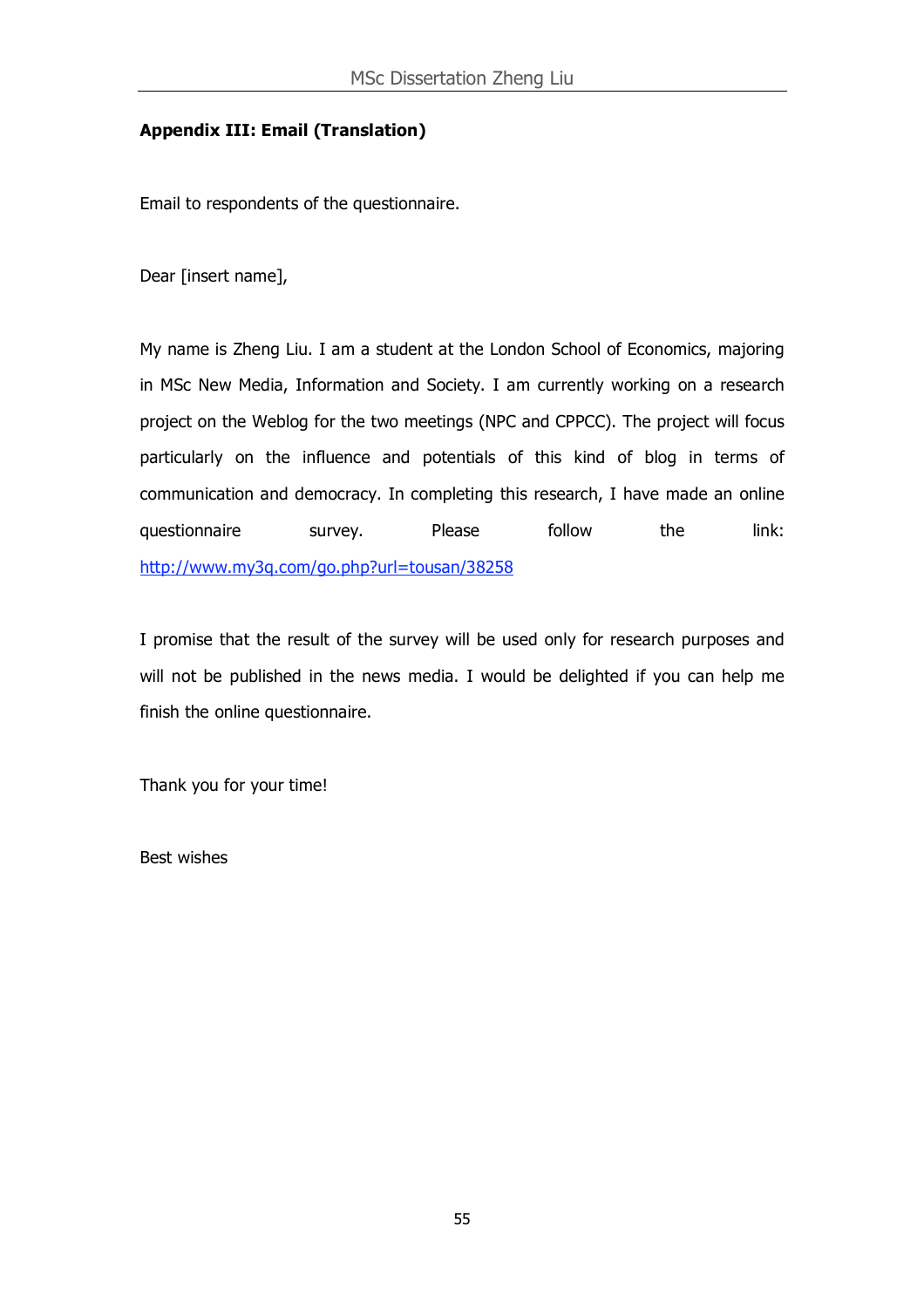**Appendix III: Email (Translation)**

Email to respondents of the questionnaire.

Dear [insert name],

My name is Zheng Liu. I am a student at the London School of Economics, majoring in MSc New Media, Information and Society. I am currently working on a research project on the Weblog for the two meetings (NPC and CPPCC). The project will focus particularly on the influence and potentials of this kind of blog in terms of communication and democracy. In completing this research, I have made an online questionnaire survey. Please follow the link: http://www.my3q.com/go.php?url=tousan/38258

I promise that the result of the survey will be used only for research purposes and will not be published in the news media. I would be delighted if you can help me finish the online questionnaire.

Thank you for your time!

Best wishes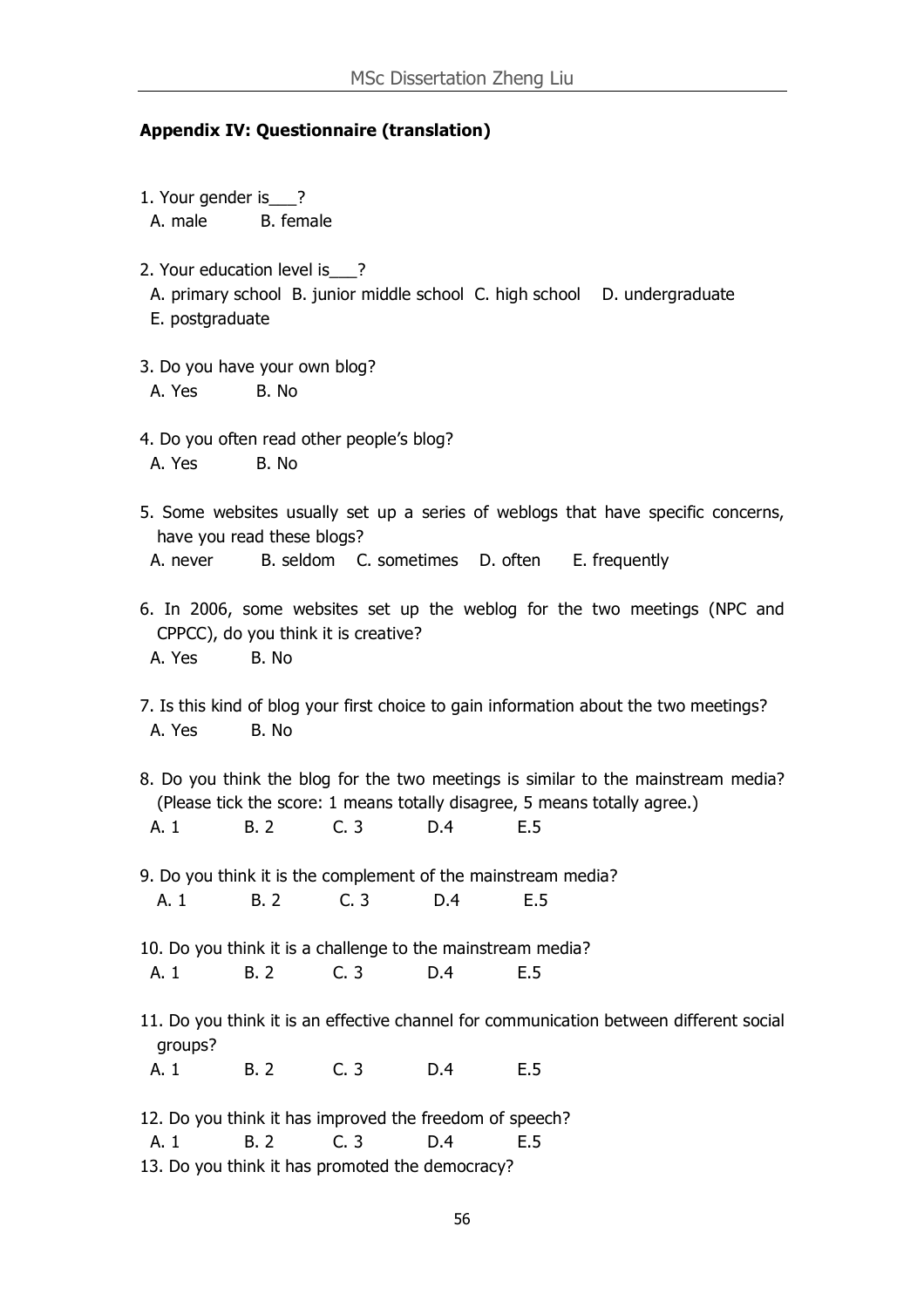**Appendix IV: Questionnaire (translation)**

1. Your gender is___?
   A. male B. female

2. Your education level is___?
   A. primary school B. junior middle school C. high school D. undergraduate E. postgraduate

3. Do you have your own blog?
   A. Yes B. No

4. Do you often read other people's blog?
   A. Yes B. No

5. Some websites usually set up a series of weblogs that have specific concerns, have you read these blogs?
   A. never B. seldom C. sometimes D. often E. frequently

6. In 2006, some websites set up the weblog for the two meetings (NPC and CPPCC), do you think it is creative?
   A. Yes B. No

7. Is this kind of blog your first choice to gain information about the two meetings?
   A. Yes B. No

8. Do you think the blog for the two meetings is similar to the mainstream media? (Please tick the score: 1 means totally disagree, 5 means totally agree.)
   A. 1 B. 2 C. 3 D.4 E.5

9. Do you think it is the complement of the mainstream media?
   A. 1 B. 2 C. 3 D.4 E.5

10. Do you think it is a challenge to the mainstream media?
    A. 1 B. 2 C. 3 D.4 E.5

11. Do you think it is an effective channel for communication between different social groups?
    A. 1 B. 2 C. 3 D.4 E.5

12. Do you think it has improved the freedom of speech?
    A. 1 B. 2 C. 3 D.4 E.5

13. Do you think it has promoted the democracy?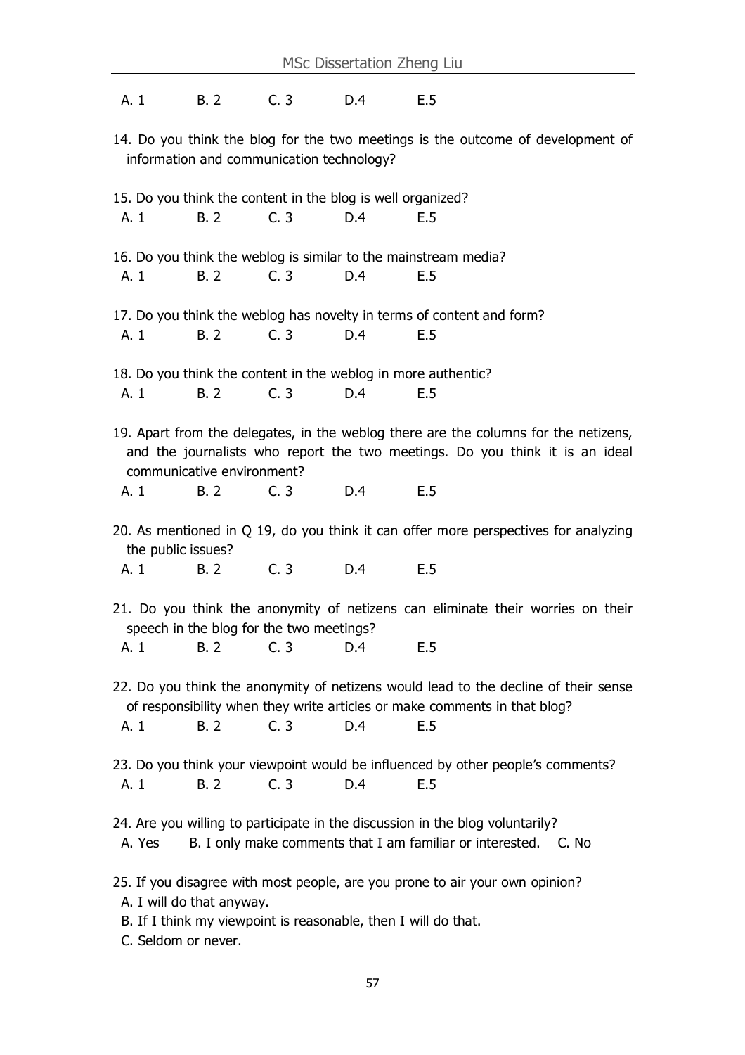A. 1 B. 2 C. 3 D.4 E.5

14. Do you think the blog for the two meetings is the outcome of development of information and communication technology?

15. Do you think the content in the blog is well organized?
A. 1 B. 2 C. 3 D.4 E.5

16. Do you think the weblog is similar to the mainstream media?
A. 1 B. 2 C. 3 D.4 E.5

17. Do you think the weblog has novelty in terms of content and form?
A. 1 B. 2 C. 3 D.4 E.5

18. Do you think the content in the weblog in more authentic?
A. 1 B. 2 C. 3 D.4 E.5

19. Apart from the delegates, in the weblog there are the columns for the netizens, and the journalists who report the two meetings. Do you think it is an ideal communicative environment?
A. 1 B. 2 C. 3 D.4 E.5

20. As mentioned in Q 19, do you think it can offer more perspectives for analyzing the public issues?
A. 1 B. 2 C. 3 D.4 E.5

21. Do you think the anonymity of netizens can eliminate their worries on their speech in the blog for the two meetings?
A. 1 B. 2 C. 3 D.4 E.5

22. Do you think the anonymity of netizens would lead to the decline of their sense of responsibility when they write articles or make comments in that blog?
A. 1 B. 2 C. 3 D.4 E.5

23. Do you think your viewpoint would be influenced by other people's comments?
A. 1 B. 2 C. 3 D.4 E.5

24. Are you willing to participate in the discussion in the blog voluntarily?
A. Yes B. I only make comments that I am familiar or interested. C. No

25. If you disagree with most people, are you prone to air your own opinion?
A. I will do that anyway.
B. If I think my viewpoint is reasonable, then I will do that.
C. Seldom or never.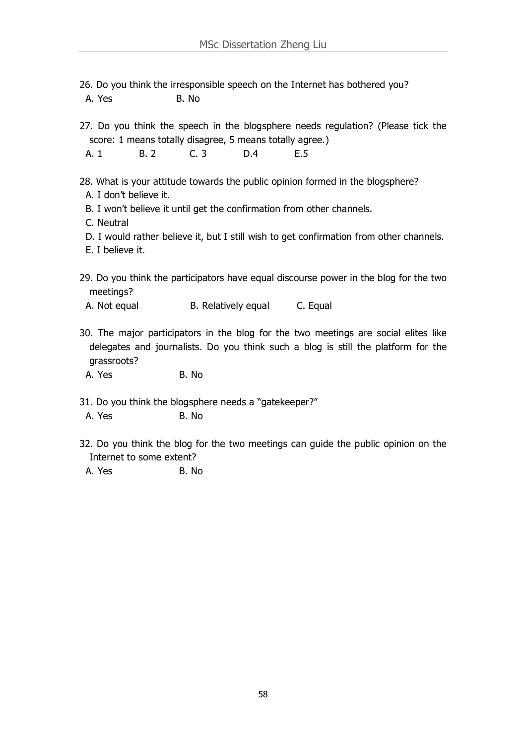26. Do you think the irresponsible speech on the Internet has bothered you?

  A. Yes                    B. No

27. Do you think the speech in the blogsphere needs regulation? (Please tick the score: 1 means totally disagree, 5 means totally agree.)

  A. 1          B. 2          C. 3          D.4          E.5

28. What is your attitude towards the public opinion formed in the blogsphere?

  A. I don't believe it.

  B. I won't believe it until get the confirmation from other channels.

  C. Neutral

  D. I would rather believe it, but I still wish to get confirmation from other channels.

  E. I believe it.

29. Do you think the participators have equal discourse power in the blog for the two meetings?

  A. Not equal          B. Relatively equal          C. Equal

30. The major participators in the blog for the two meetings are social elites like delegates and journalists. Do you think such a blog is still the platform for the grassroots?

  A. Yes                    B. No

31. Do you think the blogsphere needs a "gatekeeper?"

  A. Yes                    B. No

32. Do you think the blog for the two meetings can guide the public opinion on the Internet to some extent?

  A. Yes                    B. No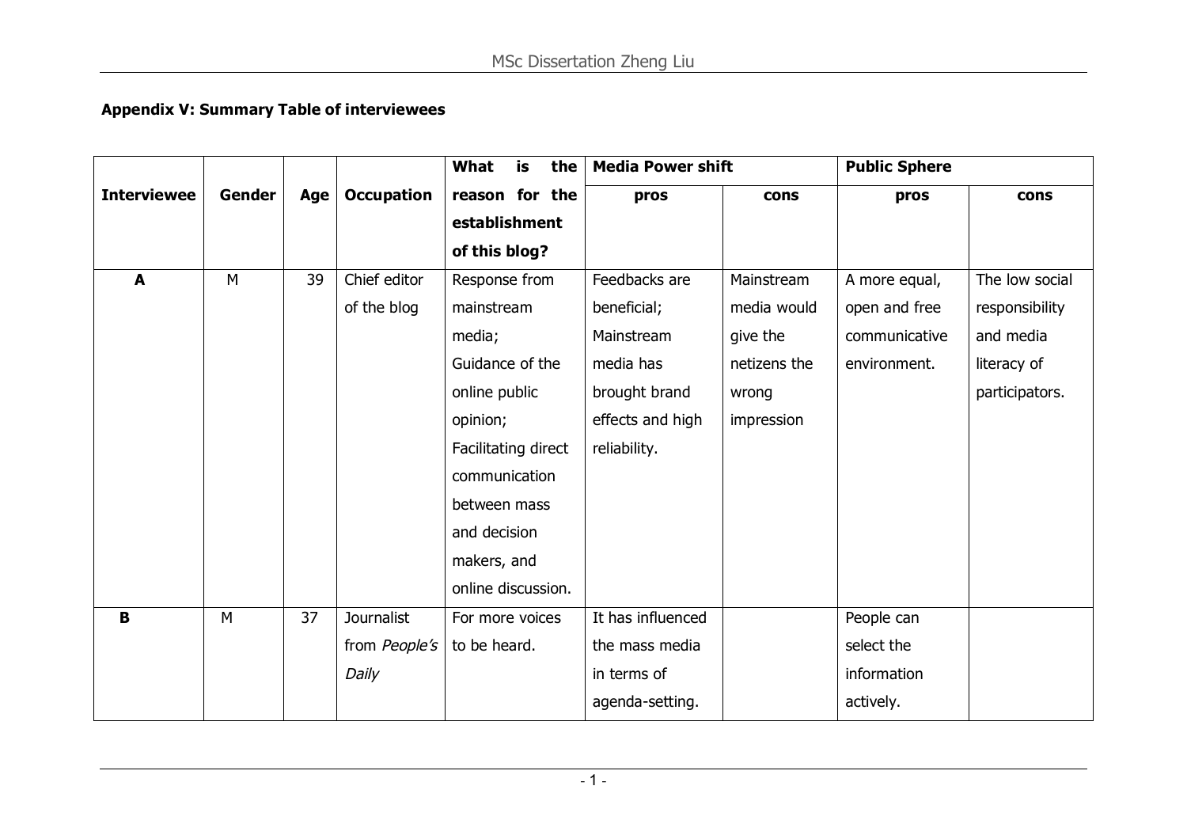**Appendix V: Summary Table of interviewees**

| Interviewee | Gender | Age | Occupation | What is the reason for the establishment of this blog? | Media Power shift | | Public Sphere | |
|---|---|---|---|---|---|---|---|---|
| | | | | | **pros** | **cons** | **pros** | **cons** |
| **A** | M | 39 | Chief editor of the blog | Response from mainstream media; Guidance of the online public opinion; Facilitating direct communication between mass and decision makers, and online discussion. | Feedbacks are beneficial; Mainstream media has brought brand effects and high reliability. | Mainstream media would give the netizens the wrong impression | A more equal, open and free communicative environment. | The low social responsibility and media literacy of participators. |
| **B** | M | 37 | Journalist from *People's Daily* | For more voices to be heard. | It has influenced the mass media in terms of agenda-setting. | | People can select the information actively. | |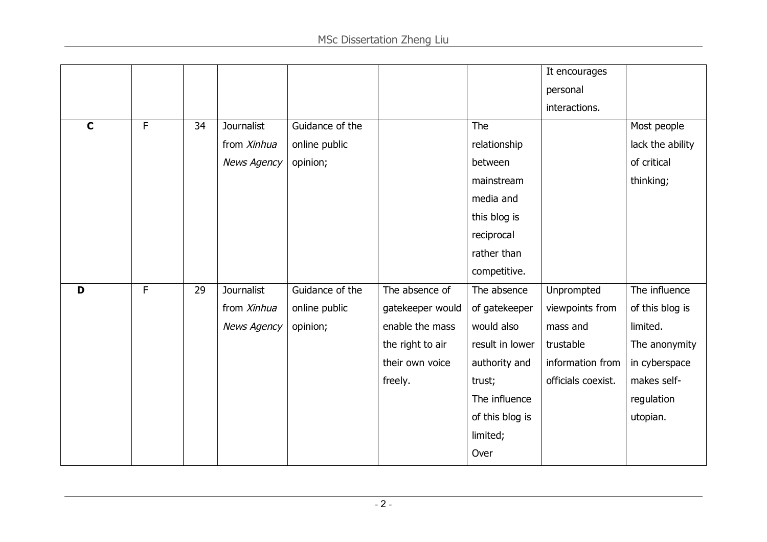| | | | | | | | | |
|---|---|---|---|---|---|---|---|---|
| | | | | | | | It encourages personal interactions. | |
| **C** | F | 34 | Journalist from *Xinhua News Agency* | Guidance of the online public opinion; | | The relationship between mainstream media and this blog is reciprocal rather than competitive. | | Most people lack the ability of critical thinking; |
| **D** | F | 29 | Journalist from *Xinhua News Agency* | Guidance of the online public opinion; | The absence of gatekeeper would enable the mass the right to air their own voice freely. | The absence of gatekeeper would also result in lower authority and trust; The influence of this blog is limited; Over | Unprompted viewpoints from mass and trustable information from officials coexist. | The influence of this blog is limited. The anonymity in cyberspace makes self-regulation utopian. |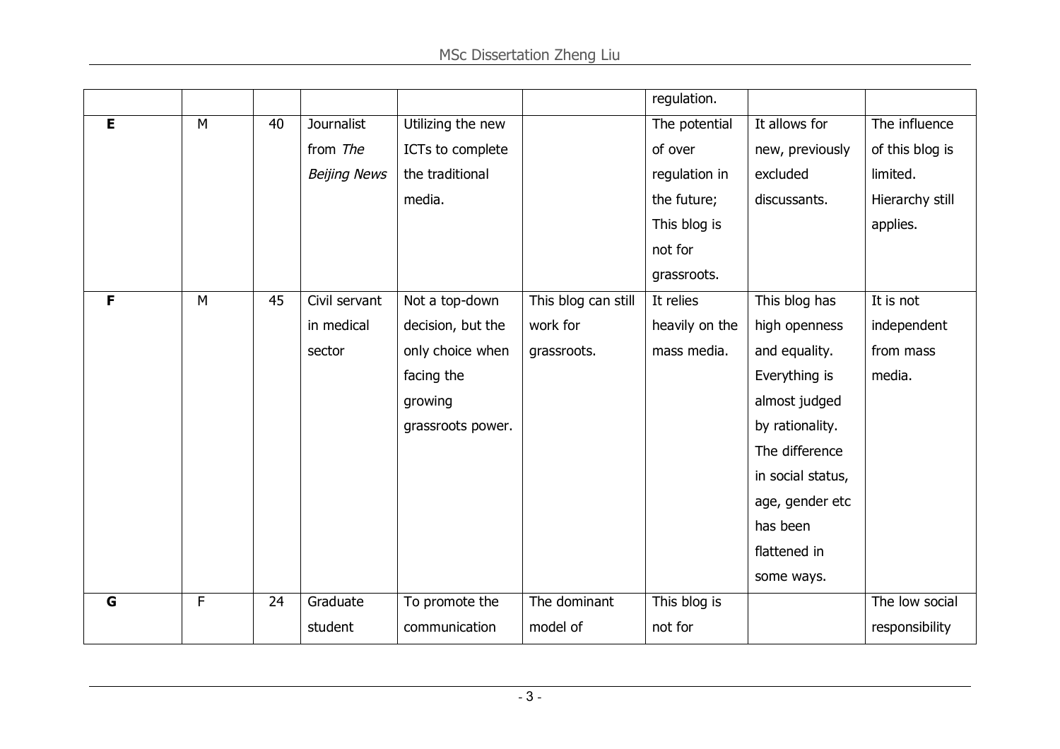|   |   |   |   |   |   |   |   |   |
|---|---|---|---|---|---|---|---|---|
|   |   |   |   |   |   | regulation. |   |   |
| **E** | M | 40 | Journalist from *The Beijing News* | Utilizing the new ICTs to complete the traditional media. |   | The potential of over regulation in the future; This blog is not for grassroots. | It allows for new, previously excluded discussants. | The influence of this blog is limited. Hierarchy still applies. |
| **F** | M | 45 | Civil servant in medical sector | Not a top-down decision, but the only choice when facing the growing grassroots power. | This blog can still work for grassroots. | It relies heavily on the mass media. | This blog has high openness and equality. Everything is almost judged by rationality. The difference in social status, age, gender etc has been flattened in some ways. | It is not independent from mass media. |
| **G** | F | 24 | Graduate student | To promote the communication | The dominant model of | This blog is not for |   | The low social responsibility |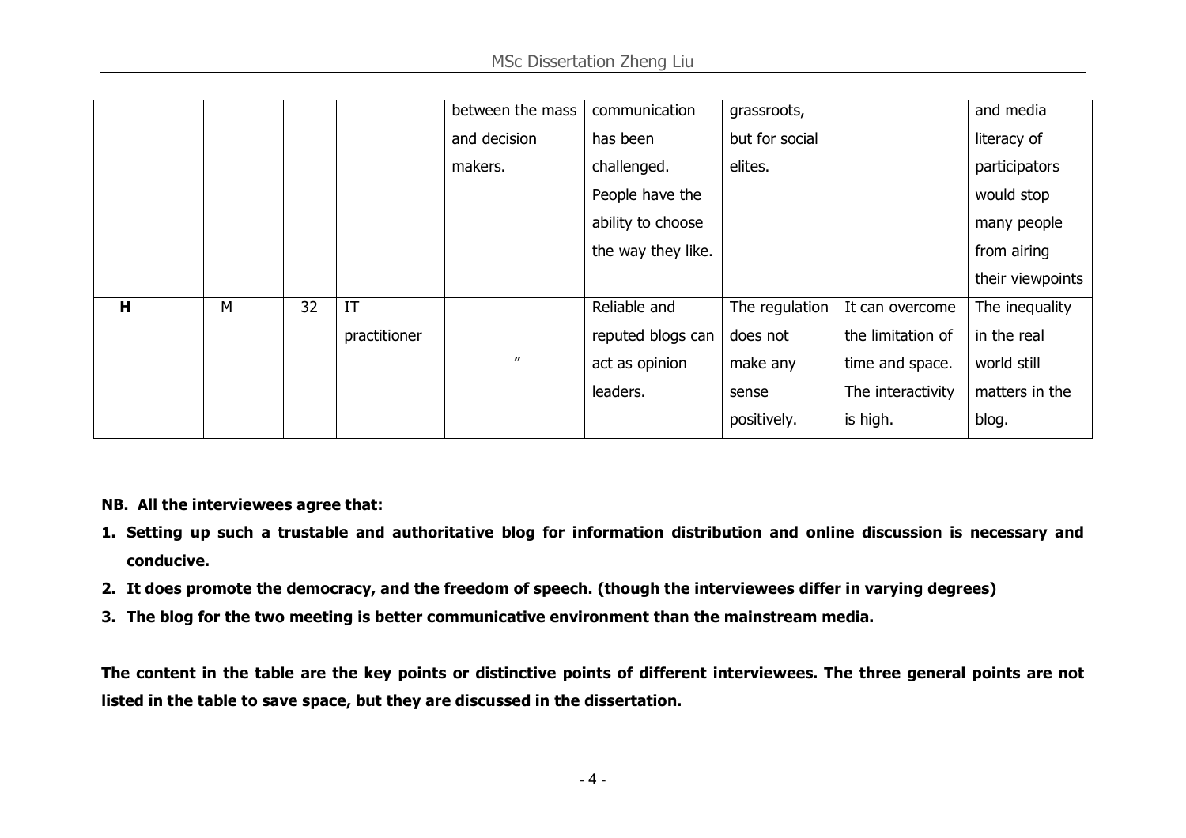| | | | | between the mass and decision makers. | communication has been challenged. People have the ability to choose the way they like. | grassroots, but for social elites. | | and media literacy of participators would stop many people from airing their viewpoints |
|---|---|---|---|---|---|---|---|---|
| **H** | M | 32 | IT practitioner | ″ | Reliable and reputed blogs can act as opinion leaders. | The regulation does not make any sense positively. | It can overcome the limitation of time and space. The interactivity is high. | The inequality in the real world still matters in the blog. |

**NB. All the interviewees agree that:**

1. **Setting up such a trustable and authoritative blog for information distribution and online discussion is necessary and conducive.**
2. **It does promote the democracy, and the freedom of speech. (though the interviewees differ in varying degrees)**
3. **The blog for the two meeting is better communicative environment than the mainstream media.**

**The content in the table are the key points or distinctive points of different interviewees. The three general points are not listed in the table to save space, but they are discussed in the dissertation.**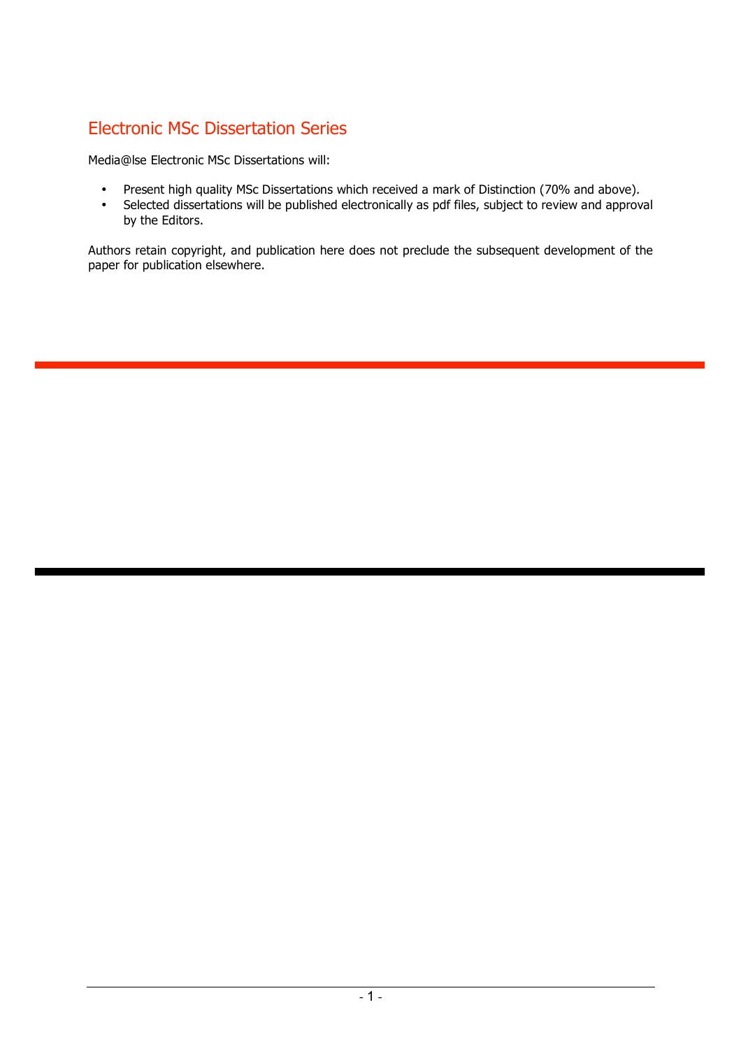## Electronic MSc Dissertation Series

Media@lse Electronic MSc Dissertations will:

- Present high quality MSc Dissertations which received a mark of Distinction (70% and above).
- Selected dissertations will be published electronically as pdf files, subject to review and approval by the Editors.

Authors retain copyright, and publication here does not preclude the subsequent development of the paper for publication elsewhere.